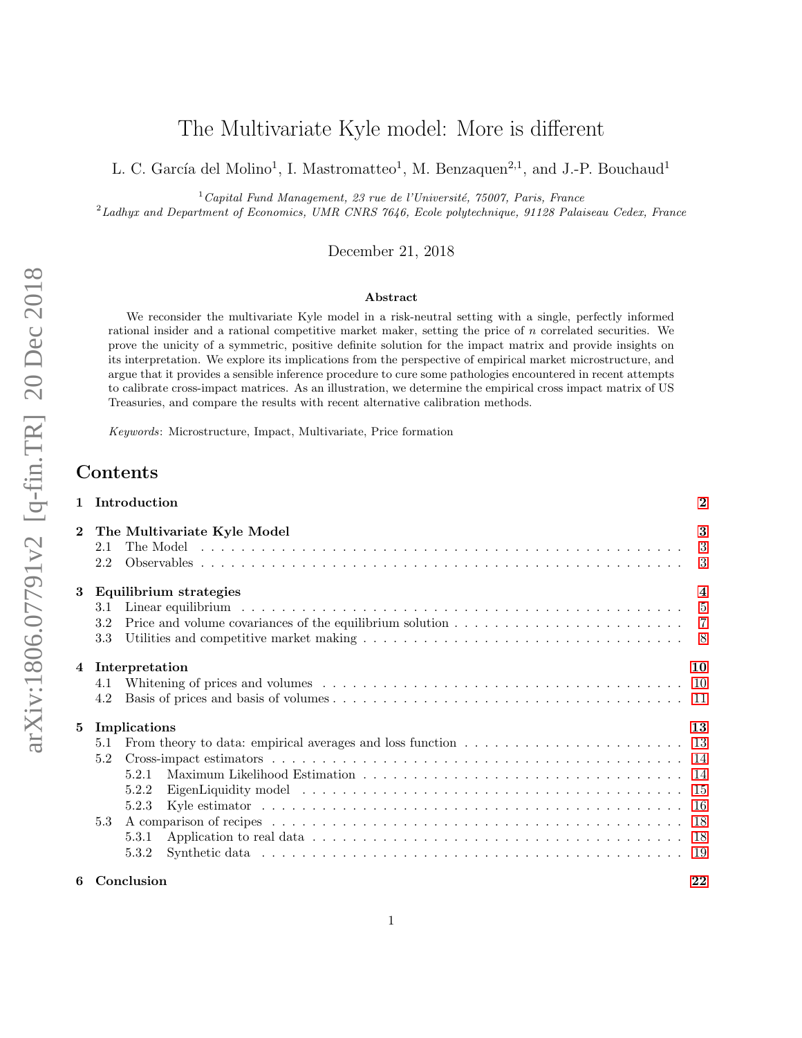# The Multivariate Kyle model: More is different

L. C. García del Molino[1], I. Mastromatteo[1], M. Benzaquen[2,1], and J.-P. Bouchaud[1]

[1] *Capital Fund Management, 23 rue de l'Université, 75007, Paris, France*
[2] *Ladhyx and Department of Economics, UMR CNRS 7646, Ecole polytechnique, 91128 Palaiseau Cedex, France*

December 21, 2018

### Abstract

We reconsider the multivariate Kyle model in a risk-neutral setting with a single, perfectly informed rational insider and a rational competitive market maker, setting the price of $n$ correlated securities. We prove the unicity of a symmetric, positive definite solution for the impact matrix and provide insights on its interpretation. We explore its implications from the perspective of empirical market microstructure, and argue that it provides a sensible inference procedure to cure some pathologies encountered in recent attempts to calibrate cross-impact matrices. As an illustration, we determine the empirical cross impact matrix of US Treasuries, and compare the results with recent alternative calibration methods.

*Keywords*: Microstructure, Impact, Multivariate, Price formation

## Contents

- **1 Introduction** — 2
- **2 The Multivariate Kyle Model** — 3
  - 2.1 The Model — 3
  - 2.2 Observables — 3
- **3 Equilibrium strategies** — 4
  - 3.1 Linear equilibrium — 5
  - 3.2 Price and volume covariances of the equilibrium solution — 7
  - 3.3 Utilities and competitive market making — 8
- **4 Interpretation** — 10
  - 4.1 Whitening of prices and volumes — 10
  - 4.2 Basis of prices and basis of volumes — 11
- **5 Implications** — 13
  - 5.1 From theory to data: empirical averages and loss function — 13
  - 5.2 Cross-impact estimators — 14
    - 5.2.1 Maximum Likelihood Estimation — 14
    - 5.2.2 EigenLiquidity model — 15
    - 5.2.3 Kyle estimator — 16
  - 5.3 A comparison of recipes — 18
    - 5.3.1 Application to real data — 18
    - 5.3.2 Synthetic data — 19
- **6 Conclusion** — 22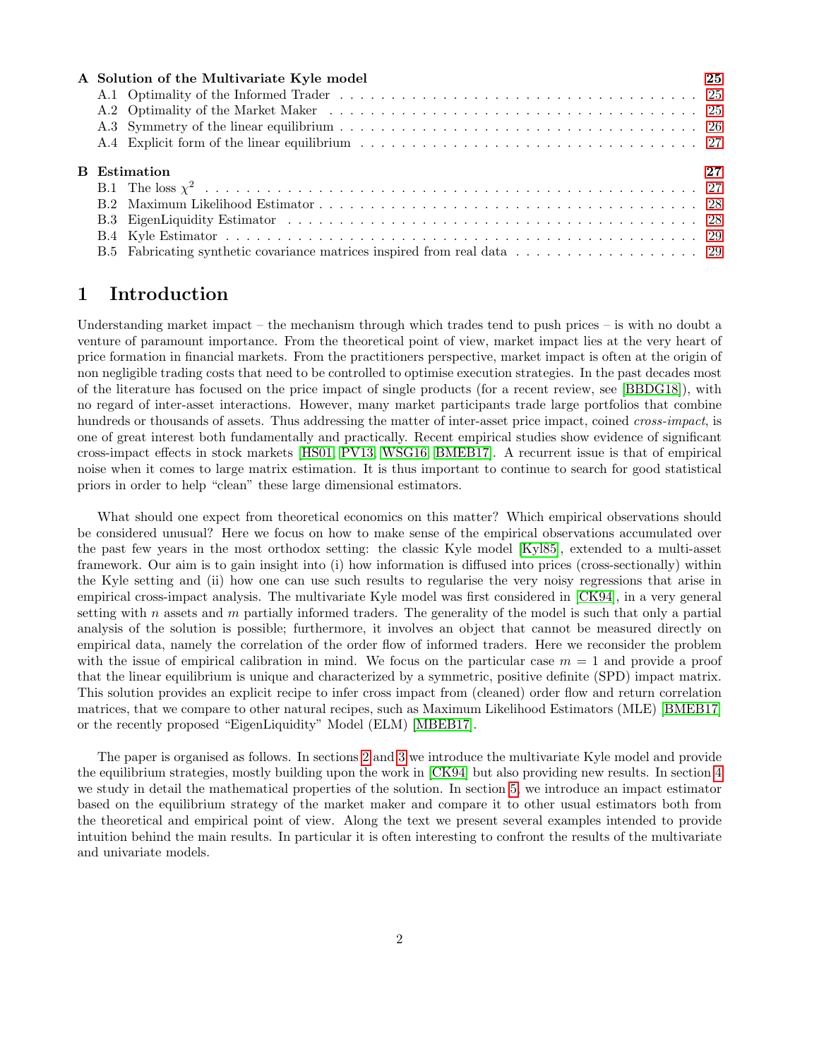**A Solution of the Multivariate Kyle model** **25**
- A.1 Optimality of the Informed Trader . . . 25
- A.2 Optimality of the Market Maker . . . 25
- A.3 Symmetry of the linear equilibrium . . . 26
- A.4 Explicit form of the linear equilibrium . . . 27

**B Estimation** **27**
- B.1 The loss $\chi^2$ . . . 27
- B.2 Maximum Likelihood Estimator . . . 28
- B.3 EigenLiquidity Estimator . . . 28
- B.4 Kyle Estimator . . . 29
- B.5 Fabricating synthetic covariance matrices inspired from real data . . . 29

# 1 Introduction

Understanding market impact – the mechanism through which trades tend to push prices – is with no doubt a venture of paramount importance. From the theoretical point of view, market impact lies at the very heart of price formation in financial markets. From the practitioners perspective, market impact is often at the origin of non negligible trading costs that need to be controlled to optimise execution strategies. In the past decades most of the literature has focused on the price impact of single products (for a recent review, see [BBDG18]), with no regard of inter-asset interactions. However, many market participants trade large portfolios that combine hundreds or thousands of assets. Thus addressing the matter of inter-asset price impact, coined *cross-impact*, is one of great interest both fundamentally and practically. Recent empirical studies show evidence of significant cross-impact effects in stock markets [HS01, PV13, WSG16, BMEB17]. A recurrent issue is that of empirical noise when it comes to large matrix estimation. It is thus important to continue to search for good statistical priors in order to help "clean" these large dimensional estimators.

What should one expect from theoretical economics on this matter? Which empirical observations should be considered unusual? Here we focus on how to make sense of the empirical observations accumulated over the past few years in the most orthodox setting: the classic Kyle model [Kyl85], extended to a multi-asset framework. Our aim is to gain insight into (i) how information is diffused into prices (cross-sectionally) within the Kyle setting and (ii) how one can use such results to regularise the very noisy regressions that arise in empirical cross-impact analysis. The multivariate Kyle model was first considered in [CK94], in a very general setting with $n$ assets and $m$ partially informed traders. The generality of the model is such that only a partial analysis of the solution is possible; furthermore, it involves an object that cannot be measured directly on empirical data, namely the correlation of the order flow of informed traders. Here we reconsider the problem with the issue of empirical calibration in mind. We focus on the particular case $m = 1$ and provide a proof that the linear equilibrium is unique and characterized by a symmetric, positive definite (SPD) impact matrix. This solution provides an explicit recipe to infer cross impact from (cleaned) order flow and return correlation matrices, that we compare to other natural recipes, such as Maximum Likelihood Estimators (MLE) [BMEB17] or the recently proposed "EigenLiquidity" Model (ELM) [MBEB17].

The paper is organised as follows. In sections 2 and 3 we introduce the multivariate Kyle model and provide the equilibrium strategies, mostly building upon the work in [CK94] but also providing new results. In section 4 we study in detail the mathematical properties of the solution. In section 5, we introduce an impact estimator based on the equilibrium strategy of the market maker and compare it to other usual estimators both from the theoretical and empirical point of view. Along the text we present several examples intended to provide intuition behind the main results. In particular it is often interesting to confront the results of the multivariate and univariate models.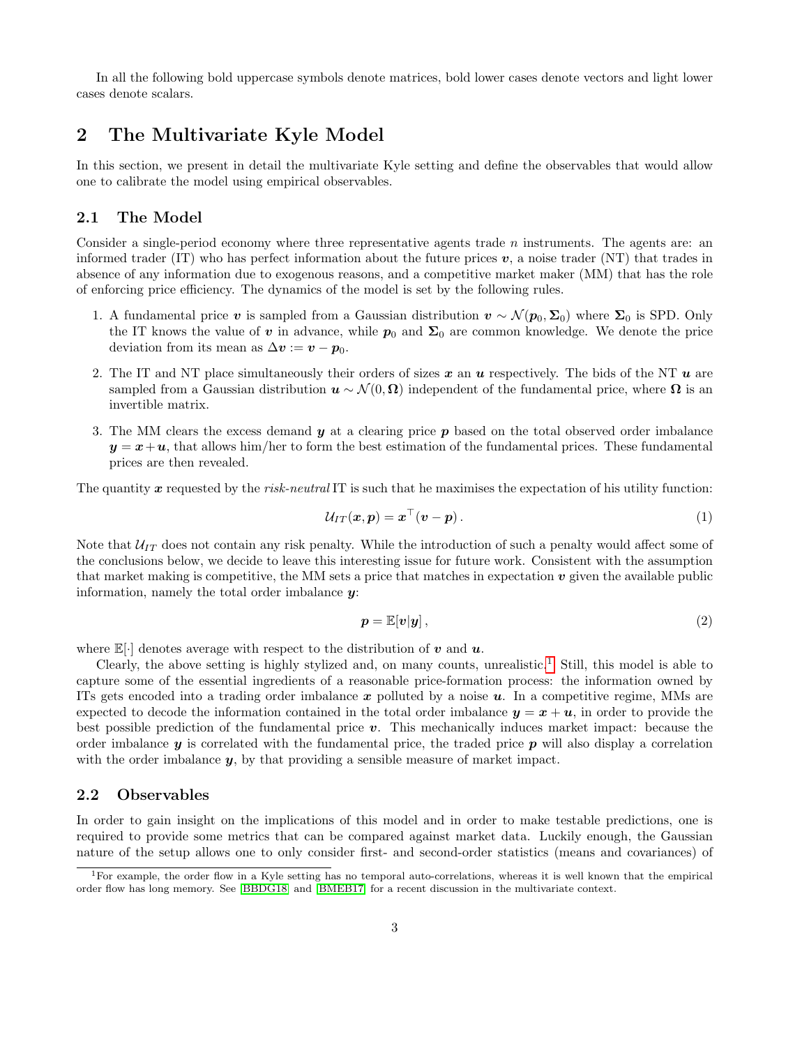In all the following bold uppercase symbols denote matrices, bold lower cases denote vectors and light lower cases denote scalars.

## 2 The Multivariate Kyle Model

In this section, we present in detail the multivariate Kyle setting and define the observables that would allow one to calibrate the model using empirical observables.

### 2.1 The Model

Consider a single-period economy where three representative agents trade $n$ instruments. The agents are: an informed trader (IT) who has perfect information about the future prices $\boldsymbol{v}$, a noise trader (NT) that trades in absence of any information due to exogenous reasons, and a competitive market maker (MM) that has the role of enforcing price efficiency. The dynamics of the model is set by the following rules.

1. A fundamental price $\boldsymbol{v}$ is sampled from a Gaussian distribution $\boldsymbol{v} \sim \mathcal{N}(\boldsymbol{p}_0, \boldsymbol{\Sigma}_0)$ where $\boldsymbol{\Sigma}_0$ is SPD. Only the IT knows the value of $\boldsymbol{v}$ in advance, while $\boldsymbol{p}_0$ and $\boldsymbol{\Sigma}_0$ are common knowledge. We denote the price deviation from its mean as $\Delta \boldsymbol{v} := \boldsymbol{v} - \boldsymbol{p}_0$.
2. The IT and NT place simultaneously their orders of sizes $\boldsymbol{x}$ an $\boldsymbol{u}$ respectively. The bids of the NT $\boldsymbol{u}$ are sampled from a Gaussian distribution $\boldsymbol{u} \sim \mathcal{N}(0, \boldsymbol{\Omega})$ independent of the fundamental price, where $\boldsymbol{\Omega}$ is an invertible matrix.
3. The MM clears the excess demand $\boldsymbol{y}$ at a clearing price $\boldsymbol{p}$ based on the total observed order imbalance $\boldsymbol{y} = \boldsymbol{x} + \boldsymbol{u}$, that allows him/her to form the best estimation of the fundamental prices. These fundamental prices are then revealed.

The quantity $\boldsymbol{x}$ requested by the *risk-neutral* IT is such that he maximises the expectation of his utility function:

$$\mathcal{U}_{IT}(\boldsymbol{x}, \boldsymbol{p}) = \boldsymbol{x}^\top (\boldsymbol{v} - \boldsymbol{p})\,. \tag{1}$$

Note that $\mathcal{U}_{IT}$ does not contain any risk penalty. While the introduction of such a penalty would affect some of the conclusions below, we decide to leave this interesting issue for future work. Consistent with the assumption that market making is competitive, the MM sets a price that matches in expectation $\boldsymbol{v}$ given the available public information, namely the total order imbalance $\boldsymbol{y}$:

$$\boldsymbol{p} = \mathbb{E}[\boldsymbol{v}|\boldsymbol{y}]\,, \tag{2}$$

where $\mathbb{E}[\cdot]$ denotes average with respect to the distribution of $\boldsymbol{v}$ and $\boldsymbol{u}$.

Clearly, the above setting is highly stylized and, on many counts, unrealistic.[1] Still, this model is able to capture some of the essential ingredients of a reasonable price-formation process: the information owned by ITs gets encoded into a trading order imbalance $\boldsymbol{x}$ polluted by a noise $\boldsymbol{u}$. In a competitive regime, MMs are expected to decode the information contained in the total order imbalance $\boldsymbol{y} = \boldsymbol{x} + \boldsymbol{u}$, in order to provide the best possible prediction of the fundamental price $\boldsymbol{v}$. This mechanically induces market impact: because the order imbalance $\boldsymbol{y}$ is correlated with the fundamental price, the traded price $\boldsymbol{p}$ will also display a correlation with the order imbalance $\boldsymbol{y}$, by that providing a sensible measure of market impact.

### 2.2 Observables

In order to gain insight on the implications of this model and in order to make testable predictions, one is required to provide some metrics that can be compared against market data. Luckily enough, the Gaussian nature of the setup allows one to only consider first- and second-order statistics (means and covariances) of

[1] For example, the order flow in a Kyle setting has no temporal auto-correlations, whereas it is well known that the empirical order flow has long memory. See [BBDG18] and [BMEB17] for a recent discussion in the multivariate context.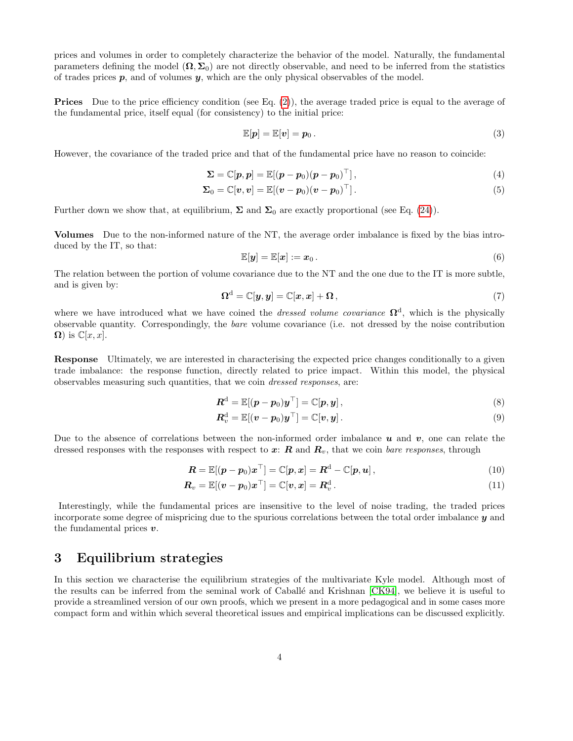prices and volumes in order to completely characterize the behavior of the model. Naturally, the fundamental parameters defining the model $(\boldsymbol{\Omega}, \boldsymbol{\Sigma}_0)$ are not directly observable, and need to be inferred from the statistics of trades prices $\boldsymbol{p}$, and of volumes $\boldsymbol{y}$, which are the only physical observables of the model.

**Prices** Due to the price efficiency condition (see Eq. (2)), the average traded price is equal to the average of the fundamental price, itself equal (for consistency) to the initial price:

$$\mathbb{E}[\boldsymbol{p}] = \mathbb{E}[\boldsymbol{v}] = \boldsymbol{p}_0 \,. \tag{3}$$

However, the covariance of the traded price and that of the fundamental price have no reason to coincide:

$$\boldsymbol{\Sigma} = \mathbb{C}[\boldsymbol{p}, \boldsymbol{p}] = \mathbb{E}[(\boldsymbol{p} - \boldsymbol{p}_0)(\boldsymbol{p} - \boldsymbol{p}_0)^\top] \,, \tag{4}$$

$$\boldsymbol{\Sigma}_0 = \mathbb{C}[\boldsymbol{v}, \boldsymbol{v}] = \mathbb{E}[(\boldsymbol{v} - \boldsymbol{p}_0)(\boldsymbol{v} - \boldsymbol{p}_0)^\top] \,. \tag{5}$$

Further down we show that, at equilibrium, $\boldsymbol{\Sigma}$ and $\boldsymbol{\Sigma}_0$ are exactly proportional (see Eq. (24)).

**Volumes** Due to the non-informed nature of the NT, the average order imbalance is fixed by the bias introduced by the IT, so that:

$$\mathbb{E}[\boldsymbol{y}] = \mathbb{E}[\boldsymbol{x}] := \boldsymbol{x}_0 \,. \tag{6}$$

The relation between the portion of volume covariance due to the NT and the one due to the IT is more subtle, and is given by:

$$\boldsymbol{\Omega}^{\mathrm{d}} = \mathbb{C}[\boldsymbol{y}, \boldsymbol{y}] = \mathbb{C}[\boldsymbol{x}, \boldsymbol{x}] + \boldsymbol{\Omega} \,, \tag{7}$$

where we have introduced what we have coined the *dressed volume covariance* $\boldsymbol{\Omega}^{\mathrm{d}}$, which is the physically observable quantity. Correspondingly, the *bare* volume covariance (i.e. not dressed by the noise contribution $\boldsymbol{\Omega}$) is $\mathbb{C}[x, x]$.

**Response** Ultimately, we are interested in characterising the expected price changes conditionally to a given trade imbalance: the response function, directly related to price impact. Within this model, the physical observables measuring such quantities, that we coin *dressed responses*, are:

$$\boldsymbol{R}^{\mathrm{d}} = \mathbb{E}[(\boldsymbol{p} - \boldsymbol{p}_0)\boldsymbol{y}^\top] = \mathbb{C}[\boldsymbol{p}, \boldsymbol{y}] \,, \tag{8}$$

$$\boldsymbol{R}^{\mathrm{d}}_v = \mathbb{E}[(\boldsymbol{v} - \boldsymbol{p}_0)\boldsymbol{y}^\top] = \mathbb{C}[\boldsymbol{v}, \boldsymbol{y}] \,. \tag{9}$$

Due to the absence of correlations between the non-informed order imbalance $\boldsymbol{u}$ and $\boldsymbol{v}$, one can relate the dressed responses with the responses with respect to $\boldsymbol{x}$: $\boldsymbol{R}$ and $\boldsymbol{R}_v$, that we coin *bare responses*, through

$$\boldsymbol{R} = \mathbb{E}[(\boldsymbol{p} - \boldsymbol{p}_0)\boldsymbol{x}^\top] = \mathbb{C}[\boldsymbol{p}, \boldsymbol{x}] = \boldsymbol{R}^{\mathrm{d}} - \mathbb{C}[\boldsymbol{p}, \boldsymbol{u}] \,, \tag{10}$$

$$\boldsymbol{R}_v = \mathbb{E}[(\boldsymbol{v} - \boldsymbol{p}_0)\boldsymbol{x}^\top] = \mathbb{C}[\boldsymbol{v}, \boldsymbol{x}] = \boldsymbol{R}^{\mathrm{d}}_v \,. \tag{11}$$

Interestingly, while the fundamental prices are insensitive to the level of noise trading, the traded prices incorporate some degree of mispricing due to the spurious correlations between the total order imbalance $\boldsymbol{y}$ and the fundamental prices $\boldsymbol{v}$.

## 3 Equilibrium strategies

In this section we characterise the equilibrium strategies of the multivariate Kyle model. Although most of the results can be inferred from the seminal work of Caballé and Krishnan [CK94], we believe it is useful to provide a streamlined version of our own proofs, which we present in a more pedagogical and in some cases more compact form and within which several theoretical issues and empirical implications can be discussed explicitly.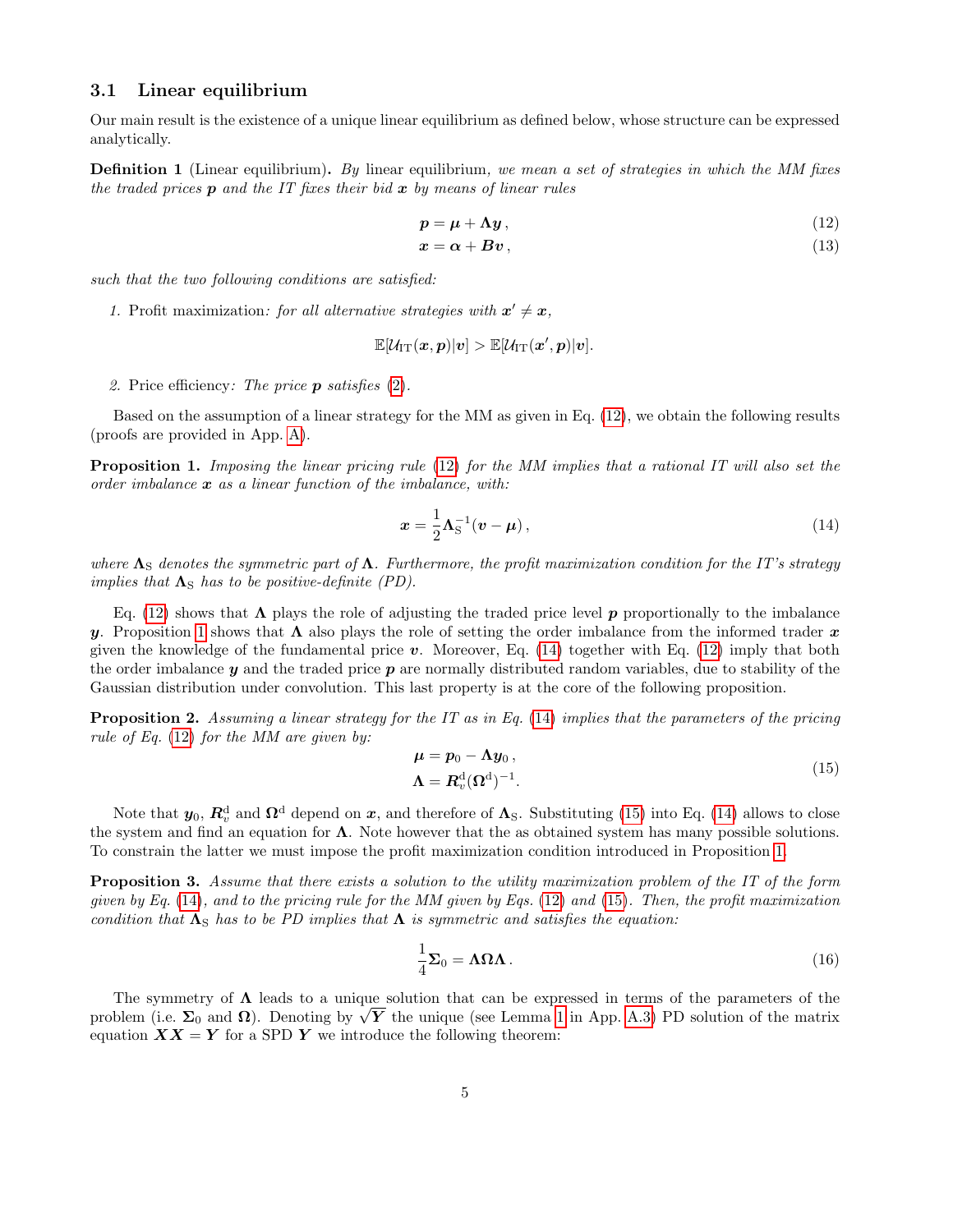### 3.1 Linear equilibrium

Our main result is the existence of a unique linear equilibrium as defined below, whose structure can be expressed analytically.

**Definition 1** (Linear equilibrium)**.** *By* linear equilibrium*, we mean a set of strategies in which the MM fixes the traded prices $\boldsymbol{p}$ and the IT fixes their bid $\boldsymbol{x}$ by means of linear rules*

$$\boldsymbol{p} = \boldsymbol{\mu} + \boldsymbol{\Lambda}\boldsymbol{y}\,, \tag{12}$$

$$\boldsymbol{x} = \boldsymbol{\alpha} + \boldsymbol{B}\boldsymbol{v}\,, \tag{13}$$

*such that the two following conditions are satisfied:*

1. Profit maximization*: for all alternative strategies with $\boldsymbol{x}' \neq \boldsymbol{x}$,*

$$\mathbb{E}[\mathcal{U}_{\mathrm{IT}}(\boldsymbol{x},\boldsymbol{p})|\boldsymbol{v}] > \mathbb{E}[\mathcal{U}_{\mathrm{IT}}(\boldsymbol{x}',\boldsymbol{p})|\boldsymbol{v}].$$

2. Price efficiency*: The price $\boldsymbol{p}$ satisfies (2).*

Based on the assumption of a linear strategy for the MM as given in Eq. (12), we obtain the following results (proofs are provided in App. A).

**Proposition 1.** *Imposing the linear pricing rule (12) for the MM implies that a rational IT will also set the order imbalance $\boldsymbol{x}$ as a linear function of the imbalance, with:*

$$\boldsymbol{x} = \frac{1}{2}\boldsymbol{\Lambda}_{\mathrm{S}}^{-1}(\boldsymbol{v}-\boldsymbol{\mu})\,, \tag{14}$$

*where $\boldsymbol{\Lambda}_{\mathrm{S}}$ denotes the symmetric part of $\boldsymbol{\Lambda}$. Furthermore, the profit maximization condition for the IT's strategy implies that $\boldsymbol{\Lambda}_{\mathrm{S}}$ has to be positive-definite (PD).*

Eq. (12) shows that $\boldsymbol{\Lambda}$ plays the role of adjusting the traded price level $\boldsymbol{p}$ proportionally to the imbalance $\boldsymbol{y}$. Proposition 1 shows that $\boldsymbol{\Lambda}$ also plays the role of setting the order imbalance from the informed trader $\boldsymbol{x}$ given the knowledge of the fundamental price $\boldsymbol{v}$. Moreover, Eq. (14) together with Eq. (12) imply that both the order imbalance $\boldsymbol{y}$ and the traded price $\boldsymbol{p}$ are normally distributed random variables, due to stability of the Gaussian distribution under convolution. This last property is at the core of the following proposition.

**Proposition 2.** *Assuming a linear strategy for the IT as in Eq. (14) implies that the parameters of the pricing rule of Eq. (12) for the MM are given by:*

$$\begin{aligned}\boldsymbol{\mu} &= \boldsymbol{p}_0 - \boldsymbol{\Lambda}\boldsymbol{y}_0\,,\\ \boldsymbol{\Lambda} &= \boldsymbol{R}_v^{\mathrm{d}}(\boldsymbol{\Omega}^{\mathrm{d}})^{-1}.\end{aligned} \tag{15}$$

Note that $\boldsymbol{y}_0$, $\boldsymbol{R}_v^{\mathrm{d}}$ and $\boldsymbol{\Omega}^{\mathrm{d}}$ depend on $\boldsymbol{x}$, and therefore of $\boldsymbol{\Lambda}_{\mathrm{S}}$. Substituting (15) into Eq. (14) allows to close the system and find an equation for $\boldsymbol{\Lambda}$. Note however that the as obtained system has many possible solutions. To constrain the latter we must impose the profit maximization condition introduced in Proposition 1.

**Proposition 3.** *Assume that there exists a solution to the utility maximization problem of the IT of the form given by Eq. (14), and to the pricing rule for the MM given by Eqs. (12) and (15). Then, the profit maximization condition that $\boldsymbol{\Lambda}_{\mathrm{S}}$ has to be PD implies that $\boldsymbol{\Lambda}$ is symmetric and satisfies the equation:*

$$\frac{1}{4}\boldsymbol{\Sigma}_0 = \boldsymbol{\Lambda}\boldsymbol{\Omega}\boldsymbol{\Lambda}\,. \tag{16}$$

The symmetry of $\boldsymbol{\Lambda}$ leads to a unique solution that can be expressed in terms of the parameters of the problem (i.e. $\boldsymbol{\Sigma}_0$ and $\boldsymbol{\Omega}$). Denoting by $\sqrt{\boldsymbol{Y}}$ the unique (see Lemma 1 in App. A.3) PD solution of the matrix equation $\boldsymbol{X}\boldsymbol{X} = \boldsymbol{Y}$ for a SPD $\boldsymbol{Y}$ we introduce the following theorem: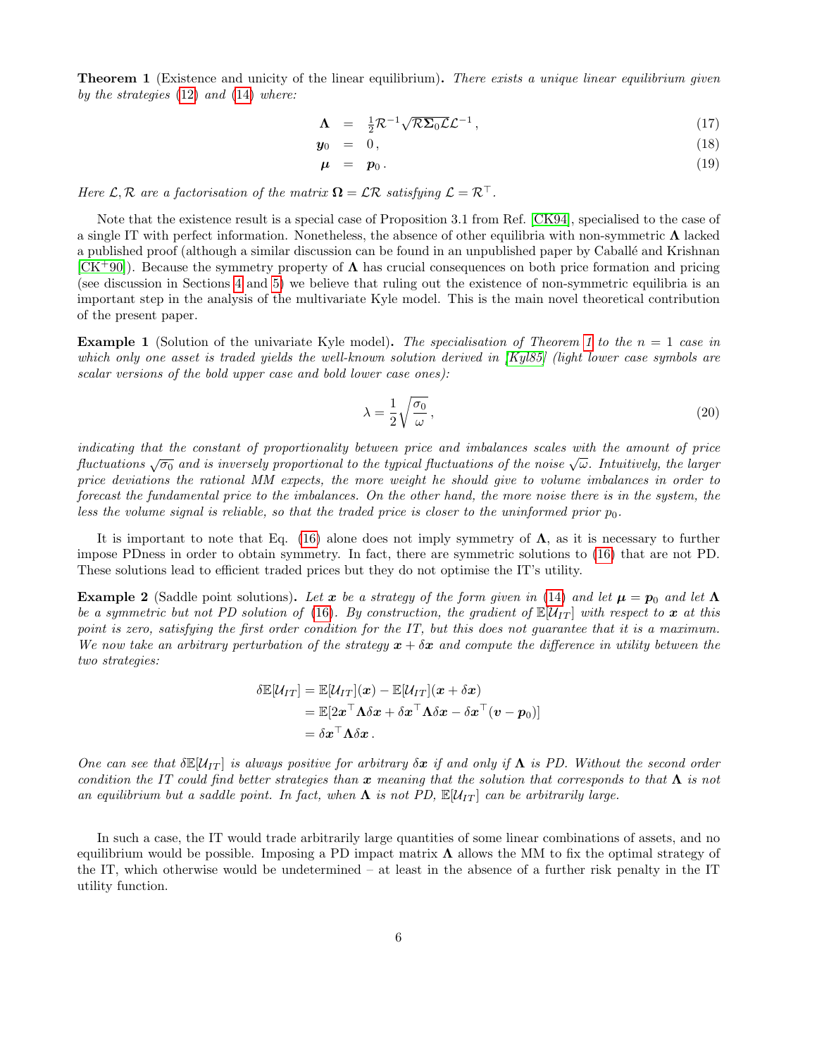**Theorem 1** (Existence and unicity of the linear equilibrium)**.** *There exists a unique linear equilibrium given by the strategies* (12) *and* (14) *where:*

$$
\begin{aligned}
\mathbf{\Lambda} &= \tfrac{1}{2}\mathcal{R}^{-1}\sqrt{\mathcal{R}\mathbf{\Sigma}_0\mathcal{L}}\mathcal{L}^{-1}\,, && (17)\\
\boldsymbol{y}_0 &= 0\,, && (18)\\
\boldsymbol{\mu} &= \boldsymbol{p}_0\,. && (19)
\end{aligned}
$$

*Here $\mathcal{L}, \mathcal{R}$ are a factorisation of the matrix $\mathbf{\Omega} = \mathcal{L}\mathcal{R}$ satisfying $\mathcal{L} = \mathcal{R}^\top$.*

Note that the existence result is a special case of Proposition 3.1 from Ref. [CK94], specialised to the case of a single IT with perfect information. Nonetheless, the absence of other equilibria with non-symmetric $\mathbf{\Lambda}$ lacked a published proof (although a similar discussion can be found in an unpublished paper by Caballé and Krishnan [CK+90]). Because the symmetry property of $\mathbf{\Lambda}$ has crucial consequences on both price formation and pricing (see discussion in Sections 4 and 5) we believe that ruling out the existence of non-symmetric equilibria is an important step in the analysis of the multivariate Kyle model. This is the main novel theoretical contribution of the present paper.

**Example 1** (Solution of the univariate Kyle model)**.** *The specialisation of Theorem 1 to the $n = 1$ case in which only one asset is traded yields the well-known solution derived in [Kyl85] (light lower case symbols are scalar versions of the bold upper case and bold lower case ones):*

$$
\lambda = \frac{1}{2}\sqrt{\frac{\sigma_0}{\omega}}\,, \tag{20}
$$

*indicating that the constant of proportionality between price and imbalances scales with the amount of price fluctuations $\sqrt{\sigma_0}$ and is inversely proportional to the typical fluctuations of the noise $\sqrt{\omega}$. Intuitively, the larger price deviations the rational MM expects, the more weight he should give to volume imbalances in order to forecast the fundamental price to the imbalances. On the other hand, the more noise there is in the system, the less the volume signal is reliable, so that the traded price is closer to the uninformed prior $p_0$.*

It is important to note that Eq. (16) alone does not imply symmetry of $\mathbf{\Lambda}$, as it is necessary to further impose PDness in order to obtain symmetry. In fact, there are symmetric solutions to (16) that are not PD. These solutions lead to efficient traded prices but they do not optimise the IT's utility.

**Example 2** (Saddle point solutions)**.** *Let $\boldsymbol{x}$ be a strategy of the form given in* (14) *and let $\boldsymbol{\mu} = \boldsymbol{p}_0$ and let $\mathbf{\Lambda}$ be a symmetric but not PD solution of* (16)*. By construction, the gradient of $\mathbb{E}[\mathcal{U}_{IT}]$ with respect to $\boldsymbol{x}$ at this point is zero, satisfying the first order condition for the IT, but this does not guarantee that it is a maximum. We now take an arbitrary perturbation of the strategy $\boldsymbol{x} + \delta\boldsymbol{x}$ and compute the difference in utility between the two strategies:*

$$
\begin{aligned}
\delta\mathbb{E}[\mathcal{U}_{IT}] &= \mathbb{E}[\mathcal{U}_{IT}](\boldsymbol{x}) - \mathbb{E}[\mathcal{U}_{IT}](\boldsymbol{x} + \delta\boldsymbol{x})\\
&= \mathbb{E}[2\boldsymbol{x}^\top\mathbf{\Lambda}\delta\boldsymbol{x} + \delta\boldsymbol{x}^\top\mathbf{\Lambda}\delta\boldsymbol{x} - \delta\boldsymbol{x}^\top(\boldsymbol{v} - \boldsymbol{p}_0)]\\
&= \delta\boldsymbol{x}^\top\mathbf{\Lambda}\delta\boldsymbol{x}\,.
\end{aligned}
$$

*One can see that $\delta\mathbb{E}[\mathcal{U}_{IT}]$ is always positive for arbitrary $\delta\boldsymbol{x}$ if and only if $\mathbf{\Lambda}$ is PD. Without the second order condition the IT could find better strategies than $\boldsymbol{x}$ meaning that the solution that corresponds to that $\mathbf{\Lambda}$ is not an equilibrium but a saddle point. In fact, when $\mathbf{\Lambda}$ is not PD, $\mathbb{E}[\mathcal{U}_{IT}]$ can be arbitrarily large.*

In such a case, the IT would trade arbitrarily large quantities of some linear combinations of assets, and no equilibrium would be possible. Imposing a PD impact matrix $\mathbf{\Lambda}$ allows the MM to fix the optimal strategy of the IT, which otherwise would be undetermined – at least in the absence of a further risk penalty in the IT utility function.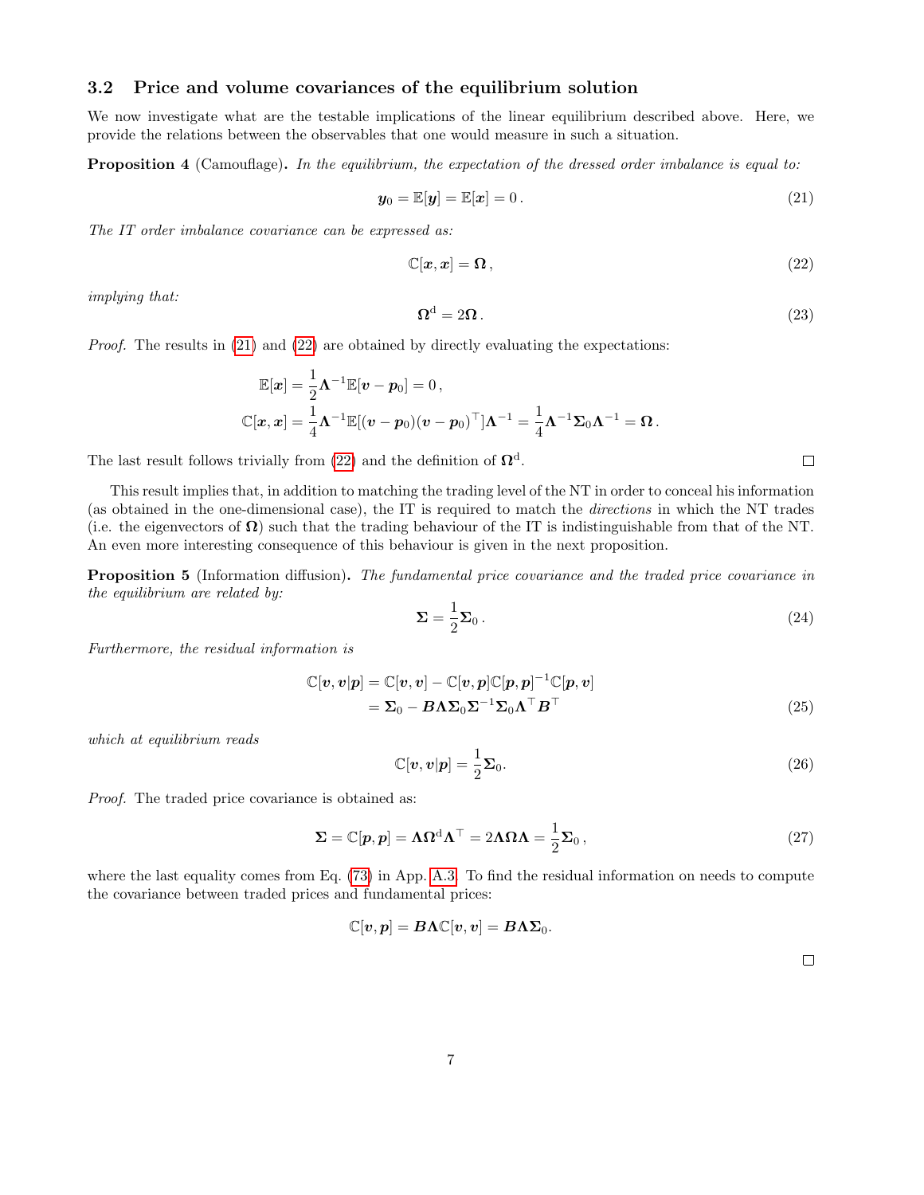## 3.2 Price and volume covariances of the equilibrium solution

We now investigate what are the testable implications of the linear equilibrium described above. Here, we provide the relations between the observables that one would measure in such a situation.

**Proposition 4** (Camouflage). *In the equilibrium, the expectation of the dressed order imbalance is equal to:*

$$\boldsymbol{y}_0 = \mathbb{E}[\boldsymbol{y}] = \mathbb{E}[\boldsymbol{x}] = 0\,. \tag{21}$$

*The IT order imbalance covariance can be expressed as:*

$$\mathbb{C}[\boldsymbol{x}, \boldsymbol{x}] = \boldsymbol{\Omega}\,, \tag{22}$$

*implying that:*

$$\boldsymbol{\Omega}^{\mathrm{d}} = 2\boldsymbol{\Omega}\,. \tag{23}$$

*Proof.* The results in (21) and (22) are obtained by directly evaluating the expectations:

$$\mathbb{E}[\boldsymbol{x}] = \frac{1}{2}\boldsymbol{\Lambda}^{-1}\mathbb{E}[\boldsymbol{v} - \boldsymbol{p}_0] = 0\,,$$
$$\mathbb{C}[\boldsymbol{x}, \boldsymbol{x}] = \frac{1}{4}\boldsymbol{\Lambda}^{-1}\mathbb{E}[(\boldsymbol{v} - \boldsymbol{p}_0)(\boldsymbol{v} - \boldsymbol{p}_0)^\top]\boldsymbol{\Lambda}^{-1} = \frac{1}{4}\boldsymbol{\Lambda}^{-1}\boldsymbol{\Sigma}_0\boldsymbol{\Lambda}^{-1} = \boldsymbol{\Omega}\,.$$

The last result follows trivially from (22) and the definition of $\boldsymbol{\Omega}^{\mathrm{d}}$. □

This result implies that, in addition to matching the trading level of the NT in order to conceal his information (as obtained in the one-dimensional case), the IT is required to match the *directions* in which the NT trades (i.e. the eigenvectors of $\boldsymbol{\Omega}$) such that the trading behaviour of the IT is indistinguishable from that of the NT. An even more interesting consequence of this behaviour is given in the next proposition.

**Proposition 5** (Information diffusion). *The fundamental price covariance and the traded price covariance in the equilibrium are related by:*

$$\boldsymbol{\Sigma} = \frac{1}{2}\boldsymbol{\Sigma}_0\,. \tag{24}$$

*Furthermore, the residual information is*

$$\begin{aligned}\mathbb{C}[\boldsymbol{v}, \boldsymbol{v}|\boldsymbol{p}] &= \mathbb{C}[\boldsymbol{v}, \boldsymbol{v}] - \mathbb{C}[\boldsymbol{v}, \boldsymbol{p}]\mathbb{C}[\boldsymbol{p}, \boldsymbol{p}]^{-1}\mathbb{C}[\boldsymbol{p}, \boldsymbol{v}] \\ &= \boldsymbol{\Sigma}_0 - \boldsymbol{B}\boldsymbol{\Lambda}\boldsymbol{\Sigma}_0\boldsymbol{\Sigma}^{-1}\boldsymbol{\Sigma}_0\boldsymbol{\Lambda}^\top\boldsymbol{B}^\top\end{aligned} \tag{25}$$

*which at equilibrium reads*

$$\mathbb{C}[\boldsymbol{v}, \boldsymbol{v}|\boldsymbol{p}] = \frac{1}{2}\boldsymbol{\Sigma}_0. \tag{26}$$

*Proof.* The traded price covariance is obtained as:

$$\boldsymbol{\Sigma} = \mathbb{C}[\boldsymbol{p}, \boldsymbol{p}] = \boldsymbol{\Lambda}\boldsymbol{\Omega}^{\mathrm{d}}\boldsymbol{\Lambda}^\top = 2\boldsymbol{\Lambda}\boldsymbol{\Omega}\boldsymbol{\Lambda} = \frac{1}{2}\boldsymbol{\Sigma}_0\,, \tag{27}$$

where the last equality comes from Eq. (73) in App. A.3. To find the residual information on needs to compute the covariance between traded prices and fundamental prices:

$$\mathbb{C}[\boldsymbol{v}, \boldsymbol{p}] = \boldsymbol{B}\boldsymbol{\Lambda}\mathbb{C}[\boldsymbol{v}, \boldsymbol{v}] = \boldsymbol{B}\boldsymbol{\Lambda}\boldsymbol{\Sigma}_0.$$

□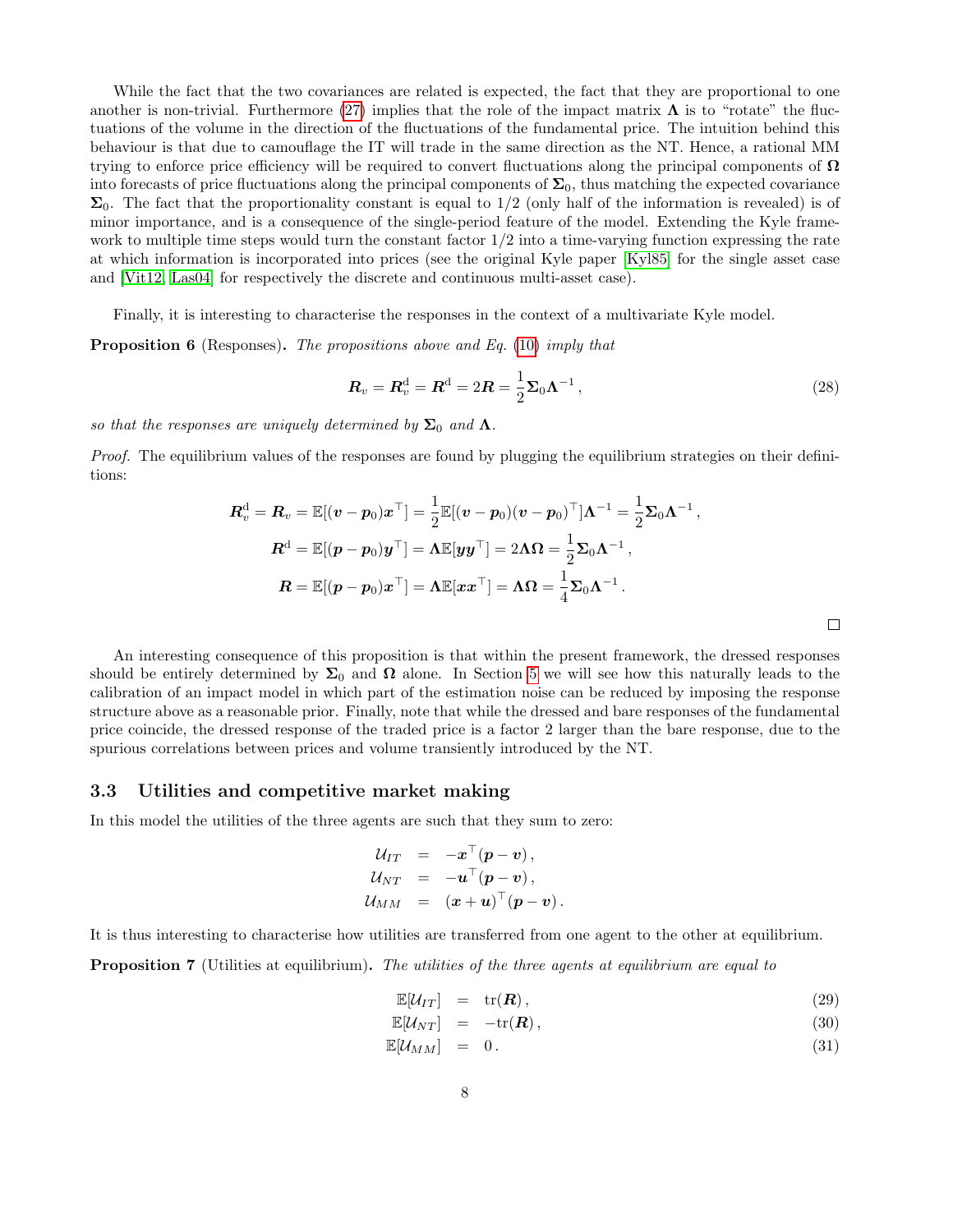While the fact that the two covariances are related is expected, the fact that they are proportional to one another is non-trivial. Furthermore (27) implies that the role of the impact matrix $\boldsymbol{\Lambda}$ is to "rotate" the fluctuations of the volume in the direction of the fluctuations of the fundamental price. The intuition behind this behaviour is that due to camouflage the IT will trade in the same direction as the NT. Hence, a rational MM trying to enforce price efficiency will be required to convert fluctuations along the principal components of $\boldsymbol{\Omega}$ into forecasts of price fluctuations along the principal components of $\boldsymbol{\Sigma}_0$, thus matching the expected covariance $\boldsymbol{\Sigma}_0$. The fact that the proportionality constant is equal to $1/2$ (only half of the information is revealed) is of minor importance, and is a consequence of the single-period feature of the model. Extending the Kyle framework to multiple time steps would turn the constant factor $1/2$ into a time-varying function expressing the rate at which information is incorporated into prices (see the original Kyle paper [Kyl85] for the single asset case and [Vit12, Las04] for respectively the discrete and continuous multi-asset case).

Finally, it is interesting to characterise the responses in the context of a multivariate Kyle model.

**Proposition 6** (Responses)**.** *The propositions above and Eq. (10) imply that*

$$\boldsymbol{R}_v = \boldsymbol{R}_v^{\mathrm{d}} = \boldsymbol{R}^{\mathrm{d}} = 2\boldsymbol{R} = \frac{1}{2}\boldsymbol{\Sigma}_0\boldsymbol{\Lambda}^{-1}\,, \tag{28}$$

*so that the responses are uniquely determined by $\boldsymbol{\Sigma}_0$ and $\boldsymbol{\Lambda}$.*

*Proof.* The equilibrium values of the responses are found by plugging the equilibrium strategies on their definitions:

$$\begin{aligned}
\boldsymbol{R}_v^{\mathrm{d}} = \boldsymbol{R}_v = \mathbb{E}[(\boldsymbol{v}-\boldsymbol{p}_0)\boldsymbol{x}^\top] &= \frac{1}{2}\mathbb{E}[(\boldsymbol{v}-\boldsymbol{p}_0)(\boldsymbol{v}-\boldsymbol{p}_0)^\top]\boldsymbol{\Lambda}^{-1} = \frac{1}{2}\boldsymbol{\Sigma}_0\boldsymbol{\Lambda}^{-1}\,,\\
\boldsymbol{R}^{\mathrm{d}} = \mathbb{E}[(\boldsymbol{p}-\boldsymbol{p}_0)\boldsymbol{y}^\top] &= \boldsymbol{\Lambda}\mathbb{E}[\boldsymbol{y}\boldsymbol{y}^\top] = 2\boldsymbol{\Lambda}\boldsymbol{\Omega} = \frac{1}{2}\boldsymbol{\Sigma}_0\boldsymbol{\Lambda}^{-1}\,,\\
\boldsymbol{R} = \mathbb{E}[(\boldsymbol{p}-\boldsymbol{p}_0)\boldsymbol{x}^\top] &= \boldsymbol{\Lambda}\mathbb{E}[\boldsymbol{x}\boldsymbol{x}^\top] = \boldsymbol{\Lambda}\boldsymbol{\Omega} = \frac{1}{4}\boldsymbol{\Sigma}_0\boldsymbol{\Lambda}^{-1}\,.
\end{aligned}$$

□

An interesting consequence of this proposition is that within the present framework, the dressed responses should be entirely determined by $\boldsymbol{\Sigma}_0$ and $\boldsymbol{\Omega}$ alone. In Section 5 we will see how this naturally leads to the calibration of an impact model in which part of the estimation noise can be reduced by imposing the response structure above as a reasonable prior. Finally, note that while the dressed and bare responses of the fundamental price coincide, the dressed response of the traded price is a factor 2 larger than the bare response, due to the spurious correlations between prices and volume transiently introduced by the NT.

### 3.3 Utilities and competitive market making

In this model the utilities of the three agents are such that they sum to zero:

$$\begin{aligned}
\mathcal{U}_{IT} &= -\boldsymbol{x}^\top(\boldsymbol{p}-\boldsymbol{v})\,,\\
\mathcal{U}_{NT} &= -\boldsymbol{u}^\top(\boldsymbol{p}-\boldsymbol{v})\,,\\
\mathcal{U}_{MM} &= (\boldsymbol{x}+\boldsymbol{u})^\top(\boldsymbol{p}-\boldsymbol{v})\,.
\end{aligned}$$

It is thus interesting to characterise how utilities are transferred from one agent to the other at equilibrium.

**Proposition 7** (Utilities at equilibrium)**.** *The utilities of the three agents at equilibrium are equal to*

$$\mathbb{E}[\mathcal{U}_{IT}] = \mathrm{tr}(\boldsymbol{R})\,, \tag{29}$$

$$\mathbb{E}[\mathcal{U}_{NT}] = -\mathrm{tr}(\boldsymbol{R})\,, \tag{30}$$

$$\mathbb{E}[\mathcal{U}_{MM}] = 0\,. \tag{31}$$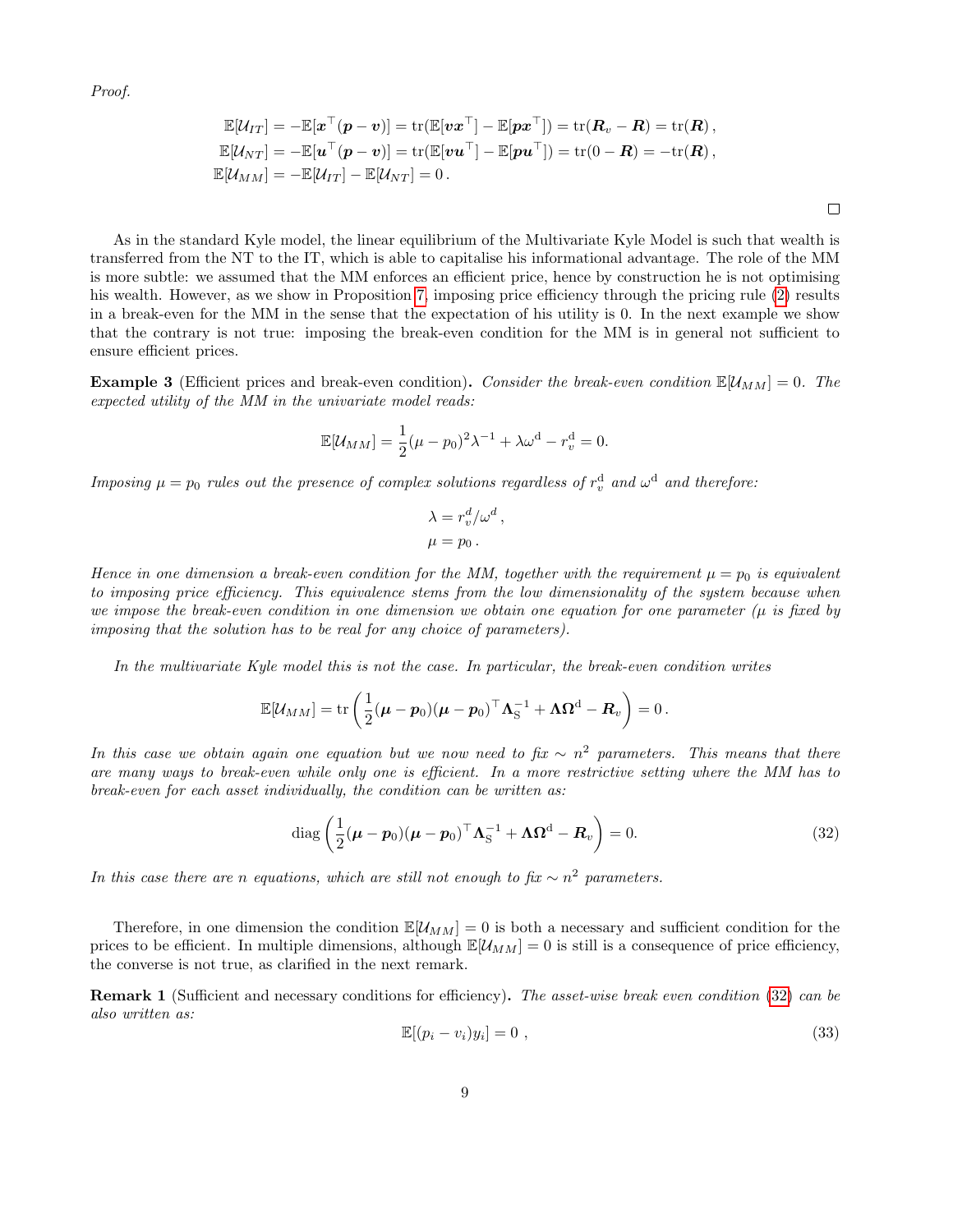*Proof.*

$$
\begin{aligned}
\mathbb{E}[\mathcal{U}_{IT}] &= -\mathbb{E}[\boldsymbol{x}^\top(\boldsymbol{p}-\boldsymbol{v})] = \operatorname{tr}(\mathbb{E}[\boldsymbol{v}\boldsymbol{x}^\top] - \mathbb{E}[\boldsymbol{p}\boldsymbol{x}^\top]) = \operatorname{tr}(\boldsymbol{R}_v - \boldsymbol{R}) = \operatorname{tr}(\boldsymbol{R})\,,\\
\mathbb{E}[\mathcal{U}_{NT}] &= -\mathbb{E}[\boldsymbol{u}^\top(\boldsymbol{p}-\boldsymbol{v})] = \operatorname{tr}(\mathbb{E}[\boldsymbol{v}\boldsymbol{u}^\top] - \mathbb{E}[\boldsymbol{p}\boldsymbol{u}^\top]) = \operatorname{tr}(0 - \boldsymbol{R}) = -\operatorname{tr}(\boldsymbol{R})\,,\\
\mathbb{E}[\mathcal{U}_{MM}] &= -\mathbb{E}[\mathcal{U}_{IT}] - \mathbb{E}[\mathcal{U}_{NT}] = 0\,.
\end{aligned}
$$

□

As in the standard Kyle model, the linear equilibrium of the Multivariate Kyle Model is such that wealth is transferred from the NT to the IT, which is able to capitalise his informational advantage. The role of the MM is more subtle: we assumed that the MM enforces an efficient price, hence by construction he is not optimising his wealth. However, as we show in Proposition 7, imposing price efficiency through the pricing rule (2) results in a break-even for the MM in the sense that the expectation of his utility is 0. In the next example we show that the contrary is not true: imposing the break-even condition for the MM is in general not sufficient to ensure efficient prices.

**Example 3** (Efficient prices and break-even condition)**.** *Consider the break-even condition $\mathbb{E}[\mathcal{U}_{MM}] = 0$. The expected utility of the MM in the univariate model reads:*

$$
\mathbb{E}[\mathcal{U}_{MM}] = \frac{1}{2}(\mu - p_0)^2\lambda^{-1} + \lambda\omega^{\mathrm{d}} - r_v^{\mathrm{d}} = 0.
$$

*Imposing $\mu = p_0$ rules out the presence of complex solutions regardless of $r_v^{\mathrm{d}}$ and $\omega^{\mathrm{d}}$ and therefore:*

$$
\begin{aligned}
\lambda &= r_v^d/\omega^d\,,\\
\mu &= p_0\,.
\end{aligned}
$$

*Hence in one dimension a break-even condition for the MM, together with the requirement $\mu = p_0$ is equivalent to imposing price efficiency. This equivalence stems from the low dimensionality of the system because when we impose the break-even condition in one dimension we obtain one equation for one parameter ($\mu$ is fixed by imposing that the solution has to be real for any choice of parameters).*

*In the multivariate Kyle model this is not the case. In particular, the break-even condition writes*

$$
\mathbb{E}[\mathcal{U}_{MM}] = \operatorname{tr}\left(\frac{1}{2}(\boldsymbol{\mu} - \boldsymbol{p}_0)(\boldsymbol{\mu} - \boldsymbol{p}_0)^\top\boldsymbol{\Lambda}_{\mathrm{S}}^{-1} + \boldsymbol{\Lambda}\boldsymbol{\Omega}^{\mathrm{d}} - \boldsymbol{R}_v\right) = 0\,.
$$

*In this case we obtain again one equation but we now need to fix $\sim n^2$ parameters. This means that there are many ways to break-even while only one is efficient. In a more restrictive setting where the MM has to break-even for each asset individually, the condition can be written as:*

$$
\operatorname{diag}\left(\frac{1}{2}(\boldsymbol{\mu} - \boldsymbol{p}_0)(\boldsymbol{\mu} - \boldsymbol{p}_0)^\top\boldsymbol{\Lambda}_{\mathrm{S}}^{-1} + \boldsymbol{\Lambda}\boldsymbol{\Omega}^{\mathrm{d}} - \boldsymbol{R}_v\right) = 0. \tag{32}
$$

*In this case there are $n$ equations, which are still not enough to fix $\sim n^2$ parameters.*

Therefore, in one dimension the condition $\mathbb{E}[\mathcal{U}_{MM}] = 0$ is both a necessary and sufficient condition for the prices to be efficient. In multiple dimensions, although $\mathbb{E}[\mathcal{U}_{MM}] = 0$ is still is a consequence of price efficiency, the converse is not true, as clarified in the next remark.

**Remark 1** (Sufficient and necessary conditions for efficiency)**.** *The asset-wise break even condition (32) can be also written as:*

$$
\mathbb{E}[(p_i - v_i)y_i] = 0\ , \tag{33}
$$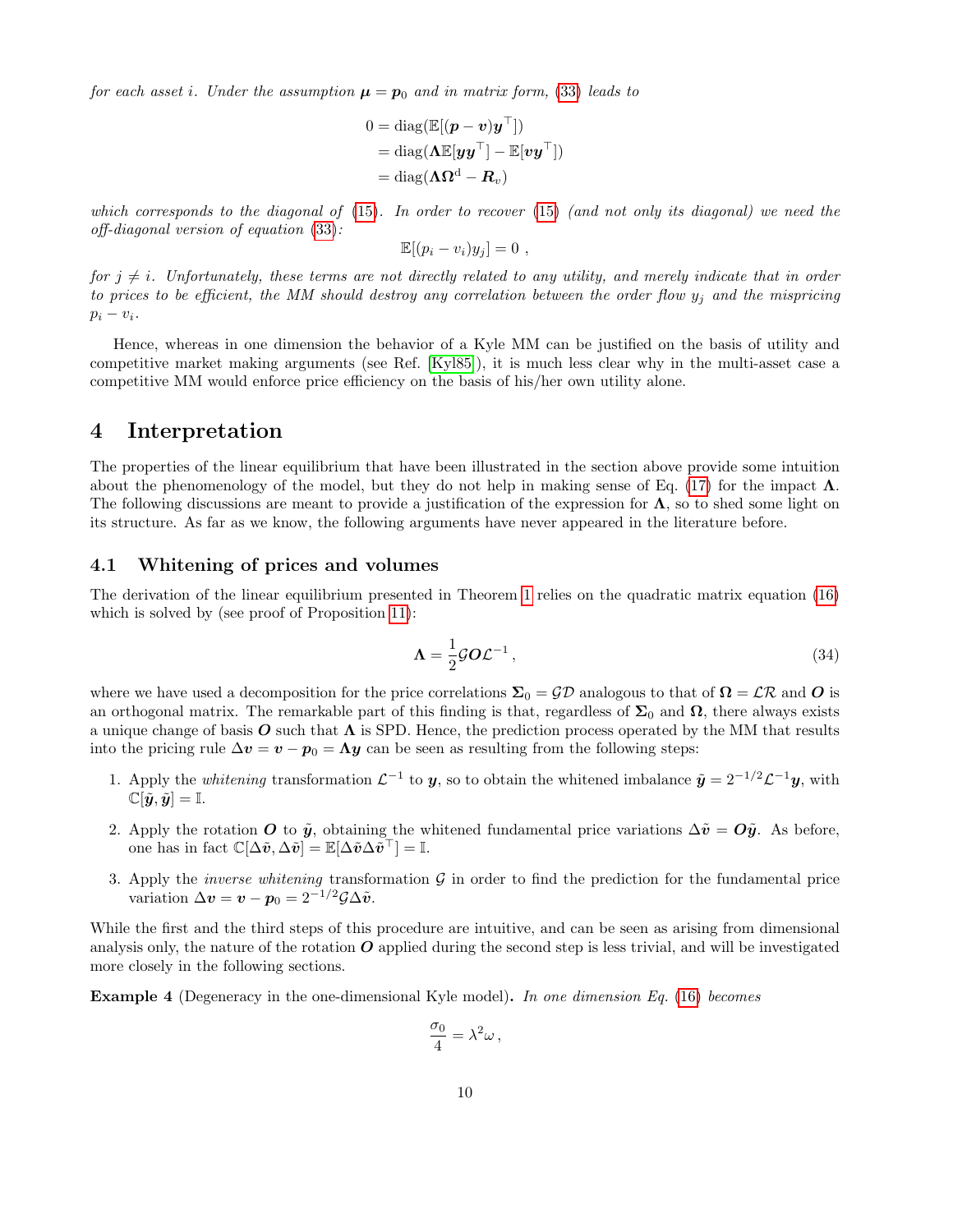*for each asset $i$. Under the assumption $\boldsymbol{\mu} = \boldsymbol{p}_0$ and in matrix form, (33) leads to*

$$
\begin{aligned}
0 &= \mathrm{diag}(\mathbb{E}[(\boldsymbol{p} - \boldsymbol{v})\boldsymbol{y}^\top]) \\
&= \mathrm{diag}(\boldsymbol{\Lambda}\mathbb{E}[\boldsymbol{y}\boldsymbol{y}^\top] - \mathbb{E}[\boldsymbol{v}\boldsymbol{y}^\top]) \\
&= \mathrm{diag}(\boldsymbol{\Lambda}\boldsymbol{\Omega}^{\mathrm{d}} - \boldsymbol{R}_v)
\end{aligned}
$$

*which corresponds to the diagonal of (15). In order to recover (15) (and not only its diagonal) we need the off-diagonal version of equation (33):*

$$
\mathbb{E}[(p_i - v_i)y_j] = 0 \ ,
$$

*for $j \neq i$. Unfortunately, these terms are not directly related to any utility, and merely indicate that in order to prices to be efficient, the MM should destroy any correlation between the order flow $y_j$ and the mispricing $p_i - v_i$.*

Hence, whereas in one dimension the behavior of a Kyle MM can be justified on the basis of utility and competitive market making arguments (see Ref. [Kyl85]), it is much less clear why in the multi-asset case a competitive MM would enforce price efficiency on the basis of his/her own utility alone.

# 4 Interpretation

The properties of the linear equilibrium that have been illustrated in the section above provide some intuition about the phenomenology of the model, but they do not help in making sense of Eq. (17) for the impact $\boldsymbol{\Lambda}$. The following discussions are meant to provide a justification of the expression for $\boldsymbol{\Lambda}$, so to shed some light on its structure. As far as we know, the following arguments have never appeared in the literature before.

## 4.1 Whitening of prices and volumes

The derivation of the linear equilibrium presented in Theorem 1 relies on the quadratic matrix equation (16) which is solved by (see proof of Proposition 11):

$$
\boldsymbol{\Lambda} = \frac{1}{2}\mathcal{G}\boldsymbol{O}\mathcal{L}^{-1} \,, \tag{34}
$$

where we have used a decomposition for the price correlations $\boldsymbol{\Sigma}_0 = \mathcal{G}\mathcal{D}$ analogous to that of $\boldsymbol{\Omega} = \mathcal{L}\mathcal{R}$ and $\boldsymbol{O}$ is an orthogonal matrix. The remarkable part of this finding is that, regardless of $\boldsymbol{\Sigma}_0$ and $\boldsymbol{\Omega}$, there always exists a unique change of basis $\boldsymbol{O}$ such that $\boldsymbol{\Lambda}$ is SPD. Hence, the prediction process operated by the MM that results into the pricing rule $\Delta\boldsymbol{v} = \boldsymbol{v} - \boldsymbol{p}_0 = \boldsymbol{\Lambda}\boldsymbol{y}$ can be seen as resulting from the following steps:

1. Apply the *whitening* transformation $\mathcal{L}^{-1}$ to $\boldsymbol{y}$, so to obtain the whitened imbalance $\tilde{\boldsymbol{y}} = 2^{-1/2}\mathcal{L}^{-1}\boldsymbol{y}$, with $\mathbb{C}[\tilde{\boldsymbol{y}}, \tilde{\boldsymbol{y}}] = \mathbb{I}$.
2. Apply the rotation $\boldsymbol{O}$ to $\tilde{\boldsymbol{y}}$, obtaining the whitened fundamental price variations $\Delta\tilde{\boldsymbol{v}} = \boldsymbol{O}\tilde{\boldsymbol{y}}$. As before, one has in fact $\mathbb{C}[\Delta\tilde{\boldsymbol{v}}, \Delta\tilde{\boldsymbol{v}}] = \mathbb{E}[\Delta\tilde{\boldsymbol{v}}\Delta\tilde{\boldsymbol{v}}^\top] = \mathbb{I}$.
3. Apply the *inverse whitening* transformation $\mathcal{G}$ in order to find the prediction for the fundamental price variation $\Delta\boldsymbol{v} = \boldsymbol{v} - \boldsymbol{p}_0 = 2^{-1/2}\mathcal{G}\Delta\tilde{\boldsymbol{v}}$.

While the first and the third steps of this procedure are intuitive, and can be seen as arising from dimensional analysis only, the nature of the rotation $\boldsymbol{O}$ applied during the second step is less trivial, and will be investigated more closely in the following sections.

**Example 4** (Degeneracy in the one-dimensional Kyle model)**.** *In one dimension Eq. (16) becomes*

$$
\frac{\sigma_0}{4} = \lambda^2\omega \,,
$$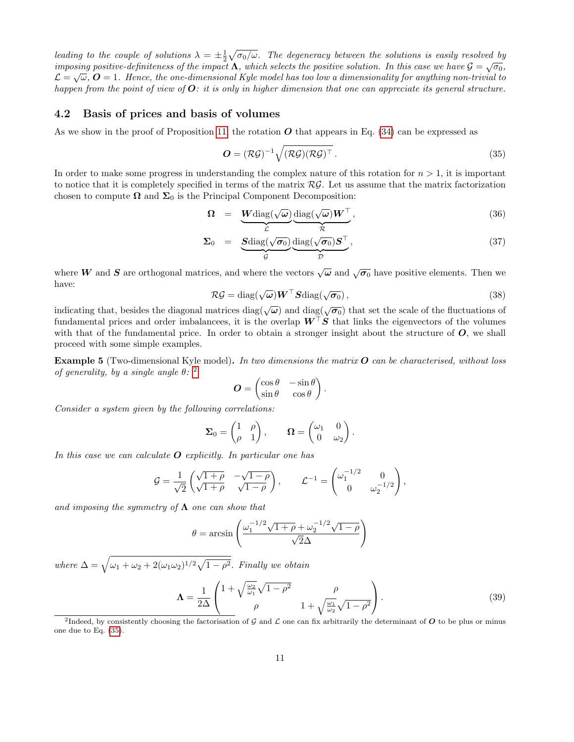*leading to the couple of solutions $\lambda = \pm\frac{1}{2}\sqrt{\sigma_0/\omega}$. The degeneracy between the solutions is easily resolved by imposing positive-definiteness of the impact $\boldsymbol{\Lambda}$, which selects the positive solution. In this case we have $\mathcal{G} = \sqrt{\sigma_0}$, $\mathcal{L} = \sqrt{\omega}$, $\boldsymbol{O} = 1$. Hence, the one-dimensional Kyle model has too low a dimensionality for anything non-trivial to happen from the point of view of $\boldsymbol{O}$: it is only in higher dimension that one can appreciate its general structure.*

## 4.2 Basis of prices and basis of volumes

As we show in the proof of Proposition 11, the rotation $\boldsymbol{O}$ that appears in Eq. (34) can be expressed as

$$\boldsymbol{O} = (\mathcal{R}\mathcal{G})^{-1}\sqrt{(\mathcal{R}\mathcal{G})(\mathcal{R}\mathcal{G})^\top}\,. \tag{35}$$

In order to make some progress in understanding the complex nature of this rotation for $n > 1$, it is important to notice that it is completely specified in terms of the matrix $\mathcal{R}\mathcal{G}$. Let us assume that the matrix factorization chosen to compute $\boldsymbol{\Omega}$ and $\boldsymbol{\Sigma}_0$ is the Principal Component Decomposition:

$$\boldsymbol{\Omega} = \underbrace{\boldsymbol{W}\mathrm{diag}(\sqrt{\boldsymbol{\omega}})}_{\mathcal{L}}\underbrace{\mathrm{diag}(\sqrt{\boldsymbol{\omega}})\boldsymbol{W}^\top}_{\mathcal{R}}, \tag{36}$$

$$\boldsymbol{\Sigma}_0 = \underbrace{\boldsymbol{S}\mathrm{diag}(\sqrt{\boldsymbol{\sigma}_0})}_{\mathcal{G}}\underbrace{\mathrm{diag}(\sqrt{\boldsymbol{\sigma}_0})\boldsymbol{S}^\top}_{\mathcal{D}}, \tag{37}$$

where $\boldsymbol{W}$ and $\boldsymbol{S}$ are orthogonal matrices, and where the vectors $\sqrt{\boldsymbol{\omega}}$ and $\sqrt{\boldsymbol{\sigma}_0}$ have positive elements. Then we have:

$$\mathcal{R}\mathcal{G} = \mathrm{diag}(\sqrt{\boldsymbol{\omega}})\boldsymbol{W}^\top\boldsymbol{S}\mathrm{diag}(\sqrt{\boldsymbol{\sigma}_0})\,, \tag{38}$$

indicating that, besides the diagonal matrices $\mathrm{diag}(\sqrt{\boldsymbol{\omega}})$ and $\mathrm{diag}(\sqrt{\boldsymbol{\sigma}_0})$ that set the scale of the fluctuations of fundamental prices and order imbalancees, it is the overlap $\boldsymbol{W}^\top\boldsymbol{S}$ that links the eigenvectors of the volumes with that of the fundamental price. In order to obtain a stronger insight about the structure of $\boldsymbol{O}$, we shall proceed with some simple examples.

**Example 5** (Two-dimensional Kyle model)**.** *In two dimensions the matrix $\boldsymbol{O}$ can be characterised, without loss of generality, by a single angle $\theta$:* [2]

$$\boldsymbol{O} = \begin{pmatrix} \cos\theta & -\sin\theta \\ \sin\theta & \cos\theta \end{pmatrix}.$$

*Consider a system given by the following correlations:*

$$\boldsymbol{\Sigma}_0 = \begin{pmatrix} 1 & \rho \\ \rho & 1 \end{pmatrix}, \qquad \boldsymbol{\Omega} = \begin{pmatrix} \omega_1 & 0 \\ 0 & \omega_2 \end{pmatrix}.$$

*In this case we can calculate $\boldsymbol{O}$ explicitly. In particular one has*

$$\mathcal{G} = \frac{1}{\sqrt{2}}\begin{pmatrix} \sqrt{1+\rho} & -\sqrt{1-\rho} \\ \sqrt{1+\rho} & \sqrt{1-\rho} \end{pmatrix}, \qquad \mathcal{L}^{-1} = \begin{pmatrix} \omega_1^{-1/2} & 0 \\ 0 & \omega_2^{-1/2} \end{pmatrix},$$

*and imposing the symmetry of $\boldsymbol{\Lambda}$ one can show that*

$$\theta = \arcsin\left(\frac{\omega_1^{-1/2}\sqrt{1+\rho} + \omega_2^{-1/2}\sqrt{1-\rho}}{\sqrt{2}\Delta}\right)$$

*where $\Delta = \sqrt{\omega_1 + \omega_2 + 2(\omega_1\omega_2)^{1/2}\sqrt{1-\rho^2}}$. Finally we obtain*

$$\boldsymbol{\Lambda} = \frac{1}{2\Delta}\begin{pmatrix} 1 + \sqrt{\frac{\omega_2}{\omega_1}}\sqrt{1-\rho^2} & \rho \\ \rho & 1 + \sqrt{\frac{\omega_1}{\omega_2}}\sqrt{1-\rho^2} \end{pmatrix}. \tag{39}$$

---

[2] Indeed, by consistently choosing the factorisation of $\mathcal{G}$ and $\mathcal{L}$ one can fix arbitrarily the determinant of $\boldsymbol{O}$ to be plus or minus one due to Eq. (35).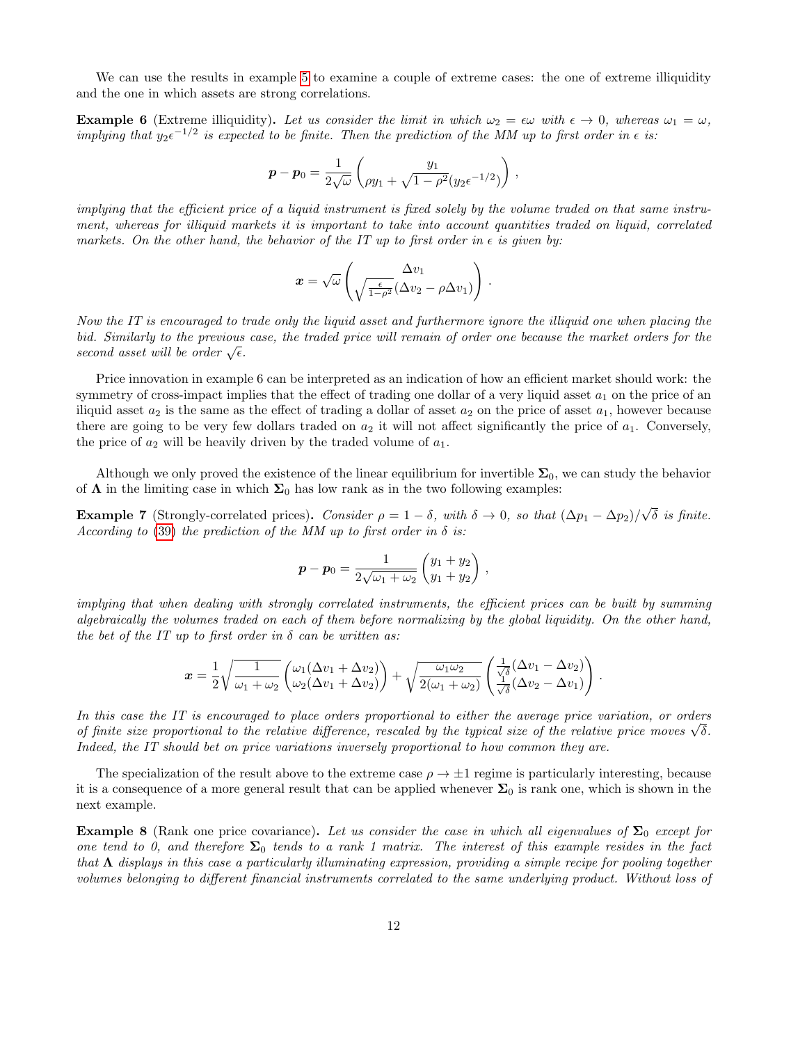We can use the results in example 5 to examine a couple of extreme cases: the one of extreme illiquidity and the one in which assets are strong correlations.

**Example 6** (Extreme illiquidity)**.** *Let us consider the limit in which $\omega_2 = \epsilon\omega$ with $\epsilon \to 0$, whereas $\omega_1 = \omega$, implying that $y_2\epsilon^{-1/2}$ is expected to be finite. Then the prediction of the MM up to first order in $\epsilon$ is:*

$$
\boldsymbol{p} - \boldsymbol{p}_0 = \frac{1}{2\sqrt{\omega}} \begin{pmatrix} y_1 \\ \rho y_1 + \sqrt{1-\rho^2}(y_2\epsilon^{-1/2}) \end{pmatrix} ,
$$

*implying that the efficient price of a liquid instrument is fixed solely by the volume traded on that same instrument, whereas for illiquid markets it is important to take into account quantities traded on liquid, correlated markets. On the other hand, the behavior of the IT up to first order in $\epsilon$ is given by:*

$$
\boldsymbol{x} = \sqrt{\omega} \begin{pmatrix} \Delta v_1 \\ \sqrt{\frac{\epsilon}{1-\rho^2}}(\Delta v_2 - \rho \Delta v_1) \end{pmatrix} .
$$

*Now the IT is encouraged to trade only the liquid asset and furthermore ignore the illiquid one when placing the bid. Similarly to the previous case, the traded price will remain of order one because the market orders for the second asset will be order $\sqrt{\epsilon}$.*

Price innovation in example 6 can be interpreted as an indication of how an efficient market should work: the symmetry of cross-impact implies that the effect of trading one dollar of a very liquid asset $a_1$ on the price of an iliquid asset $a_2$ is the same as the effect of trading a dollar of asset $a_2$ on the price of asset $a_1$, however because there are going to be very few dollars traded on $a_2$ it will not affect significantly the price of $a_1$. Conversely, the price of $a_2$ will be heavily driven by the traded volume of $a_1$.

Although we only proved the existence of the linear equilibrium for invertible $\boldsymbol{\Sigma}_0$, we can study the behavior of $\boldsymbol{\Lambda}$ in the limiting case in which $\boldsymbol{\Sigma}_0$ has low rank as in the two following examples:

**Example 7** (Strongly-correlated prices)**.** *Consider $\rho = 1 - \delta$, with $\delta \to 0$, so that $(\Delta p_1 - \Delta p_2)/\sqrt{\delta}$ is finite. According to (39) the prediction of the MM up to first order in $\delta$ is:*

$$
\boldsymbol{p} - \boldsymbol{p}_0 = \frac{1}{2\sqrt{\omega_1 + \omega_2}} \begin{pmatrix} y_1 + y_2 \\ y_1 + y_2 \end{pmatrix} ,
$$

*implying that when dealing with strongly correlated instruments, the efficient prices can be built by summing algebraically the volumes traded on each of them before normalizing by the global liquidity. On the other hand, the bet of the IT up to first order in $\delta$ can be written as:*

$$
\boldsymbol{x} = \frac{1}{2}\sqrt{\frac{1}{\omega_1+\omega_2}} \begin{pmatrix} \omega_1(\Delta v_1 + \Delta v_2) \\ \omega_2(\Delta v_1 + \Delta v_2) \end{pmatrix} + \sqrt{\frac{\omega_1\omega_2}{2(\omega_1+\omega_2)}} \begin{pmatrix} \frac{1}{\sqrt{\delta}}(\Delta v_1 - \Delta v_2) \\ \frac{1}{\sqrt{\delta}}(\Delta v_2 - \Delta v_1) \end{pmatrix} .
$$

*In this case the IT is encouraged to place orders proportional to either the average price variation, or orders of finite size proportional to the relative difference, rescaled by the typical size of the relative price moves $\sqrt{\delta}$. Indeed, the IT should bet on price variations inversely proportional to how common they are.*

The specialization of the result above to the extreme case $\rho \to \pm 1$ regime is particularly interesting, because it is a consequence of a more general result that can be applied whenever $\boldsymbol{\Sigma}_0$ is rank one, which is shown in the next example.

**Example 8** (Rank one price covariance)**.** *Let us consider the case in which all eigenvalues of $\boldsymbol{\Sigma}_0$ except for one tend to 0, and therefore $\boldsymbol{\Sigma}_0$ tends to a rank 1 matrix. The interest of this example resides in the fact that $\boldsymbol{\Lambda}$ displays in this case a particularly illuminating expression, providing a simple recipe for pooling together volumes belonging to different financial instruments correlated to the same underlying product. Without loss of*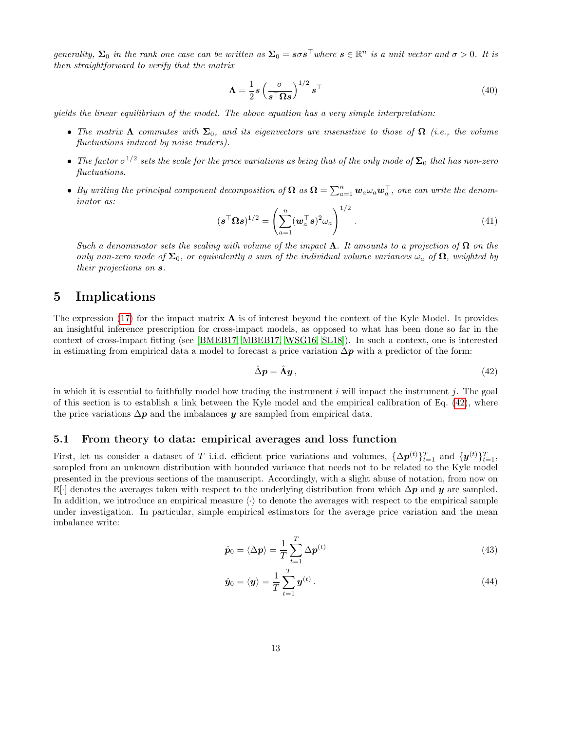*generality, $\mathbf{\Sigma}_0$ in the rank one case can be written as $\mathbf{\Sigma}_0 = \boldsymbol{s}\sigma\boldsymbol{s}^\top$ where $\boldsymbol{s} \in \mathbb{R}^n$ is a unit vector and $\sigma > 0$. It is then straightforward to verify that the matrix*

$$\mathbf{\Lambda} = \frac{1}{2}\boldsymbol{s}\left(\frac{\sigma}{\boldsymbol{s}^\top \mathbf{\Omega} \boldsymbol{s}}\right)^{1/2} \boldsymbol{s}^\top \tag{40}$$

*yields the linear equilibrium of the model. The above equation has a very simple interpretation:*

- *The matrix $\mathbf{\Lambda}$ commutes with $\mathbf{\Sigma}_0$, and its eigenvectors are insensitive to those of $\mathbf{\Omega}$ (i.e., the volume fluctuations induced by noise traders).*
- *The factor $\sigma^{1/2}$ sets the scale for the price variations as being that of the only mode of $\mathbf{\Sigma}_0$ that has non-zero fluctuations.*
- *By writing the principal component decomposition of $\mathbf{\Omega}$ as $\mathbf{\Omega} = \sum_{a=1}^n \boldsymbol{w}_a \omega_a \boldsymbol{w}_a^\top$, one can write the denominator as:*

$$(\boldsymbol{s}^\top \mathbf{\Omega} \boldsymbol{s})^{1/2} = \left(\sum_{a=1}^n (\boldsymbol{w}_a^\top \boldsymbol{s})^2 \omega_a\right)^{1/2}. \tag{41}$$

  *Such a denominator sets the scaling with volume of the impact $\mathbf{\Lambda}$. It amounts to a projection of $\mathbf{\Omega}$ on the only non-zero mode of $\mathbf{\Sigma}_0$, or equivalently a sum of the individual volume variances $\omega_a$ of $\mathbf{\Omega}$, weighted by their projections on $\boldsymbol{s}$.*

# 5 Implications

The expression (17) for the impact matrix $\mathbf{\Lambda}$ is of interest beyond the context of the Kyle Model. It provides an insightful inference prescription for cross-impact models, as opposed to what has been done so far in the context of cross-impact fitting (see [BMEB17, MBEB17, WSG16, SL18]). In such a context, one is interested in estimating from empirical data a model to forecast a price variation $\Delta \boldsymbol{p}$ with a predictor of the form:

$$\hat{\Delta} \boldsymbol{p} = \hat{\mathbf{\Lambda}} \boldsymbol{y}\,, \tag{42}$$

in which it is essential to faithfully model how trading the instrument $i$ will impact the instrument $j$. The goal of this section is to establish a link between the Kyle model and the empirical calibration of Eq. (42), where the price variations $\Delta \boldsymbol{p}$ and the imbalances $\boldsymbol{y}$ are sampled from empirical data.

## 5.1 From theory to data: empirical averages and loss function

First, let us consider a dataset of $T$ i.i.d. efficient price variations and volumes, $\{\Delta \boldsymbol{p}^{(t)}\}_{t=1}^T$ and $\{\boldsymbol{y}^{(t)}\}_{t=1}^T$, sampled from an unknown distribution with bounded variance that needs not to be related to the Kyle model presented in the previous sections of the manuscript. Accordingly, with a slight abuse of notation, from now on $\mathbb{E}[\cdot]$ denotes the averages taken with respect to the underlying distribution from which $\Delta \boldsymbol{p}$ and $\boldsymbol{y}$ are sampled. In addition, we introduce an empirical measure $\langle \cdot \rangle$ to denote the averages with respect to the empirical sample under investigation. In particular, simple empirical estimators for the average price variation and the mean imbalance write:

$$\hat{\boldsymbol{p}}_0 = \langle \Delta \boldsymbol{p} \rangle = \frac{1}{T}\sum_{t=1}^T \Delta \boldsymbol{p}^{(t)} \tag{43}$$

$$\hat{\boldsymbol{y}}_0 = \langle \boldsymbol{y} \rangle = \frac{1}{T}\sum_{t=1}^T \boldsymbol{y}^{(t)}\,. \tag{44}$$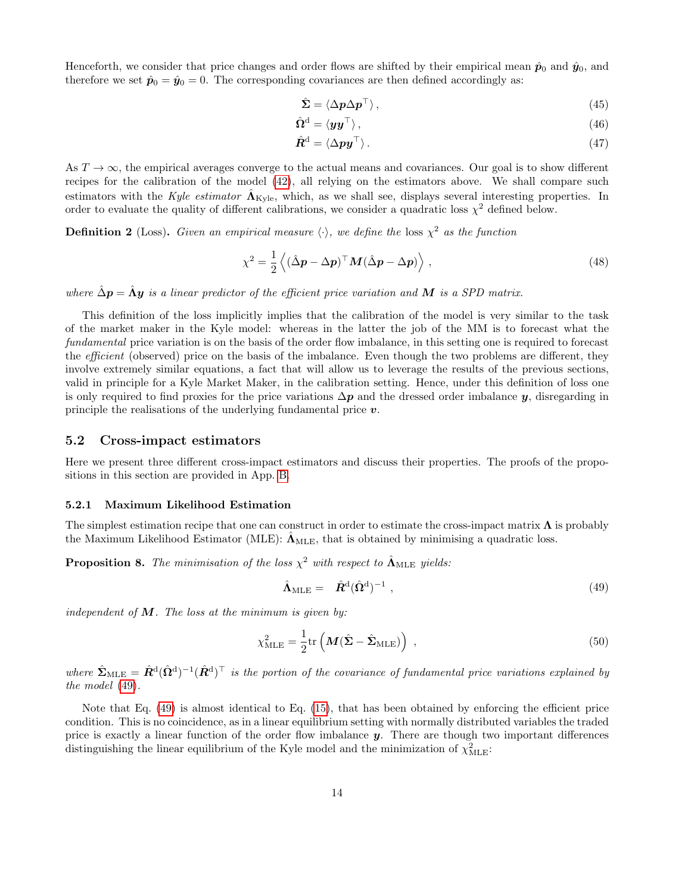Henceforth, we consider that price changes and order flows are shifted by their empirical mean $\hat{\boldsymbol{p}}_0$ and $\hat{\boldsymbol{y}}_0$, and therefore we set $\hat{\boldsymbol{p}}_0 = \hat{\boldsymbol{y}}_0 = 0$. The corresponding covariances are then defined accordingly as:

$$\hat{\boldsymbol{\Sigma}} = \langle \Delta \boldsymbol{p} \Delta \boldsymbol{p}^\top \rangle \,, \tag{45}$$

$$\hat{\boldsymbol{\Omega}}^{\mathrm{d}} = \langle \boldsymbol{y} \boldsymbol{y}^\top \rangle \,, \tag{46}$$

$$\hat{\boldsymbol{R}}^{\mathrm{d}} = \langle \Delta \boldsymbol{p} \boldsymbol{y}^\top \rangle \,. \tag{47}$$

As $T \to \infty$, the empirical averages converge to the actual means and covariances. Our goal is to show different recipes for the calibration of the model (42), all relying on the estimators above. We shall compare such estimators with the *Kyle estimator* $\hat{\boldsymbol{\Lambda}}_{\mathrm{Kyle}}$, which, as we shall see, displays several interesting properties. In order to evaluate the quality of different calibrations, we consider a quadratic loss $\chi^2$ defined below.

**Definition 2** (Loss)**.** *Given an empirical measure $\langle \cdot \rangle$, we define the* loss $\chi^2$ *as the function*

$$\chi^2 = \frac{1}{2} \left\langle (\hat{\Delta} \boldsymbol{p} - \Delta \boldsymbol{p})^\top \boldsymbol{M} (\hat{\Delta} \boldsymbol{p} - \Delta \boldsymbol{p}) \right\rangle \,, \tag{48}$$

*where $\hat{\Delta} \boldsymbol{p} = \hat{\boldsymbol{\Lambda}} \boldsymbol{y}$ is a linear predictor of the efficient price variation and $\boldsymbol{M}$ is a SPD matrix.*

This definition of the loss implicitly implies that the calibration of the model is very similar to the task of the market maker in the Kyle model: whereas in the latter the job of the MM is to forecast what the *fundamental* price variation is on the basis of the order flow imbalance, in this setting one is required to forecast the *efficient* (observed) price on the basis of the imbalance. Even though the two problems are different, they involve extremely similar equations, a fact that will allow us to leverage the results of the previous sections, valid in principle for a Kyle Market Maker, in the calibration setting. Hence, under this definition of loss one is only required to find proxies for the price variations $\Delta \boldsymbol{p}$ and the dressed order imbalance $\boldsymbol{y}$, disregarding in principle the realisations of the underlying fundamental price $\boldsymbol{v}$.

## 5.2 Cross-impact estimators

Here we present three different cross-impact estimators and discuss their properties. The proofs of the propositions in this section are provided in App. B.

### 5.2.1 Maximum Likelihood Estimation

The simplest estimation recipe that one can construct in order to estimate the cross-impact matrix $\boldsymbol{\Lambda}$ is probably the Maximum Likelihood Estimator (MLE): $\hat{\boldsymbol{\Lambda}}_{\mathrm{MLE}}$, that is obtained by minimising a quadratic loss.

**Proposition 8.** *The minimisation of the loss $\chi^2$ with respect to $\hat{\boldsymbol{\Lambda}}_{\mathrm{MLE}}$ yields:*

$$\hat{\boldsymbol{\Lambda}}_{\mathrm{MLE}} = \hat{\boldsymbol{R}}^{\mathrm{d}} (\hat{\boldsymbol{\Omega}}^{\mathrm{d}})^{-1} \,, \tag{49}$$

*independent of $\boldsymbol{M}$. The loss at the minimum is given by:*

$$\chi^2_{\mathrm{MLE}} = \frac{1}{2} \mathrm{tr} \left( \boldsymbol{M} (\hat{\boldsymbol{\Sigma}} - \hat{\boldsymbol{\Sigma}}_{\mathrm{MLE}}) \right) \,, \tag{50}$$

*where $\hat{\boldsymbol{\Sigma}}_{\mathrm{MLE}} = \hat{\boldsymbol{R}}^{\mathrm{d}} (\hat{\boldsymbol{\Omega}}^{\mathrm{d}})^{-1} (\hat{\boldsymbol{R}}^{\mathrm{d}})^\top$ is the portion of the covariance of fundamental price variations explained by the model (49).*

Note that Eq. (49) is almost identical to Eq. (15), that has been obtained by enforcing the efficient price condition. This is no coincidence, as in a linear equilibrium setting with normally distributed variables the traded price is exactly a linear function of the order flow imbalance $\boldsymbol{y}$. There are though two important differences distinguishing the linear equilibrium of the Kyle model and the minimization of $\chi^2_{\mathrm{MLE}}$: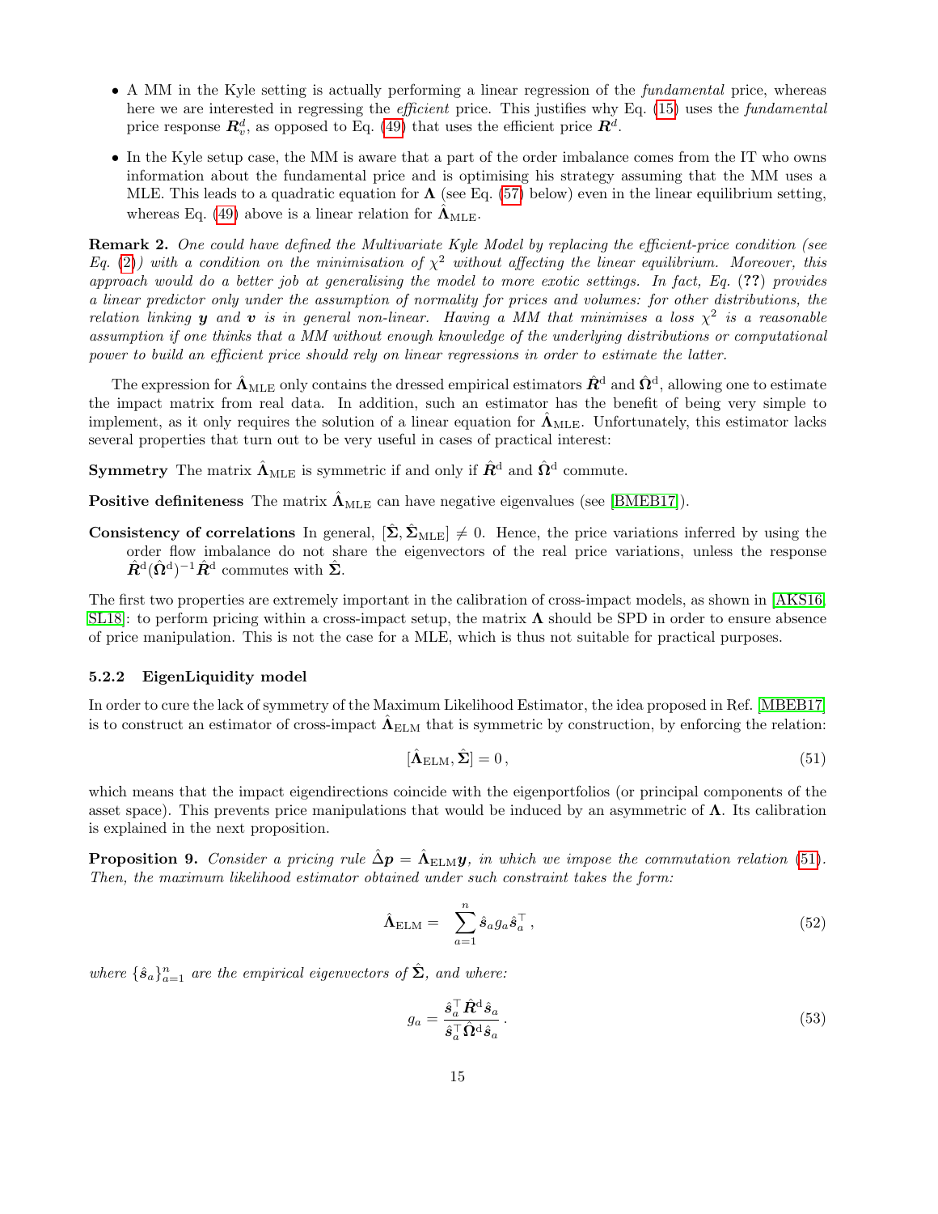- A MM in the Kyle setting is actually performing a linear regression of the *fundamental* price, whereas here we are interested in regressing the *efficient* price. This justifies why Eq. (15) uses the *fundamental* price response $\boldsymbol{R}^d_v$, as opposed to Eq. (49) that uses the efficient price $\boldsymbol{R}^d$.
- In the Kyle setup case, the MM is aware that a part of the order imbalance comes from the IT who owns information about the fundamental price and is optimising his strategy assuming that the MM uses a MLE. This leads to a quadratic equation for $\boldsymbol{\Lambda}$ (see Eq. (57) below) even in the linear equilibrium setting, whereas Eq. (49) above is a linear relation for $\hat{\boldsymbol{\Lambda}}_{\mathrm{MLE}}$.

**Remark 2.** *One could have defined the Multivariate Kyle Model by replacing the efficient-price condition (see Eq. (2)) with a condition on the minimisation of $\chi^2$ without affecting the linear equilibrium. Moreover, this approach would do a better job at generalising the model to more exotic settings. In fact, Eq. (??) provides a linear predictor only under the assumption of normality for prices and volumes: for other distributions, the relation linking $\boldsymbol{y}$ and $\boldsymbol{v}$ is in general non-linear. Having a MM that minimises a loss $\chi^2$ is a reasonable assumption if one thinks that a MM without enough knowledge of the underlying distributions or computational power to build an efficient price should rely on linear regressions in order to estimate the latter.*

The expression for $\hat{\boldsymbol{\Lambda}}_{\mathrm{MLE}}$ only contains the dressed empirical estimators $\hat{\boldsymbol{R}}^{\mathrm{d}}$ and $\hat{\boldsymbol{\Omega}}^{\mathrm{d}}$, allowing one to estimate the impact matrix from real data. In addition, such an estimator has the benefit of being very simple to implement, as it only requires the solution of a linear equation for $\hat{\boldsymbol{\Lambda}}_{\mathrm{MLE}}$. Unfortunately, this estimator lacks several properties that turn out to be very useful in cases of practical interest:

**Symmetry** The matrix $\hat{\boldsymbol{\Lambda}}_{\mathrm{MLE}}$ is symmetric if and only if $\hat{\boldsymbol{R}}^{\mathrm{d}}$ and $\hat{\boldsymbol{\Omega}}^{\mathrm{d}}$ commute.

**Positive definiteness** The matrix $\hat{\boldsymbol{\Lambda}}_{\mathrm{MLE}}$ can have negative eigenvalues (see [BMEB17]).

**Consistency of correlations** In general, $[\hat{\boldsymbol{\Sigma}}, \hat{\boldsymbol{\Sigma}}_{\mathrm{MLE}}] \neq 0$. Hence, the price variations inferred by using the order flow imbalance do not share the eigenvectors of the real price variations, unless the response $\hat{\boldsymbol{R}}^{\mathrm{d}}(\hat{\boldsymbol{\Omega}}^{\mathrm{d}})^{-1}\hat{\boldsymbol{R}}^{\mathrm{d}}$ commutes with $\hat{\boldsymbol{\Sigma}}$.

The first two properties are extremely important in the calibration of cross-impact models, as shown in [AKS16, SL18]: to perform pricing within a cross-impact setup, the matrix $\boldsymbol{\Lambda}$ should be SPD in order to ensure absence of price manipulation. This is not the case for a MLE, which is thus not suitable for practical purposes.

### 5.2.2 EigenLiquidity model

In order to cure the lack of symmetry of the Maximum Likelihood Estimator, the idea proposed in Ref. [MBEB17] is to construct an estimator of cross-impact $\hat{\boldsymbol{\Lambda}}_{\mathrm{ELM}}$ that is symmetric by construction, by enforcing the relation:

$$[\hat{\boldsymbol{\Lambda}}_{\mathrm{ELM}}, \hat{\boldsymbol{\Sigma}}] = 0\,, \tag{51}$$

which means that the impact eigendirections coincide with the eigenportfolios (or principal components of the asset space). This prevents price manipulations that would be induced by an asymmetric of $\boldsymbol{\Lambda}$. Its calibration is explained in the next proposition.

**Proposition 9.** *Consider a pricing rule $\hat{\Delta}\boldsymbol{p} = \hat{\boldsymbol{\Lambda}}_{\mathrm{ELM}}\boldsymbol{y}$, in which we impose the commutation relation (51). Then, the maximum likelihood estimator obtained under such constraint takes the form:*

$$\hat{\boldsymbol{\Lambda}}_{\mathrm{ELM}} = \sum_{a=1}^{n} \hat{\boldsymbol{s}}_a g_a \hat{\boldsymbol{s}}_a^\top\,, \tag{52}$$

*where $\{\hat{\boldsymbol{s}}_a\}_{a=1}^n$ are the empirical eigenvectors of $\hat{\boldsymbol{\Sigma}}$, and where:*

$$g_a = \frac{\hat{\boldsymbol{s}}_a^\top \hat{\boldsymbol{R}}^{\mathrm{d}} \hat{\boldsymbol{s}}_a}{\hat{\boldsymbol{s}}_a^\top \hat{\boldsymbol{\Omega}}^{\mathrm{d}} \hat{\boldsymbol{s}}_a}\,. \tag{53}$$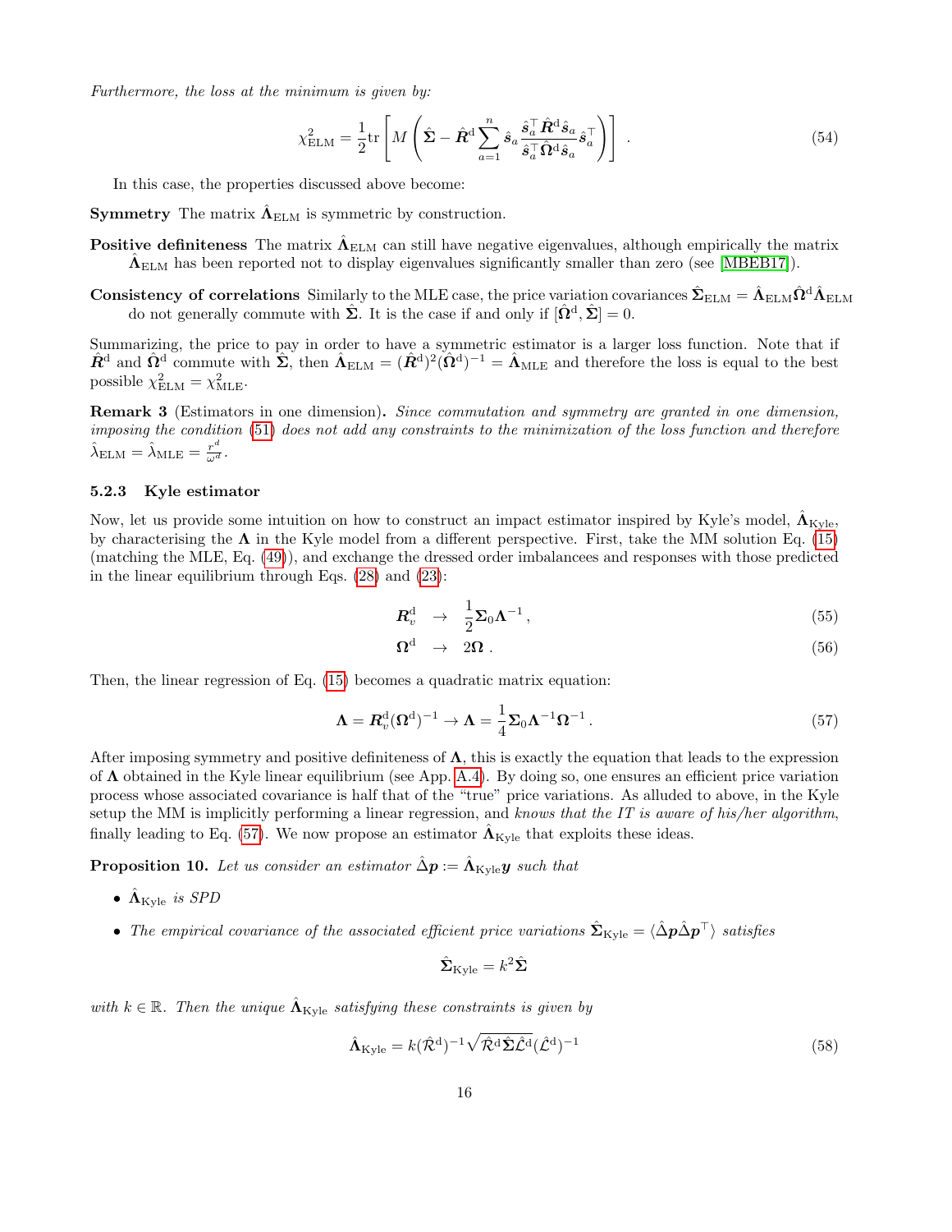*Furthermore, the loss at the minimum is given by:*

$$\chi^2_{\text{ELM}} = \frac{1}{2}\text{tr}\left[M\left(\hat{\boldsymbol{\Sigma}} - \hat{\boldsymbol{R}}^{\text{d}}\sum_{a=1}^{n}\hat{\boldsymbol{s}}_a\frac{\hat{\boldsymbol{s}}_a^\top\hat{\boldsymbol{R}}^{\text{d}}\hat{\boldsymbol{s}}_a}{\hat{\boldsymbol{s}}_a^\top\hat{\boldsymbol{\Omega}}^{\text{d}}\hat{\boldsymbol{s}}_a}\hat{\boldsymbol{s}}_a^\top\right)\right] . \tag{54}$$

In this case, the properties discussed above become:

**Symmetry** The matrix $\hat{\boldsymbol{\Lambda}}_{\text{ELM}}$ is symmetric by construction.

**Positive definiteness** The matrix $\hat{\boldsymbol{\Lambda}}_{\text{ELM}}$ can still have negative eigenvalues, although empirically the matrix $\hat{\boldsymbol{\Lambda}}_{\text{ELM}}$ has been reported not to display eigenvalues significantly smaller than zero (see [MBEB17]).

**Consistency of correlations** Similarly to the MLE case, the price variation covariances $\hat{\boldsymbol{\Sigma}}_{\text{ELM}} = \hat{\boldsymbol{\Lambda}}_{\text{ELM}}\hat{\boldsymbol{\Omega}}^{\text{d}}\hat{\boldsymbol{\Lambda}}_{\text{ELM}}$ do not generally commute with $\hat{\boldsymbol{\Sigma}}$. It is the case if and only if $[\hat{\boldsymbol{\Omega}}^{\text{d}}, \hat{\boldsymbol{\Sigma}}] = 0$.

Summarizing, the price to pay in order to have a symmetric estimator is a larger loss function. Note that if $\hat{\boldsymbol{R}}^{\text{d}}$ and $\hat{\boldsymbol{\Omega}}^{\text{d}}$ commute with $\hat{\boldsymbol{\Sigma}}$, then $\hat{\boldsymbol{\Lambda}}_{\text{ELM}} = (\hat{\boldsymbol{R}}^{\text{d}})^2(\hat{\boldsymbol{\Omega}}^{\text{d}})^{-1} = \hat{\boldsymbol{\Lambda}}_{\text{MLE}}$ and therefore the loss is equal to the best possible $\chi^2_{\text{ELM}} = \chi^2_{\text{MLE}}$.

**Remark 3** (Estimators in one dimension)**.** *Since commutation and symmetry are granted in one dimension, imposing the condition* (51) *does not add any constraints to the minimization of the loss function and therefore* $\hat{\lambda}_{\text{ELM}} = \hat{\lambda}_{\text{MLE}} = \frac{r^d}{\omega^d}$.

### 5.2.3 Kyle estimator

Now, let us provide some intuition on how to construct an impact estimator inspired by Kyle's model, $\hat{\boldsymbol{\Lambda}}_{\text{Kyle}}$, by characterising the $\boldsymbol{\Lambda}$ in the Kyle model from a different perspective. First, take the MM solution Eq. (15) (matching the MLE, Eq. (49)), and exchange the dressed order imbalancees and responses with those predicted in the linear equilibrium through Eqs. (28) and (23):

$$\boldsymbol{R}_v^{\text{d}} \quad \to \quad \frac{1}{2}\boldsymbol{\Sigma}_0\boldsymbol{\Lambda}^{-1} , \tag{55}$$

$$\boldsymbol{\Omega}^{\text{d}} \quad \to \quad 2\boldsymbol{\Omega} . \tag{56}$$

Then, the linear regression of Eq. (15) becomes a quadratic matrix equation:

$$\boldsymbol{\Lambda} = \boldsymbol{R}_v^{\text{d}}(\boldsymbol{\Omega}^{\text{d}})^{-1} \to \boldsymbol{\Lambda} = \frac{1}{4}\boldsymbol{\Sigma}_0\boldsymbol{\Lambda}^{-1}\boldsymbol{\Omega}^{-1} . \tag{57}$$

After imposing symmetry and positive definiteness of $\boldsymbol{\Lambda}$, this is exactly the equation that leads to the expression of $\boldsymbol{\Lambda}$ obtained in the Kyle linear equilibrium (see App. A.4). By doing so, one ensures an efficient price variation process whose associated covariance is half that of the "true" price variations. As alluded to above, in the Kyle setup the MM is implicitly performing a linear regression, and *knows that the IT is aware of his/her algorithm*, finally leading to Eq. (57). We now propose an estimator $\hat{\boldsymbol{\Lambda}}_{\text{Kyle}}$ that exploits these ideas.

**Proposition 10.** *Let us consider an estimator* $\hat{\Delta}\boldsymbol{p} := \hat{\boldsymbol{\Lambda}}_{\text{Kyle}}\boldsymbol{y}$ *such that*

- $\hat{\boldsymbol{\Lambda}}_{\text{Kyle}}$ *is SPD*
- *The empirical covariance of the associated efficient price variations* $\hat{\boldsymbol{\Sigma}}_{\text{Kyle}} = \langle\hat{\Delta}\boldsymbol{p}\hat{\Delta}\boldsymbol{p}^\top\rangle$ *satisfies*

$$\hat{\boldsymbol{\Sigma}}_{\text{Kyle}} = k^2\hat{\boldsymbol{\Sigma}}$$

*with* $k \in \mathbb{R}$*. Then the unique* $\hat{\boldsymbol{\Lambda}}_{\text{Kyle}}$ *satisfying these constraints is given by*

$$\hat{\boldsymbol{\Lambda}}_{\text{Kyle}} = k(\hat{\mathcal{R}}^{\text{d}})^{-1}\sqrt{\hat{\mathcal{R}}^{\text{d}}\hat{\boldsymbol{\Sigma}}\hat{\mathcal{L}}^{\text{d}}}(\hat{\mathcal{L}}^{\text{d}})^{-1} \tag{58}$$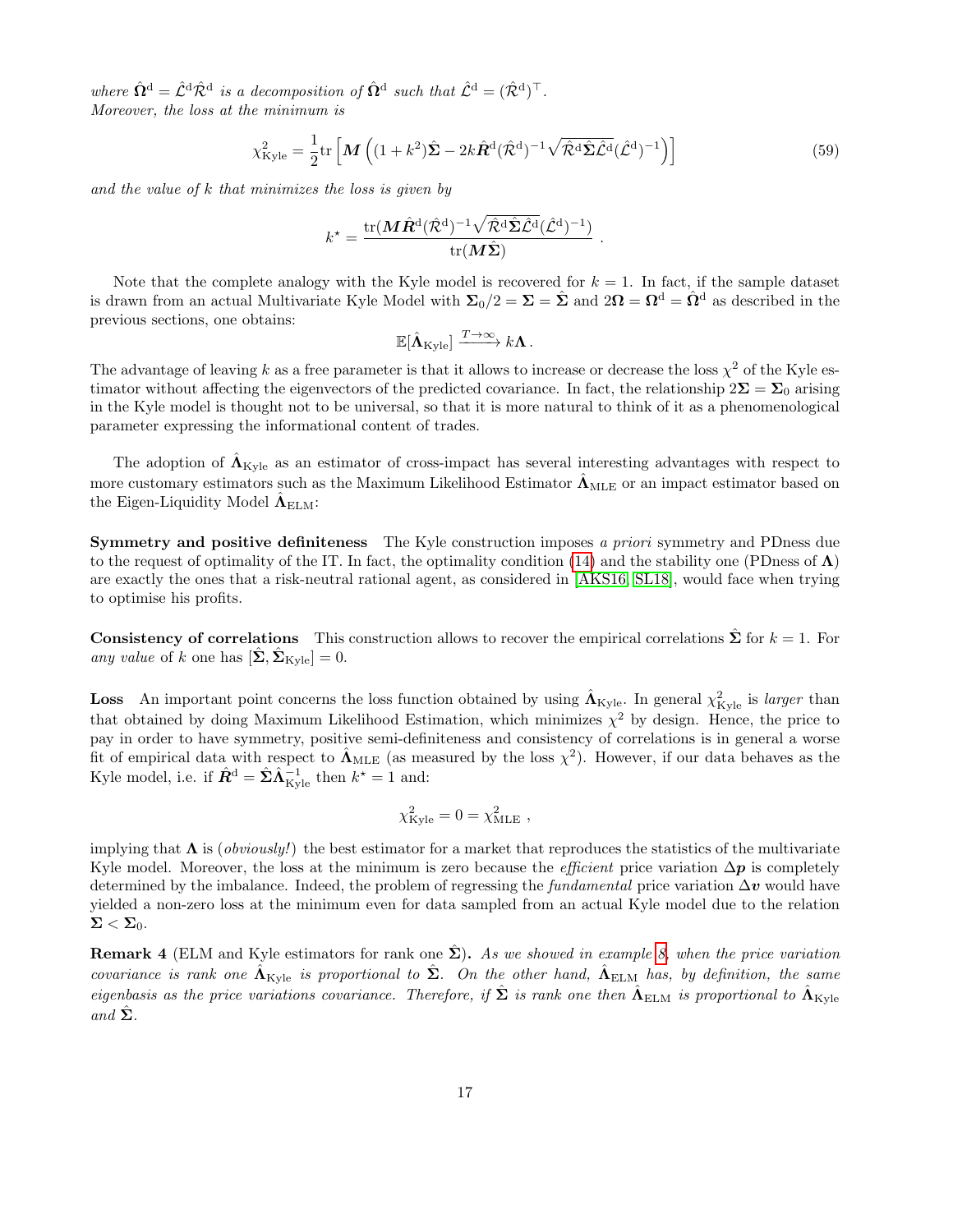*where $\hat{\mathbf{\Omega}}^{\mathrm{d}} = \hat{\mathcal{L}}^{\mathrm{d}}\hat{\mathcal{R}}^{\mathrm{d}}$ is a decomposition of $\hat{\mathbf{\Omega}}^{\mathrm{d}}$ such that $\hat{\mathcal{L}}^{\mathrm{d}} = (\hat{\mathcal{R}}^{\mathrm{d}})^{\top}$.*
*Moreover, the loss at the minimum is*

$$\chi^2_{\mathrm{Kyle}} = \frac{1}{2}\mathrm{tr}\left[\boldsymbol{M}\left((1+k^2)\hat{\mathbf{\Sigma}} - 2k\hat{\boldsymbol{R}}^{\mathrm{d}}(\hat{\mathcal{R}}^{\mathrm{d}})^{-1}\sqrt{\hat{\mathcal{R}}^{\mathrm{d}}\hat{\mathbf{\Sigma}}\hat{\mathcal{L}}^{\mathrm{d}}}(\hat{\mathcal{L}}^{\mathrm{d}})^{-1}\right)\right] \tag{59}$$

*and the value of $k$ that minimizes the loss is given by*

$$k^{\star} = \frac{\mathrm{tr}(\boldsymbol{M}\hat{\boldsymbol{R}}^{\mathrm{d}}(\hat{\mathcal{R}}^{\mathrm{d}})^{-1}\sqrt{\hat{\mathcal{R}}^{\mathrm{d}}\hat{\mathbf{\Sigma}}\hat{\mathcal{L}}^{\mathrm{d}}}(\hat{\mathcal{L}}^{\mathrm{d}})^{-1})}{\mathrm{tr}(\boldsymbol{M}\hat{\mathbf{\Sigma}})}\,.$$

Note that the complete analogy with the Kyle model is recovered for $k = 1$. In fact, if the sample dataset is drawn from an actual Multivariate Kyle Model with $\mathbf{\Sigma}_0/2 = \mathbf{\Sigma} = \hat{\mathbf{\Sigma}}$ and $2\mathbf{\Omega} = \mathbf{\Omega}^{\mathrm{d}} = \hat{\mathbf{\Omega}}^{\mathrm{d}}$ as described in the previous sections, one obtains:

$$\mathbb{E}[\hat{\mathbf{\Lambda}}_{\mathrm{Kyle}}] \xrightarrow{T\to\infty} k\mathbf{\Lambda}\,.$$

The advantage of leaving $k$ as a free parameter is that it allows to increase or decrease the loss $\chi^2$ of the Kyle estimator without affecting the eigenvectors of the predicted covariance. In fact, the relationship $2\mathbf{\Sigma} = \mathbf{\Sigma}_0$ arising in the Kyle model is thought not to be universal, so that it is more natural to think of it as a phenomenological parameter expressing the informational content of trades.

The adoption of $\hat{\mathbf{\Lambda}}_{\mathrm{Kyle}}$ as an estimator of cross-impact has several interesting advantages with respect to more customary estimators such as the Maximum Likelihood Estimator $\hat{\mathbf{\Lambda}}_{\mathrm{MLE}}$ or an impact estimator based on the Eigen-Liquidity Model $\hat{\mathbf{\Lambda}}_{\mathrm{ELM}}$:

**Symmetry and positive definiteness** The Kyle construction imposes *a priori* symmetry and PDness due to the request of optimality of the IT. In fact, the optimality condition (14) and the stability one (PDness of $\mathbf{\Lambda}$) are exactly the ones that a risk-neutral rational agent, as considered in [AKS16, SL18], would face when trying to optimise his profits.

**Consistency of correlations** This construction allows to recover the empirical correlations $\hat{\mathbf{\Sigma}}$ for $k = 1$. For *any value* of $k$ one has $[\hat{\mathbf{\Sigma}}, \hat{\mathbf{\Sigma}}_{\mathrm{Kyle}}] = 0$.

**Loss** An important point concerns the loss function obtained by using $\hat{\mathbf{\Lambda}}_{\mathrm{Kyle}}$. In general $\chi^2_{\mathrm{Kyle}}$ is *larger* than that obtained by doing Maximum Likelihood Estimation, which minimizes $\chi^2$ by design. Hence, the price to pay in order to have symmetry, positive semi-definiteness and consistency of correlations is in general a worse fit of empirical data with respect to $\hat{\mathbf{\Lambda}}_{\mathrm{MLE}}$ (as measured by the loss $\chi^2$). However, if our data behaves as the Kyle model, i.e. if $\hat{\boldsymbol{R}}^{\mathrm{d}} = \hat{\mathbf{\Sigma}}\hat{\mathbf{\Lambda}}^{-1}_{\mathrm{Kyle}}$ then $k^{\star} = 1$ and:

$$\chi^2_{\mathrm{Kyle}} = 0 = \chi^2_{\mathrm{MLE}}\ ,$$

implying that $\mathbf{\Lambda}$ is (*obviously!*) the best estimator for a market that reproduces the statistics of the multivariate Kyle model. Moreover, the loss at the minimum is zero because the *efficient* price variation $\Delta\boldsymbol{p}$ is completely determined by the imbalance. Indeed, the problem of regressing the *fundamental* price variation $\Delta\boldsymbol{v}$ would have yielded a non-zero loss at the minimum even for data sampled from an actual Kyle model due to the relation $\mathbf{\Sigma} < \mathbf{\Sigma}_0$.

**Remark 4** (ELM and Kyle estimators for rank one $\hat{\mathbf{\Sigma}}$)**.** *As we showed in example 8, when the price variation covariance is rank one $\hat{\mathbf{\Lambda}}_{\mathrm{Kyle}}$ is proportional to $\hat{\mathbf{\Sigma}}$. On the other hand, $\hat{\mathbf{\Lambda}}_{\mathrm{ELM}}$ has, by definition, the same eigenbasis as the price variations covariance. Therefore, if $\hat{\mathbf{\Sigma}}$ is rank one then $\hat{\mathbf{\Lambda}}_{\mathrm{ELM}}$ is proportional to $\hat{\mathbf{\Lambda}}_{\mathrm{Kyle}}$ and $\hat{\mathbf{\Sigma}}$.*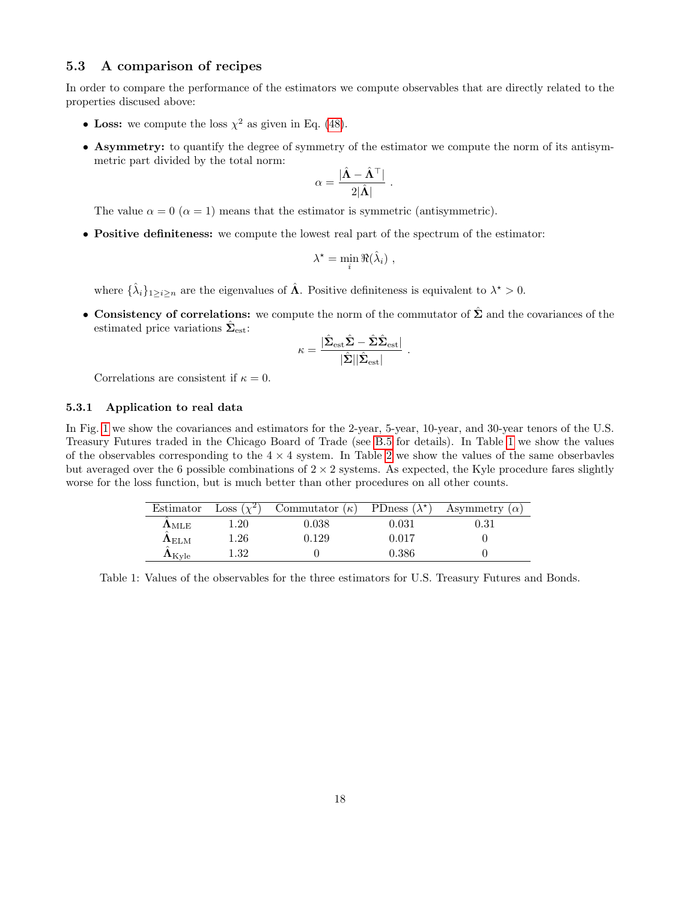### 5.3 A comparison of recipes

In order to compare the performance of the estimators we compute observables that are directly related to the properties discused above:

- **Loss:** we compute the loss $\chi^2$ as given in Eq. (48).
- **Asymmetry:** to quantify the degree of symmetry of the estimator we compute the norm of its antisymmetric part divided by the total norm:
$$\alpha = \frac{|\hat{\mathbf{\Lambda}} - \hat{\mathbf{\Lambda}}^\top|}{2|\hat{\mathbf{\Lambda}}|} .$$
The value $\alpha = 0$ ($\alpha = 1$) means that the estimator is symmetric (antisymmetric).
- **Positive definiteness:** we compute the lowest real part of the spectrum of the estimator:
$$\lambda^\star = \min_i \Re(\hat{\lambda}_i) ,$$
where $\{\hat{\lambda}_i\}_{1 \geq i \geq n}$ are the eigenvalues of $\hat{\mathbf{\Lambda}}$. Positive definiteness is equivalent to $\lambda^\star > 0$.
- **Consistency of correlations:** we compute the norm of the commutator of $\hat{\mathbf{\Sigma}}$ and the covariances of the estimated price variations $\hat{\mathbf{\Sigma}}_{\text{est}}$:
$$\kappa = \frac{|\hat{\mathbf{\Sigma}}_{\text{est}}\hat{\mathbf{\Sigma}} - \hat{\mathbf{\Sigma}}\hat{\mathbf{\Sigma}}_{\text{est}}|}{|\hat{\mathbf{\Sigma}}||\hat{\mathbf{\Sigma}}_{\text{est}}|} .$$
Correlations are consistent if $\kappa = 0$.

#### 5.3.1 Application to real data

In Fig. 1 we show the covariances and estimators for the 2-year, 5-year, 10-year, and 30-year tenors of the U.S. Treasury Futures traded in the Chicago Board of Trade (see B.5 for details). In Table 1 we show the values of the observables corresponding to the $4 \times 4$ system. In Table 2 we show the values of the same obserbavles but averaged over the 6 possible combinations of $2 \times 2$ systems. As expected, the Kyle procedure fares slightly worse for the loss function, but is much better than other procedures on all other counts.

| Estimator | Loss ($\chi^2$) | Commutator ($\kappa$) | PDness ($\lambda^\star$) | Asymmetry ($\alpha$) |
|---|---|---|---|---|
| $\hat{\mathbf{\Lambda}}_{\text{MLE}}$ | 1.20 | 0.038 | 0.031 | 0.31 |
| $\hat{\mathbf{\Lambda}}_{\text{ELM}}$ | 1.26 | 0.129 | 0.017 | 0 |
| $\hat{\mathbf{\Lambda}}_{\text{Kyle}}$ | 1.32 | 0 | 0.386 | 0 |

Table 1: Values of the observables for the three estimators for U.S. Treasury Futures and Bonds.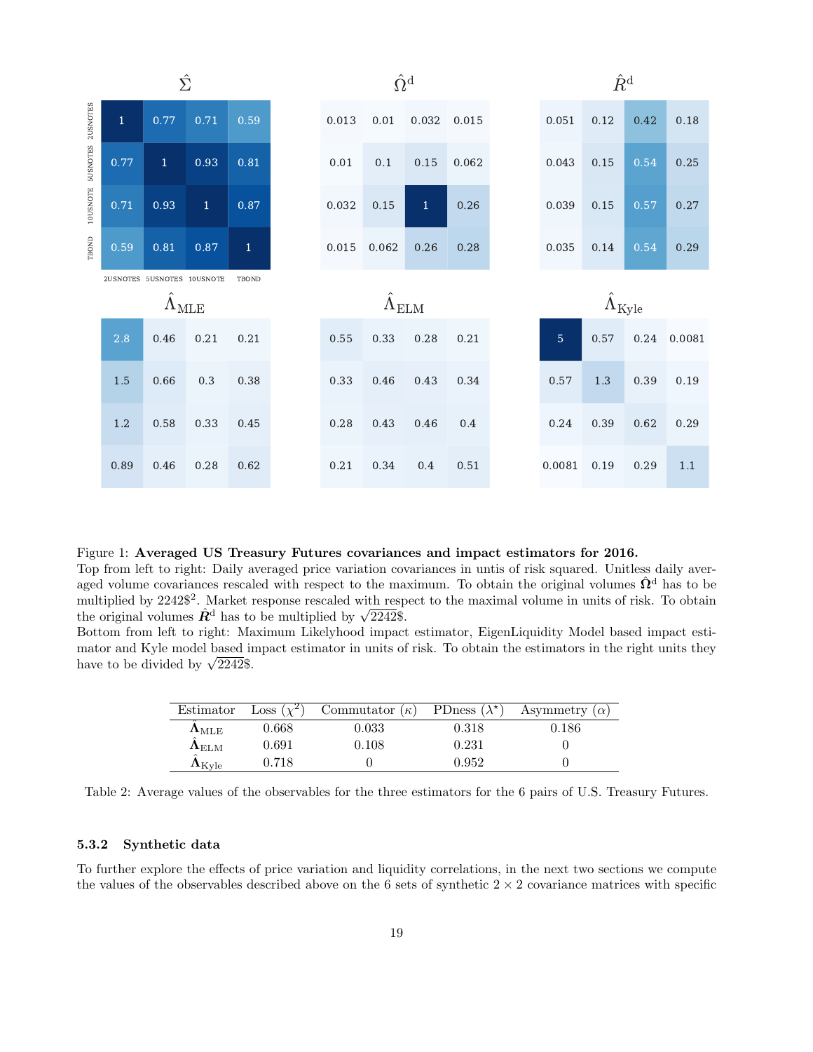| | $\hat{\Sigma}$ | | | |
|---|---|---|---|---|
| 2USNOTES | 1 | 0.77 | 0.71 | 0.59 |
| 5USNOTES | 0.77 | 1 | 0.93 | 0.81 |
| 10USNOTE | 0.71 | 0.93 | 1 | 0.87 |
| TBOND | 0.59 | 0.81 | 0.87 | 1 |
| | 2USNOTES | 5USNOTES | 10USNOTE | TBOND |

| $\hat{\Omega}^{\mathrm{d}}$ | | | |
|---|---|---|---|
| 0.013 | 0.01 | 0.032 | 0.015 |
| 0.01 | 0.1 | 0.15 | 0.062 |
| 0.032 | 0.15 | 1 | 0.26 |
| 0.015 | 0.062 | 0.26 | 0.28 |

| $\hat{R}^{\mathrm{d}}$ | | | |
|---|---|---|---|
| 0.051 | 0.12 | 0.42 | 0.18 |
| 0.043 | 0.15 | 0.54 | 0.25 |
| 0.039 | 0.15 | 0.57 | 0.27 |
| 0.035 | 0.14 | 0.54 | 0.29 |

| $\hat{\Lambda}_{\mathrm{MLE}}$ | | | |
|---|---|---|---|
| 2.8 | 0.46 | 0.21 | 0.21 |
| 1.5 | 0.66 | 0.3 | 0.38 |
| 1.2 | 0.58 | 0.33 | 0.45 |
| 0.89 | 0.46 | 0.28 | 0.62 |

| $\hat{\Lambda}_{\mathrm{ELM}}$ | | | |
|---|---|---|---|
| 0.55 | 0.33 | 0.28 | 0.21 |
| 0.33 | 0.46 | 0.43 | 0.34 |
| 0.28 | 0.43 | 0.46 | 0.4 |
| 0.21 | 0.34 | 0.4 | 0.51 |

| $\hat{\Lambda}_{\mathrm{Kyle}}$ | | | |
|---|---|---|---|
| 5 | 0.57 | 0.24 | 0.0081 |
| 0.57 | 1.3 | 0.39 | 0.19 |
| 0.24 | 0.39 | 0.62 | 0.29 |
| 0.0081 | 0.19 | 0.29 | 1.1 |

Figure 1: **Averaged US Treasury Futures covariances and impact estimators for 2016.**
Top from left to right: Daily averaged price variation covariances in untis of risk squared. Unitless daily averaged volume covariances rescaled with respect to the maximum. To obtain the original volumes $\hat{\boldsymbol{\Omega}}^{\mathrm{d}}$ has to be multiplied by 2242\$$^2$. Market response rescaled with respect to the maximal volume in units of risk. To obtain the original volumes $\hat{\boldsymbol{R}}^{\mathrm{d}}$ has to be multiplied by $\sqrt{2242}$\$.
Bottom from left to right: Maximum Likelyhood impact estimator, EigenLiquidity Model based impact estimator and Kyle model based impact estimator in units of risk. To obtain the estimators in the right units they have to be divided by $\sqrt{2242}$\$.

| Estimator | Loss ($\chi^2$) | Commutator ($\kappa$) | PDness ($\lambda^\star$) | Asymmetry ($\alpha$) |
|---|---|---|---|---|
| $\hat{\boldsymbol{\Lambda}}_{\mathrm{MLE}}$ | 0.668 | 0.033 | 0.318 | 0.186 |
| $\hat{\boldsymbol{\Lambda}}_{\mathrm{ELM}}$ | 0.691 | 0.108 | 0.231 | 0 |
| $\hat{\boldsymbol{\Lambda}}_{\mathrm{Kyle}}$ | 0.718 | 0 | 0.952 | 0 |

Table 2: Average values of the observables for the three estimators for the 6 pairs of U.S. Treasury Futures.

### 5.3.2 Synthetic data

To further explore the effects of price variation and liquidity correlations, in the next two sections we compute the values of the observables described above on the 6 sets of synthetic $2 \times 2$ covariance matrices with specific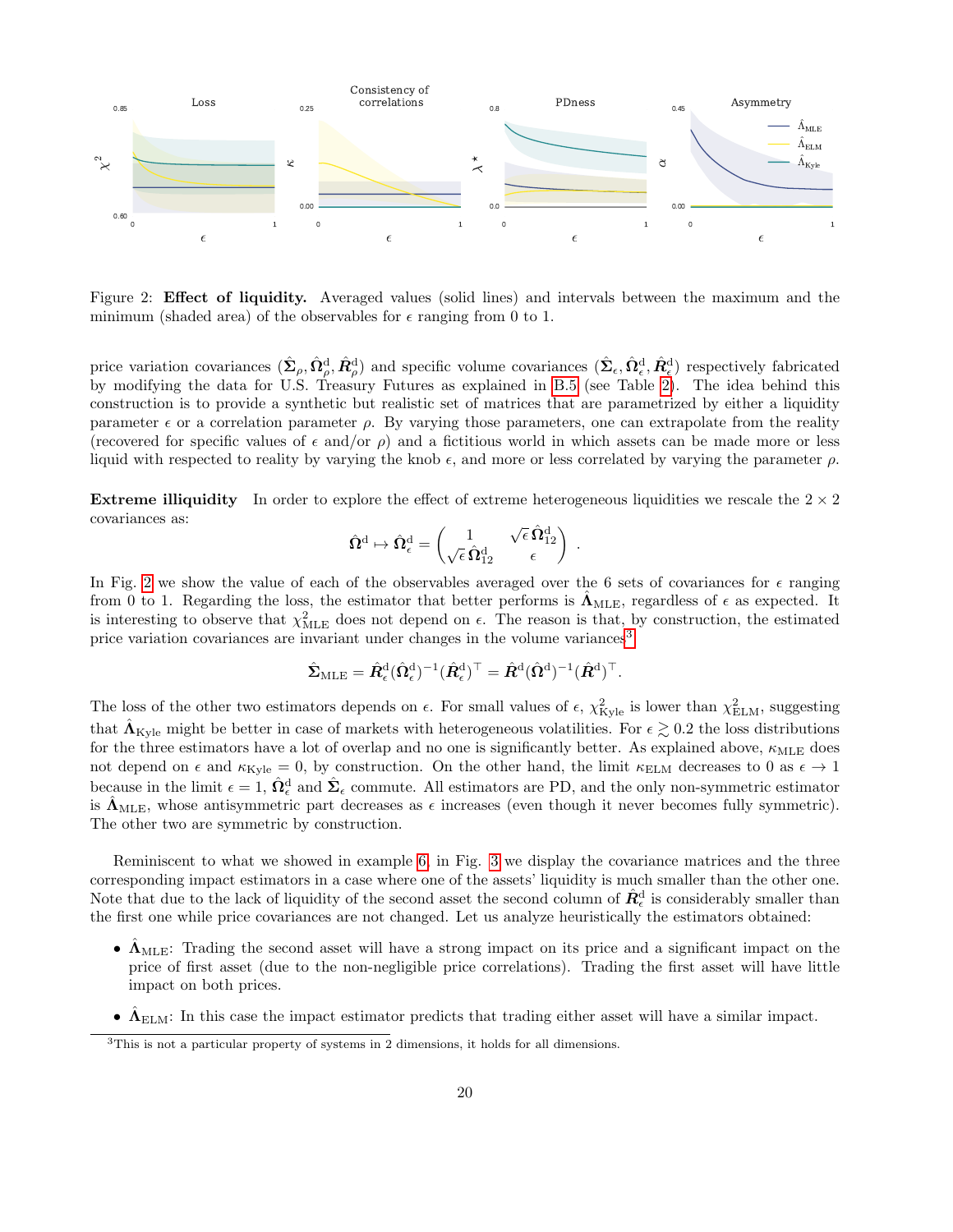Figure 2: **Effect of liquidity.** Averaged values (solid lines) and intervals between the maximum and the minimum (shaded area) of the observables for $\epsilon$ ranging from 0 to 1.

price variation covariances $(\hat{\boldsymbol{\Sigma}}_\rho, \hat{\boldsymbol{\Omega}}^{\rm d}_\rho, \hat{\boldsymbol{R}}^{\rm d}_\rho)$ and specific volume covariances $(\hat{\boldsymbol{\Sigma}}_\epsilon, \hat{\boldsymbol{\Omega}}^{\rm d}_\epsilon, \hat{\boldsymbol{R}}^{\rm d}_\epsilon)$ respectively fabricated by modifying the data for U.S. Treasury Futures as explained in B.5 (see Table 2). The idea behind this construction is to provide a synthetic but realistic set of matrices that are parametrized by either a liquidity parameter $\epsilon$ or a correlation parameter $\rho$. By varying those parameters, one can extrapolate from the reality (recovered for specific values of $\epsilon$ and/or $\rho$) and a fictitious world in which assets can be made more or less liquid with respected to reality by varying the knob $\epsilon$, and more or less correlated by varying the parameter $\rho$.

**Extreme illiquidity** In order to explore the effect of extreme heterogeneous liquidities we rescale the $2 \times 2$ covariances as:

$$\hat{\boldsymbol{\Omega}}^{\rm d} \mapsto \hat{\boldsymbol{\Omega}}^{\rm d}_\epsilon = \begin{pmatrix} 1 & \sqrt{\epsilon}\,\hat{\boldsymbol{\Omega}}^{\rm d}_{12} \\ \sqrt{\epsilon}\,\hat{\boldsymbol{\Omega}}^{\rm d}_{12} & \epsilon \end{pmatrix}.$$

In Fig. 2 we show the value of each of the observables averaged over the 6 sets of covariances for $\epsilon$ ranging from 0 to 1. Regarding the loss, the estimator that better performs is $\hat{\boldsymbol{\Lambda}}_{\rm MLE}$, regardless of $\epsilon$ as expected. It is interesting to observe that $\chi^2_{\rm MLE}$ does not depend on $\epsilon$. The reason is that, by construction, the estimated price variation covariances are invariant under changes in the volume variances[3]

$$\hat{\boldsymbol{\Sigma}}_{\rm MLE} = \hat{\boldsymbol{R}}^{\rm d}_\epsilon(\hat{\boldsymbol{\Omega}}^{\rm d}_\epsilon)^{-1}(\hat{\boldsymbol{R}}^{\rm d}_\epsilon)^\top = \hat{\boldsymbol{R}}^{\rm d}(\hat{\boldsymbol{\Omega}}^{\rm d})^{-1}(\hat{\boldsymbol{R}}^{\rm d})^\top.$$

The loss of the other two estimators depends on $\epsilon$. For small values of $\epsilon$, $\chi^2_{\rm Kyle}$ is lower than $\chi^2_{\rm ELM}$, suggesting that $\hat{\boldsymbol{\Lambda}}_{\rm Kyle}$ might be better in case of markets with heterogeneous volatilities. For $\epsilon \gtrsim 0.2$ the loss distributions for the three estimators have a lot of overlap and no one is significantly better. As explained above, $\kappa_{\rm MLE}$ does not depend on $\epsilon$ and $\kappa_{\rm Kyle} = 0$, by construction. On the other hand, the limit $\kappa_{\rm ELM}$ decreases to 0 as $\epsilon \to 1$ because in the limit $\epsilon = 1$, $\hat{\boldsymbol{\Omega}}^{\rm d}_\epsilon$ and $\hat{\boldsymbol{\Sigma}}_\epsilon$ commute. All estimators are PD, and the only non-symmetric estimator is $\hat{\boldsymbol{\Lambda}}_{\rm MLE}$, whose antisymmetric part decreases as $\epsilon$ increases (even though it never becomes fully symmetric). The other two are symmetric by construction.

Reminiscent to what we showed in example 6, in Fig. 3 we display the covariance matrices and the three corresponding impact estimators in a case where one of the assets' liquidity is much smaller than the other one. Note that due to the lack of liquidity of the second asset the second column of $\hat{\boldsymbol{R}}^{\rm d}_\epsilon$ is considerably smaller than the first one while price covariances are not changed. Let us analyze heuristically the estimators obtained:

- $\hat{\boldsymbol{\Lambda}}_{\rm MLE}$: Trading the second asset will have a strong impact on its price and a significant impact on the price of first asset (due to the non-negligible price correlations). Trading the first asset will have little impact on both prices.
- $\hat{\boldsymbol{\Lambda}}_{\rm ELM}$: In this case the impact estimator predicts that trading either asset will have a similar impact.

[3] This is not a particular property of systems in 2 dimensions, it holds for all dimensions.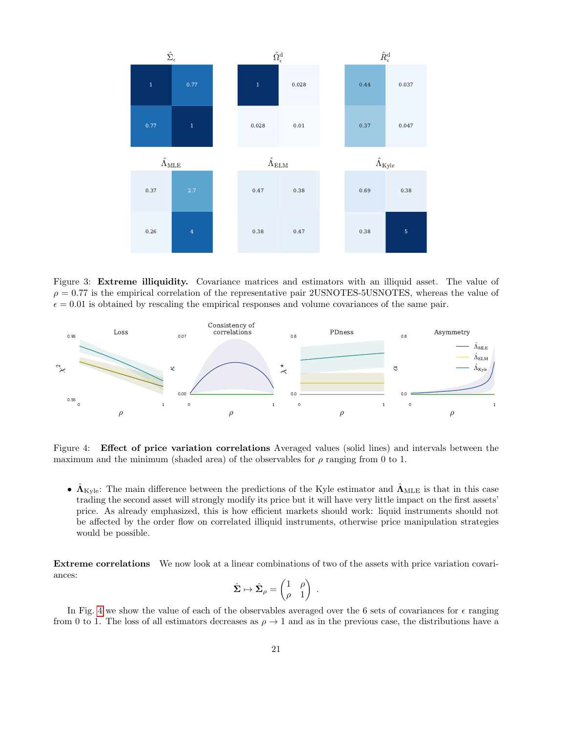Figure 3: **Extreme illiquidity.** Covariance matrices and estimators with an illiquid asset. The value of $\rho = 0.77$ is the empirical correlation of the representative pair 2USNOTES-5USNOTES, whereas the value of $\epsilon = 0.01$ is obtained by rescaling the empirical responses and volume covariances of the same pair.

Figure 4: **Effect of price variation correlations** Averaged values (solid lines) and intervals between the maximum and the minimum (shaded area) of the observables for $\rho$ ranging from 0 to 1.

- $\hat{\mathbf{\Lambda}}_{\text{Kyle}}$: The main difference between the predictions of the Kyle estimator and $\hat{\mathbf{\Lambda}}_{\text{MLE}}$ is that in this case trading the second asset will strongly modify its price but it will have very little impact on the first assets' price. As already emphasized, this is how efficient markets should work: liquid instruments should not be affected by the order flow on correlated illiquid instruments, otherwise price manipulation strategies would be possible.

**Extreme correlations** We now look at a linear combinations of two of the assets with price variation covariances:

$$\hat{\mathbf{\Sigma}} \mapsto \hat{\mathbf{\Sigma}}_{\rho} = \begin{pmatrix} 1 & \rho \\ \rho & 1 \end{pmatrix} .$$

In Fig. 4 we show the value of each of the observables averaged over the 6 sets of covariances for $\epsilon$ ranging from 0 to 1. The loss of all estimators decreases as $\rho \to 1$ and as in the previous case, the distributions have a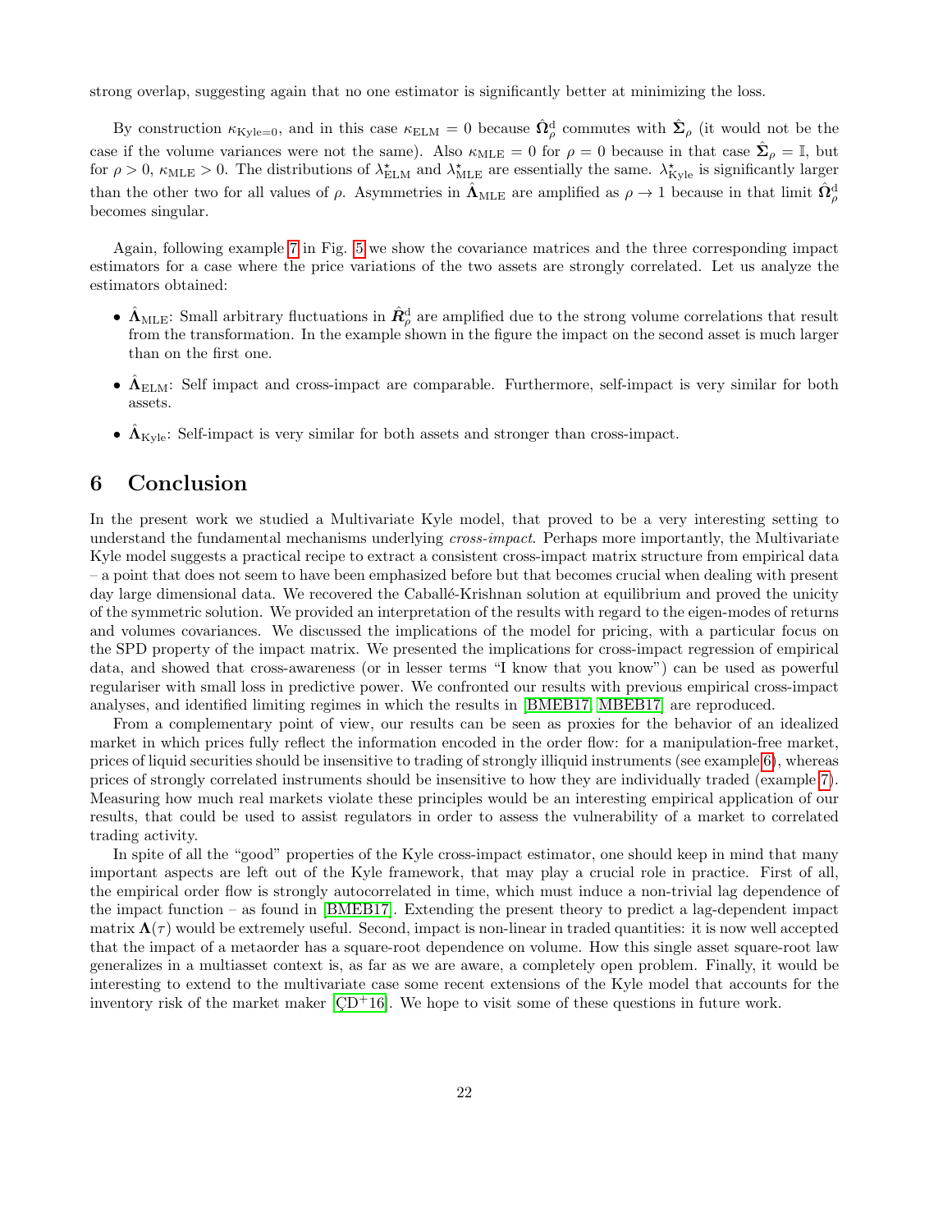strong overlap, suggesting again that no one estimator is significantly better at minimizing the loss.

By construction $\kappa_{\mathrm{Kyle}=0}$, and in this case $\kappa_{\mathrm{ELM}} = 0$ because $\hat{\mathbf{\Omega}}_\rho^{\mathrm{d}}$ commutes with $\hat{\mathbf{\Sigma}}_\rho$ (it would not be the case if the volume variances were not the same). Also $\kappa_{\mathrm{MLE}} = 0$ for $\rho = 0$ because in that case $\hat{\mathbf{\Sigma}}_\rho = \mathbb{I}$, but for $\rho > 0$, $\kappa_{\mathrm{MLE}} > 0$. The distributions of $\lambda^\star_{\mathrm{ELM}}$ and $\lambda^\star_{\mathrm{MLE}}$ are essentially the same. $\lambda^\star_{\mathrm{Kyle}}$ is significantly larger than the other two for all values of $\rho$. Asymmetries in $\hat{\mathbf{\Lambda}}_{\mathrm{MLE}}$ are amplified as $\rho \to 1$ because in that limit $\hat{\mathbf{\Omega}}_\rho^{\mathrm{d}}$ becomes singular.

Again, following example 7 in Fig. 5 we show the covariance matrices and the three corresponding impact estimators for a case where the price variations of the two assets are strongly correlated. Let us analyze the estimators obtained:

- $\hat{\mathbf{\Lambda}}_{\mathrm{MLE}}$: Small arbitrary fluctuations in $\hat{\boldsymbol{R}}_\rho^{\mathrm{d}}$ are amplified due to the strong volume correlations that result from the transformation. In the example shown in the figure the impact on the second asset is much larger than on the first one.
- $\hat{\mathbf{\Lambda}}_{\mathrm{ELM}}$: Self impact and cross-impact are comparable. Furthermore, self-impact is very similar for both assets.
- $\hat{\mathbf{\Lambda}}_{\mathrm{Kyle}}$: Self-impact is very similar for both assets and stronger than cross-impact.

# 6 Conclusion

In the present work we studied a Multivariate Kyle model, that proved to be a very interesting setting to understand the fundamental mechanisms underlying *cross-impact*. Perhaps more importantly, the Multivariate Kyle model suggests a practical recipe to extract a consistent cross-impact matrix structure from empirical data – a point that does not seem to have been emphasized before but that becomes crucial when dealing with present day large dimensional data. We recovered the Caballé-Krishnan solution at equilibrium and proved the unicity of the symmetric solution. We provided an interpretation of the results with regard to the eigen-modes of returns and volumes covariances. We discussed the implications of the model for pricing, with a particular focus on the SPD property of the impact matrix. We presented the implications for cross-impact regression of empirical data, and showed that cross-awareness (or in lesser terms "I know that you know") can be used as powerful regulariser with small loss in predictive power. We confronted our results with previous empirical cross-impact analyses, and identified limiting regimes in which the results in [BMEB17, MBEB17] are reproduced.

From a complementary point of view, our results can be seen as proxies for the behavior of an idealized market in which prices fully reflect the information encoded in the order flow: for a manipulation-free market, prices of liquid securities should be insensitive to trading of strongly illiquid instruments (see example 6), whereas prices of strongly correlated instruments should be insensitive to how they are individually traded (example 7). Measuring how much real markets violate these principles would be an interesting empirical application of our results, that could be used to assist regulators in order to assess the vulnerability of a market to correlated trading activity.

In spite of all the "good" properties of the Kyle cross-impact estimator, one should keep in mind that many important aspects are left out of the Kyle framework, that may play a crucial role in practice. First of all, the empirical order flow is strongly autocorrelated in time, which must induce a non-trivial lag dependence of the impact function – as found in [BMEB17]. Extending the present theory to predict a lag-dependent impact matrix $\mathbf{\Lambda}(\tau)$ would be extremely useful. Second, impact is non-linear in traded quantities: it is now well accepted that the impact of a metaorder has a square-root dependence on volume. How this single asset square-root law generalizes in a multiasset context is, as far as we are aware, a completely open problem. Finally, it would be interesting to extend to the multivariate case some recent extensions of the Kyle model that accounts for the inventory risk of the market maker [ÇD+16]. We hope to visit some of these questions in future work.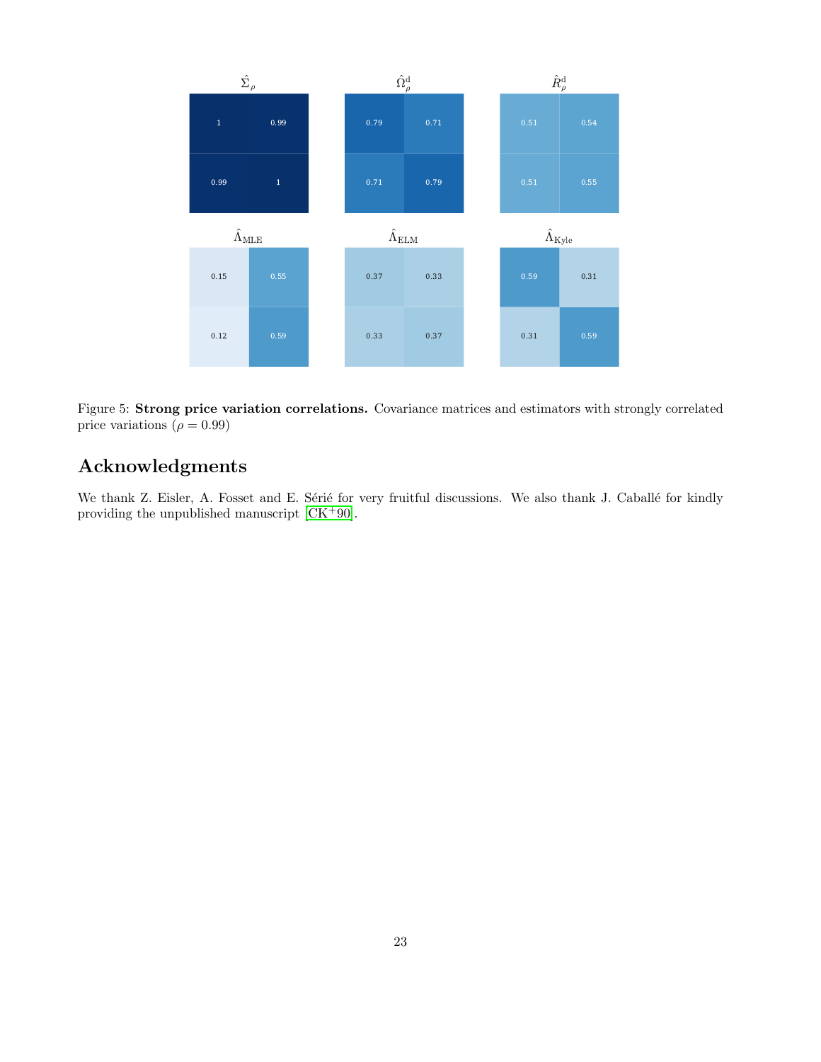| $\hat{\Sigma}_\rho$ | |
|---|---|
| 1 | 0.99 |
| 0.99 | 1 |

| $\hat{\Omega}^{\mathrm{d}}_\rho$ | |
|---|---|
| 0.79 | 0.71 |
| 0.71 | 0.79 |

| $\hat{R}^{\mathrm{d}}_\rho$ | |
|---|---|
| 0.51 | 0.54 |
| 0.51 | 0.55 |

| $\hat{\Lambda}_{\mathrm{MLE}}$ | |
|---|---|
| 0.15 | 0.55 |
| 0.12 | 0.59 |

| $\hat{\Lambda}_{\mathrm{ELM}}$ | |
|---|---|
| 0.37 | 0.33 |
| 0.33 | 0.37 |

| $\hat{\Lambda}_{\mathrm{Kyle}}$ | |
|---|---|
| 0.59 | 0.31 |
| 0.31 | 0.59 |

Figure 5: **Strong price variation correlations.** Covariance matrices and estimators with strongly correlated price variations ($\rho = 0.99$)

## Acknowledgments

We thank Z. Eisler, A. Fosset and E. Sérié for very fruitful discussions. We also thank J. Caballé for kindly providing the unpublished manuscript [CK+90].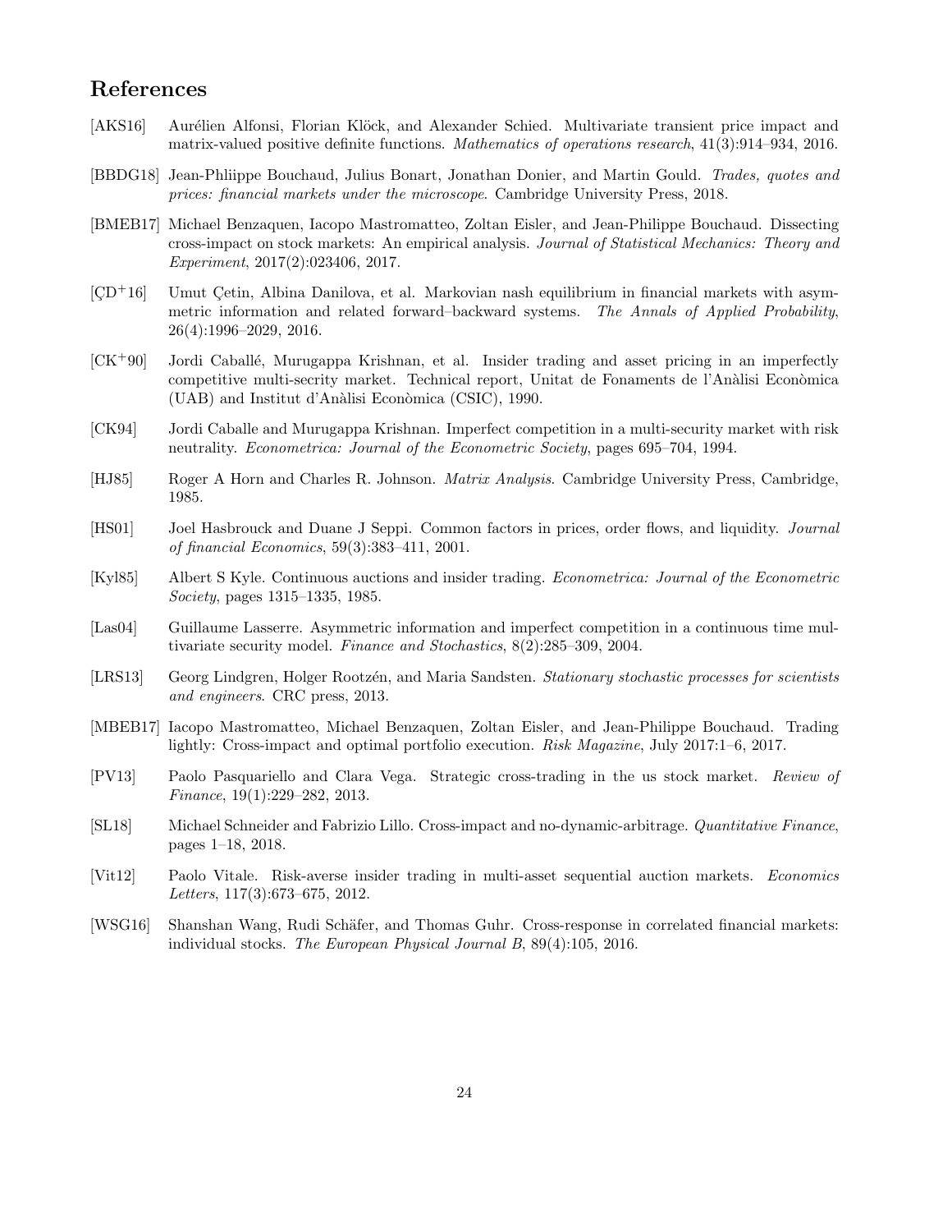## References

[AKS16] Aurélien Alfonsi, Florian Klöck, and Alexander Schied. Multivariate transient price impact and matrix-valued positive definite functions. *Mathematics of operations research*, 41(3):914–934, 2016.

[BBDG18] Jean-Phliippe Bouchaud, Julius Bonart, Jonathan Donier, and Martin Gould. *Trades, quotes and prices: financial markets under the microscope*. Cambridge University Press, 2018.

[BMEB17] Michael Benzaquen, Iacopo Mastromatteo, Zoltan Eisler, and Jean-Philippe Bouchaud. Dissecting cross-impact on stock markets: An empirical analysis. *Journal of Statistical Mechanics: Theory and Experiment*, 2017(2):023406, 2017.

[ÇD+16] Umut Çetin, Albina Danilova, et al. Markovian nash equilibrium in financial markets with asymmetric information and related forward–backward systems. *The Annals of Applied Probability*, 26(4):1996–2029, 2016.

[CK+90] Jordi Caballé, Murugappa Krishnan, et al. Insider trading and asset pricing in an imperfectly competitive multi-secrity market. Technical report, Unitat de Fonaments de l'Anàlisi Econòmica (UAB) and Institut d'Anàlisi Econòmica (CSIC), 1990.

[CK94] Jordi Caballe and Murugappa Krishnan. Imperfect competition in a multi-security market with risk neutrality. *Econometrica: Journal of the Econometric Society*, pages 695–704, 1994.

[HJ85] Roger A Horn and Charles R. Johnson. *Matrix Analysis*. Cambridge University Press, Cambridge, 1985.

[HS01] Joel Hasbrouck and Duane J Seppi. Common factors in prices, order flows, and liquidity. *Journal of financial Economics*, 59(3):383–411, 2001.

[Kyl85] Albert S Kyle. Continuous auctions and insider trading. *Econometrica: Journal of the Econometric Society*, pages 1315–1335, 1985.

[Las04] Guillaume Lasserre. Asymmetric information and imperfect competition in a continuous time multivariate security model. *Finance and Stochastics*, 8(2):285–309, 2004.

[LRS13] Georg Lindgren, Holger Rootzén, and Maria Sandsten. *Stationary stochastic processes for scientists and engineers*. CRC press, 2013.

[MBEB17] Iacopo Mastromatteo, Michael Benzaquen, Zoltan Eisler, and Jean-Philippe Bouchaud. Trading lightly: Cross-impact and optimal portfolio execution. *Risk Magazine*, July 2017:1–6, 2017.

[PV13] Paolo Pasquariello and Clara Vega. Strategic cross-trading in the us stock market. *Review of Finance*, 19(1):229–282, 2013.

[SL18] Michael Schneider and Fabrizio Lillo. Cross-impact and no-dynamic-arbitrage. *Quantitative Finance*, pages 1–18, 2018.

[Vit12] Paolo Vitale. Risk-averse insider trading in multi-asset sequential auction markets. *Economics Letters*, 117(3):673–675, 2012.

[WSG16] Shanshan Wang, Rudi Schäfer, and Thomas Guhr. Cross-response in correlated financial markets: individual stocks. *The European Physical Journal B*, 89(4):105, 2016.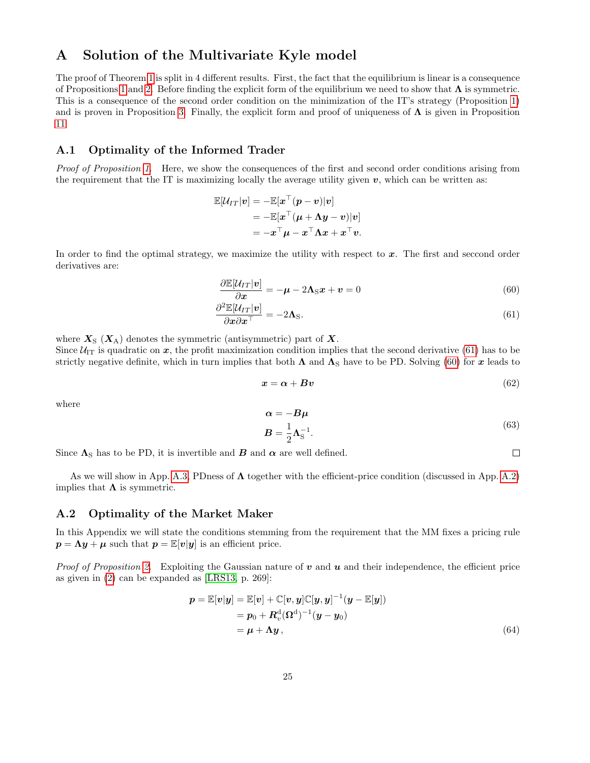# A Solution of the Multivariate Kyle model

The proof of Theorem 1 is split in 4 different results. First, the fact that the equilibrium is linear is a consequence of Propositions 1 and 2. Before finding the explicit form of the equilibrium we need to show that $\boldsymbol{\Lambda}$ is symmetric. This is a consequence of the second order condition on the minimization of the IT's strategy (Proposition 1) and is proven in Proposition 3. Finally, the explicit form and proof of uniqueness of $\boldsymbol{\Lambda}$ is given in Proposition 11.

## A.1 Optimality of the Informed Trader

*Proof of Proposition 1.* Here, we show the consequences of the first and second order conditions arising from the requirement that the IT is maximizing locally the average utility given $\boldsymbol{v}$, which can be written as:

$$
\begin{aligned}
\mathbb{E}[\mathcal{U}_{IT}|\boldsymbol{v}] &= -\mathbb{E}[\boldsymbol{x}^\top(\boldsymbol{p}-\boldsymbol{v})|\boldsymbol{v}] \\
&= -\mathbb{E}[\boldsymbol{x}^\top(\boldsymbol{\mu}+\boldsymbol{\Lambda}\boldsymbol{y}-\boldsymbol{v})|\boldsymbol{v}] \\
&= -\boldsymbol{x}^\top\boldsymbol{\mu} - \boldsymbol{x}^\top\boldsymbol{\Lambda}\boldsymbol{x} + \boldsymbol{x}^\top\boldsymbol{v}.
\end{aligned}
$$

In order to find the optimal strategy, we maximize the utility with respect to $\boldsymbol{x}$. The first and seccond order derivatives are:

$$
\frac{\partial \mathbb{E}[\mathcal{U}_{IT}|\boldsymbol{v}]}{\partial \boldsymbol{x}} = -\boldsymbol{\mu} - 2\boldsymbol{\Lambda}_{\mathrm{S}}\boldsymbol{x} + \boldsymbol{v} = 0 \tag{60}
$$

$$
\frac{\partial^2 \mathbb{E}[\mathcal{U}_{IT}|\boldsymbol{v}]}{\partial \boldsymbol{x}\partial \boldsymbol{x}^\top} = -2\boldsymbol{\Lambda}_{\mathrm{S}}. \tag{61}
$$

where $\boldsymbol{X}_{\mathrm{S}}$ ($\boldsymbol{X}_{\mathrm{A}}$) denotes the symmetric (antisymmetric) part of $\boldsymbol{X}$.
Since $\mathcal{U}_{\mathrm{IT}}$ is quadratic on $\boldsymbol{x}$, the profit maximization condition implies that the second derivative (61) has to be strictly negative definite, which in turn implies that both $\boldsymbol{\Lambda}$ and $\boldsymbol{\Lambda}_{\mathrm{S}}$ have to be PD. Solving (60) for $\boldsymbol{x}$ leads to

$$
\boldsymbol{x} = \boldsymbol{\alpha} + \boldsymbol{B}\boldsymbol{v} \tag{62}
$$

where

$$
\begin{aligned}
\boldsymbol{\alpha} &= -\boldsymbol{B}\boldsymbol{\mu} \\
\boldsymbol{B} &= \frac{1}{2}\boldsymbol{\Lambda}_{\mathrm{S}}^{-1}.
\end{aligned} \tag{63}
$$

Since $\boldsymbol{\Lambda}_{\mathrm{S}}$ has to be PD, it is invertible and $\boldsymbol{B}$ and $\boldsymbol{\alpha}$ are well defined. □

As we will show in App. A.3, PDness of $\boldsymbol{\Lambda}$ together with the efficient-price condition (discussed in App. A.2) implies that $\boldsymbol{\Lambda}$ is symmetric.

## A.2 Optimality of the Market Maker

In this Appendix we will state the conditions stemming from the requirement that the MM fixes a pricing rule $\boldsymbol{p} = \boldsymbol{\Lambda}\boldsymbol{y} + \boldsymbol{\mu}$ such that $\boldsymbol{p} = \mathbb{E}[\boldsymbol{v}|\boldsymbol{y}]$ is an efficient price.

*Proof of Proposition 2.* Exploiting the Gaussian nature of $\boldsymbol{v}$ and $\boldsymbol{u}$ and their independence, the efficient price as given in (2) can be expanded as [LRS13, p. 269]:

$$
\begin{aligned}
\boldsymbol{p} = \mathbb{E}[\boldsymbol{v}|\boldsymbol{y}] &= \mathbb{E}[\boldsymbol{v}] + \mathbb{C}[\boldsymbol{v},\boldsymbol{y}]\mathbb{C}[\boldsymbol{y},\boldsymbol{y}]^{-1}(\boldsymbol{y} - \mathbb{E}[\boldsymbol{y}]) \\
&= \boldsymbol{p}_0 + \boldsymbol{R}_v^{\mathrm{d}}(\boldsymbol{\Omega}^{\mathrm{d}})^{-1}(\boldsymbol{y} - \boldsymbol{y}_0) \\
&= \boldsymbol{\mu} + \boldsymbol{\Lambda}\boldsymbol{y}\,,
\end{aligned} \tag{64}
$$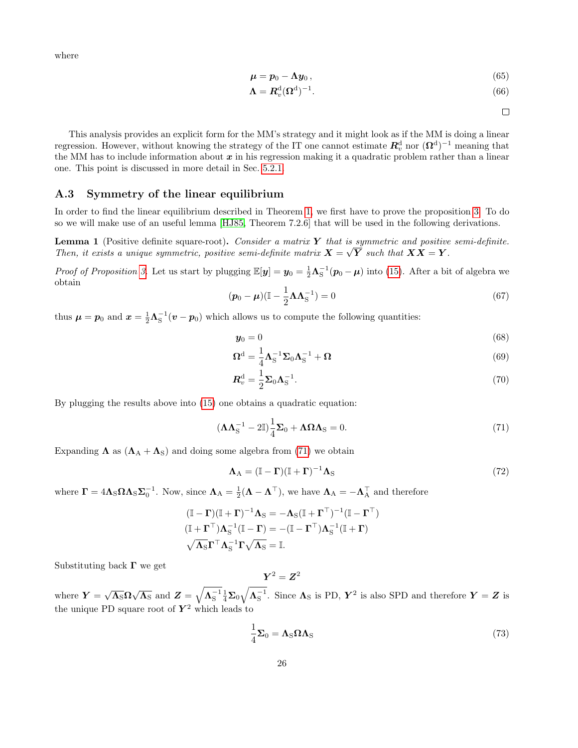where

$$
\boldsymbol{\mu} = \boldsymbol{p}_0 - \boldsymbol{\Lambda}\boldsymbol{y}_0\,, \tag{65}
$$

$$
\boldsymbol{\Lambda} = \boldsymbol{R}_v^{\mathrm{d}}(\boldsymbol{\Omega}^{\mathrm{d}})^{-1}. \tag{66}
$$

□

This analysis provides an explicit form for the MM's strategy and it might look as if the MM is doing a linear regression. However, without knowing the strategy of the IT one cannot estimate $\boldsymbol{R}_v^{\mathrm{d}}$ nor $(\boldsymbol{\Omega}^{\mathrm{d}})^{-1}$ meaning that the MM has to include information about $\boldsymbol{x}$ in his regression making it a quadratic problem rather than a linear one. This point is discussed in more detail in Sec. 5.2.1.

## A.3 Symmetry of the linear equilibrium

In order to find the linear equilibrium described in Theorem 1, we first have to prove the proposition 3. To do so we will make use of an useful lemma [HJ85, Theorem 7.2.6] that will be used in the following derivations.

**Lemma 1** (Positive definite square-root)**.** *Consider a matrix $\boldsymbol{Y}$ that is symmetric and positive semi-definite. Then, it exists a unique symmetric, positive semi-definite matrix $\boldsymbol{X} = \sqrt{\boldsymbol{Y}}$ such that $\boldsymbol{X}\boldsymbol{X} = \boldsymbol{Y}$.*

*Proof of Proposition 3.* Let us start by plugging $\mathbb{E}[\boldsymbol{y}] = \boldsymbol{y}_0 = \frac{1}{2}\boldsymbol{\Lambda}_{\mathrm{S}}^{-1}(\boldsymbol{p}_0 - \boldsymbol{\mu})$ into (15). After a bit of algebra we obtain

$$
(\boldsymbol{p}_0 - \boldsymbol{\mu})(\mathbb{I} - \frac{1}{2}\boldsymbol{\Lambda}\boldsymbol{\Lambda}_{\mathrm{S}}^{-1}) = 0 \tag{67}
$$

thus $\boldsymbol{\mu} = \boldsymbol{p}_0$ and $\boldsymbol{x} = \frac{1}{2}\boldsymbol{\Lambda}_{\mathrm{S}}^{-1}(\boldsymbol{v} - \boldsymbol{p}_0)$ which allows us to compute the following quantities:

$$
\boldsymbol{y}_0 = 0 \tag{68}
$$

$$
\boldsymbol{\Omega}^{\mathrm{d}} = \frac{1}{4}\boldsymbol{\Lambda}_{\mathrm{S}}^{-1}\boldsymbol{\Sigma}_0\boldsymbol{\Lambda}_{\mathrm{S}}^{-1} + \boldsymbol{\Omega} \tag{69}
$$

$$
\boldsymbol{R}_v^{\mathrm{d}} = \frac{1}{2}\boldsymbol{\Sigma}_0\boldsymbol{\Lambda}_{\mathrm{S}}^{-1}. \tag{70}
$$

By plugging the results above into (15) one obtains a quadratic equation:

$$
(\boldsymbol{\Lambda}\boldsymbol{\Lambda}_{\mathrm{S}}^{-1} - 2\mathbb{I})\frac{1}{4}\boldsymbol{\Sigma}_0 + \boldsymbol{\Lambda}\boldsymbol{\Omega}\boldsymbol{\Lambda}_{\mathrm{S}} = 0. \tag{71}
$$

Expanding $\boldsymbol{\Lambda}$ as $(\boldsymbol{\Lambda}_{\mathrm{A}} + \boldsymbol{\Lambda}_{\mathrm{S}})$ and doing some algebra from (71) we obtain

$$
\boldsymbol{\Lambda}_{\mathrm{A}} = (\mathbb{I} - \boldsymbol{\Gamma})(\mathbb{I} + \boldsymbol{\Gamma})^{-1}\boldsymbol{\Lambda}_{\mathrm{S}} \tag{72}
$$

where $\boldsymbol{\Gamma} = 4\boldsymbol{\Lambda}_{\mathrm{S}}\boldsymbol{\Omega}\boldsymbol{\Lambda}_{\mathrm{S}}\boldsymbol{\Sigma}_0^{-1}$. Now, since $\boldsymbol{\Lambda}_{\mathrm{A}} = \frac{1}{2}(\boldsymbol{\Lambda} - \boldsymbol{\Lambda}^\top)$, we have $\boldsymbol{\Lambda}_{\mathrm{A}} = -\boldsymbol{\Lambda}_{\mathrm{A}}^\top$ and therefore

$$
\begin{aligned}
(\mathbb{I} - \boldsymbol{\Gamma})(\mathbb{I} + \boldsymbol{\Gamma})^{-1}\boldsymbol{\Lambda}_{\mathrm{S}} &= -\boldsymbol{\Lambda}_{\mathrm{S}}(\mathbb{I} + \boldsymbol{\Gamma}^\top)^{-1}(\mathbb{I} - \boldsymbol{\Gamma}^\top) \\
(\mathbb{I} + \boldsymbol{\Gamma}^\top)\boldsymbol{\Lambda}_{\mathrm{S}}^{-1}(\mathbb{I} - \boldsymbol{\Gamma}) &= -(\mathbb{I} - \boldsymbol{\Gamma}^\top)\boldsymbol{\Lambda}_{\mathrm{S}}^{-1}(\mathbb{I} + \boldsymbol{\Gamma}) \\
\sqrt{\boldsymbol{\Lambda}_{\mathrm{S}}}\boldsymbol{\Gamma}^\top\boldsymbol{\Lambda}_{\mathrm{S}}^{-1}\boldsymbol{\Gamma}\sqrt{\boldsymbol{\Lambda}_{\mathrm{S}}} &= \mathbb{I}.
\end{aligned}
$$

Substituting back $\boldsymbol{\Gamma}$ we get

$$
\boldsymbol{Y}^2 = \boldsymbol{Z}^2
$$

where $\boldsymbol{Y} = \sqrt{\boldsymbol{\Lambda}_{\mathrm{S}}}\boldsymbol{\Omega}\sqrt{\boldsymbol{\Lambda}_{\mathrm{S}}}$ and $\boldsymbol{Z} = \sqrt{\boldsymbol{\Lambda}_{\mathrm{S}}^{-1}}\frac{1}{4}\boldsymbol{\Sigma}_0\sqrt{\boldsymbol{\Lambda}_{\mathrm{S}}^{-1}}$. Since $\boldsymbol{\Lambda}_{\mathrm{S}}$ is PD, $\boldsymbol{Y}^2$ is also SPD and therefore $\boldsymbol{Y} = \boldsymbol{Z}$ is the unique PD square root of $\boldsymbol{Y}^2$ which leads to

$$
\frac{1}{4}\boldsymbol{\Sigma}_0 = \boldsymbol{\Lambda}_{\mathrm{S}}\boldsymbol{\Omega}\boldsymbol{\Lambda}_{\mathrm{S}} \tag{73}
$$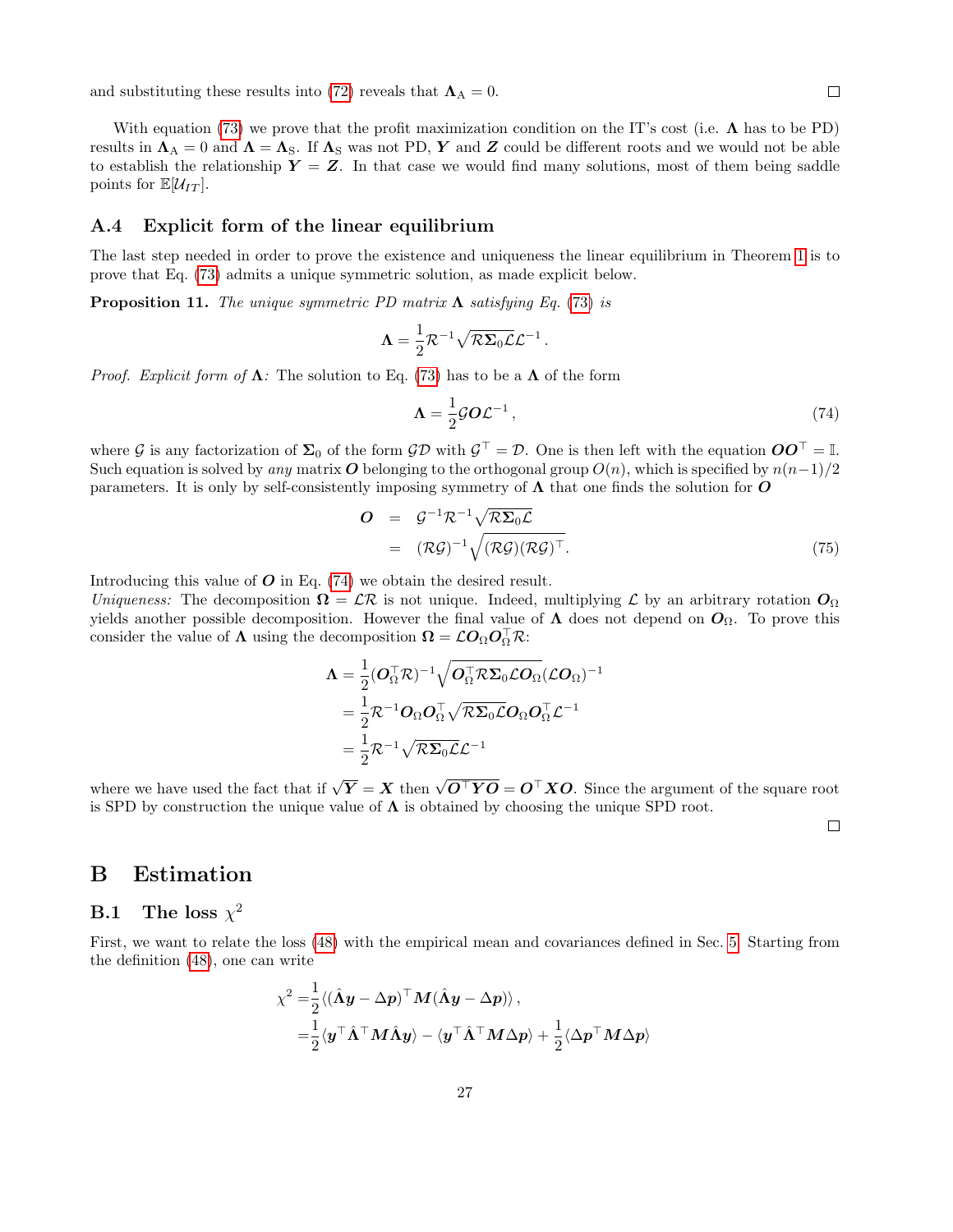and substituting these results into (72) reveals that $\mathbf{\Lambda}_\mathrm{A} = 0$. $\square$

With equation (73) we prove that the profit maximization condition on the IT's cost (i.e. $\mathbf{\Lambda}$ has to be PD) results in $\mathbf{\Lambda}_\mathrm{A} = 0$ and $\mathbf{\Lambda} = \mathbf{\Lambda}_\mathrm{S}$. If $\mathbf{\Lambda}_\mathrm{S}$ was not PD, $\boldsymbol{Y}$ and $\boldsymbol{Z}$ could be different roots and we would not be able to establish the relationship $\boldsymbol{Y} = \boldsymbol{Z}$. In that case we would find many solutions, most of them being saddle points for $\mathbb{E}[\mathcal{U}_{IT}]$.

### A.4 Explicit form of the linear equilibrium

The last step needed in order to prove the existence and uniqueness the linear equilibrium in Theorem 1 is to prove that Eq. (73) admits a unique symmetric solution, as made explicit below.

**Proposition 11.** *The unique symmetric PD matrix $\mathbf{\Lambda}$ satisfying Eq. (73) is*

$$\mathbf{\Lambda} = \frac{1}{2}\mathcal{R}^{-1}\sqrt{\mathcal{R}\mathbf{\Sigma}_0\mathcal{L}}\mathcal{L}^{-1}\,.$$

*Proof. Explicit form of $\mathbf{\Lambda}$:* The solution to Eq. (73) has to be a $\mathbf{\Lambda}$ of the form

$$\mathbf{\Lambda} = \frac{1}{2}\mathcal{G}\boldsymbol{O}\mathcal{L}^{-1}\,, \tag{74}$$

where $\mathcal{G}$ is any factorization of $\mathbf{\Sigma}_0$ of the form $\mathcal{G}\mathcal{D}$ with $\mathcal{G}^\top = \mathcal{D}$. One is then left with the equation $\boldsymbol{O}\boldsymbol{O}^\top = \mathbb{I}$. Such equation is solved by *any* matrix $\boldsymbol{O}$ belonging to the orthogonal group $O(n)$, which is specified by $n(n-1)/2$ parameters. It is only by self-consistently imposing symmetry of $\mathbf{\Lambda}$ that one finds the solution for $\boldsymbol{O}$

$$\begin{aligned} \boldsymbol{O} &= \mathcal{G}^{-1}\mathcal{R}^{-1}\sqrt{\mathcal{R}\mathbf{\Sigma}_0\mathcal{L}} \\ &= (\mathcal{R}\mathcal{G})^{-1}\sqrt{(\mathcal{R}\mathcal{G})(\mathcal{R}\mathcal{G})^\top}. \end{aligned} \tag{75}$$

Introducing this value of $\boldsymbol{O}$ in Eq. (74) we obtain the desired result.
*Uniqueness:* The decomposition $\mathbf{\Omega} = \mathcal{L}\mathcal{R}$ is not unique. Indeed, multiplying $\mathcal{L}$ by an arbitrary rotation $\boldsymbol{O}_\Omega$ yields another possible decomposition. However the final value of $\mathbf{\Lambda}$ does not depend on $\boldsymbol{O}_\Omega$. To prove this consider the value of $\mathbf{\Lambda}$ using the decomposition $\mathbf{\Omega} = \mathcal{L}\boldsymbol{O}_\Omega\boldsymbol{O}_\Omega^\top\mathcal{R}$:

$$\begin{aligned} \mathbf{\Lambda} &= \frac{1}{2}(\boldsymbol{O}_\Omega^\top\mathcal{R})^{-1}\sqrt{\boldsymbol{O}_\Omega^\top\mathcal{R}\mathbf{\Sigma}_0\mathcal{L}\boldsymbol{O}_\Omega}(\mathcal{L}\boldsymbol{O}_\Omega)^{-1} \\ &= \frac{1}{2}\mathcal{R}^{-1}\boldsymbol{O}_\Omega\boldsymbol{O}_\Omega^\top\sqrt{\mathcal{R}\mathbf{\Sigma}_0\mathcal{L}}\boldsymbol{O}_\Omega\boldsymbol{O}_\Omega^\top\mathcal{L}^{-1} \\ &= \frac{1}{2}\mathcal{R}^{-1}\sqrt{\mathcal{R}\mathbf{\Sigma}_0\mathcal{L}}\mathcal{L}^{-1} \end{aligned}$$

where we have used the fact that if $\sqrt{\boldsymbol{Y}} = \boldsymbol{X}$ then $\sqrt{\boldsymbol{O}^\top\boldsymbol{Y}\boldsymbol{O}} = \boldsymbol{O}^\top\boldsymbol{X}\boldsymbol{O}$. Since the argument of the square root is SPD by construction the unique value of $\mathbf{\Lambda}$ is obtained by choosing the unique SPD root. $\square$

## B Estimation

### B.1 The loss $\chi^2$

First, we want to relate the loss (48) with the empirical mean and covariances defined in Sec. 5. Starting from the definition (48), one can write

$$\begin{aligned} \chi^2 =& \frac{1}{2}\langle(\hat{\mathbf{\Lambda}}\boldsymbol{y} - \Delta\boldsymbol{p})^\top\boldsymbol{M}(\hat{\mathbf{\Lambda}}\boldsymbol{y} - \Delta\boldsymbol{p})\rangle\,, \\ =& \frac{1}{2}\langle\boldsymbol{y}^\top\hat{\mathbf{\Lambda}}^\top\boldsymbol{M}\hat{\mathbf{\Lambda}}\boldsymbol{y}\rangle - \langle\boldsymbol{y}^\top\hat{\mathbf{\Lambda}}^\top\boldsymbol{M}\Delta\boldsymbol{p}\rangle + \frac{1}{2}\langle\Delta\boldsymbol{p}^\top\boldsymbol{M}\Delta\boldsymbol{p}\rangle \end{aligned}$$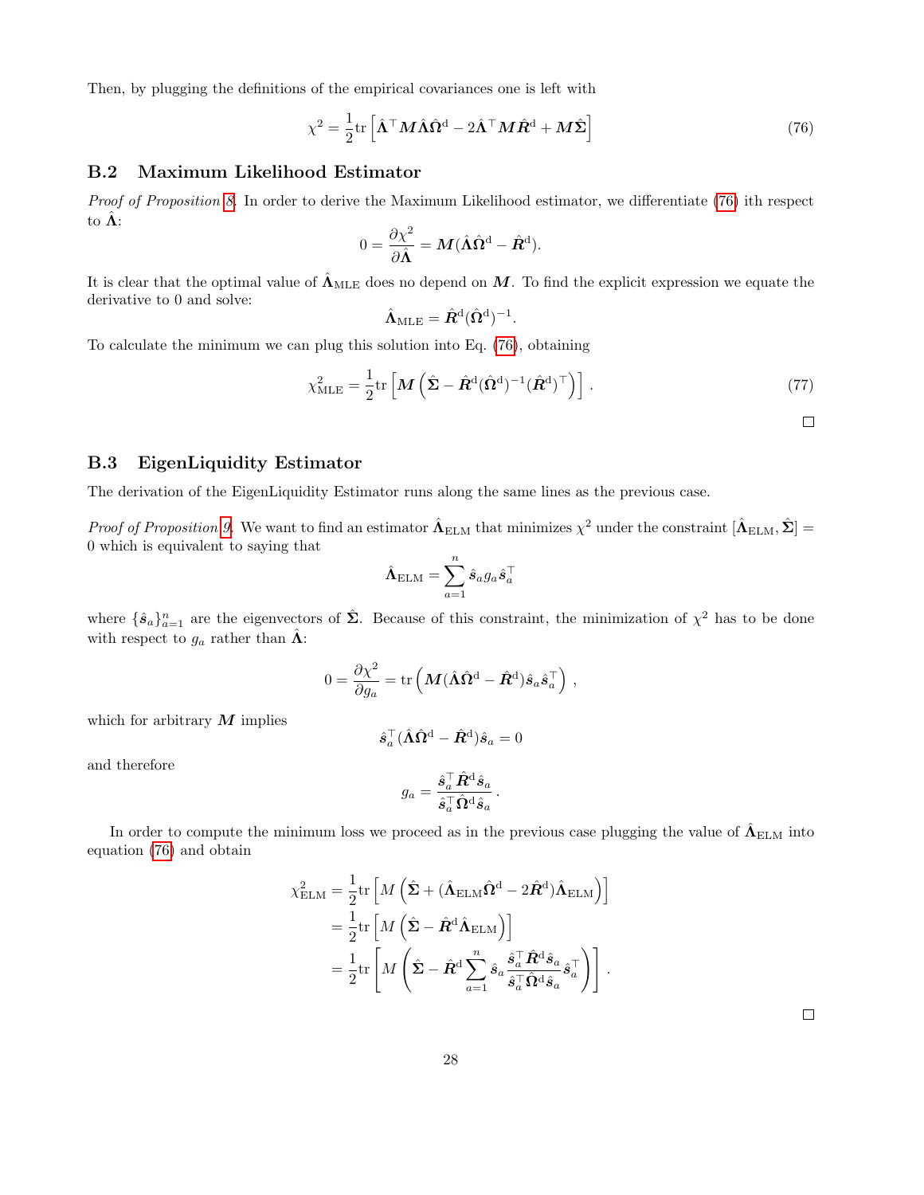Then, by plugging the definitions of the empirical covariances one is left with

$$\chi^2 = \frac{1}{2}\mathrm{tr}\left[\hat{\boldsymbol{\Lambda}}^\top \boldsymbol{M}\hat{\boldsymbol{\Lambda}}\hat{\boldsymbol{\Omega}}^{\mathrm{d}} - 2\hat{\boldsymbol{\Lambda}}^\top \boldsymbol{M}\hat{\boldsymbol{R}}^{\mathrm{d}} + \boldsymbol{M}\hat{\boldsymbol{\Sigma}}\right] \tag{76}$$

### B.2 Maximum Likelihood Estimator

*Proof of Proposition 8.* In order to derive the Maximum Likelihood estimator, we differentiate (76) ith respect to $\hat{\boldsymbol{\Lambda}}$:

$$0 = \frac{\partial \chi^2}{\partial \hat{\boldsymbol{\Lambda}}} = \boldsymbol{M}(\hat{\boldsymbol{\Lambda}}\hat{\boldsymbol{\Omega}}^{\mathrm{d}} - \hat{\boldsymbol{R}}^{\mathrm{d}}).$$

It is clear that the optimal value of $\hat{\boldsymbol{\Lambda}}_{\mathrm{MLE}}$ does no depend on $\boldsymbol{M}$. To find the explicit expression we equate the derivative to 0 and solve:

$$\hat{\boldsymbol{\Lambda}}_{\mathrm{MLE}} = \hat{\boldsymbol{R}}^{\mathrm{d}}(\hat{\boldsymbol{\Omega}}^{\mathrm{d}})^{-1}.$$

To calculate the minimum we can plug this solution into Eq. (76), obtaining

$$\chi^2_{\mathrm{MLE}} = \frac{1}{2}\mathrm{tr}\left[\boldsymbol{M}\left(\hat{\boldsymbol{\Sigma}} - \hat{\boldsymbol{R}}^{\mathrm{d}}(\hat{\boldsymbol{\Omega}}^{\mathrm{d}})^{-1}(\hat{\boldsymbol{R}}^{\mathrm{d}})^\top\right)\right]. \tag{77}$$

□

### B.3 EigenLiquidity Estimator

The derivation of the EigenLiquidity Estimator runs along the same lines as the previous case.

*Proof of Proposition 9.* We want to find an estimator $\hat{\boldsymbol{\Lambda}}_{\mathrm{ELM}}$ that minimizes $\chi^2$ under the constraint $[\hat{\boldsymbol{\Lambda}}_{\mathrm{ELM}}, \hat{\boldsymbol{\Sigma}}] = 0$ which is equivalent to saying that

$$\hat{\boldsymbol{\Lambda}}_{\mathrm{ELM}} = \sum_{a=1}^{n} \hat{\boldsymbol{s}}_a g_a \hat{\boldsymbol{s}}_a^\top$$

where $\{\hat{\boldsymbol{s}}_a\}_{a=1}^n$ are the eigenvectors of $\hat{\boldsymbol{\Sigma}}$. Because of this constraint, the minimization of $\chi^2$ has to be done with respect to $g_a$ rather than $\hat{\boldsymbol{\Lambda}}$:

$$0 = \frac{\partial \chi^2}{\partial g_a} = \mathrm{tr}\left(\boldsymbol{M}(\hat{\boldsymbol{\Lambda}}\hat{\boldsymbol{\Omega}}^{\mathrm{d}} - \hat{\boldsymbol{R}}^{\mathrm{d}})\hat{\boldsymbol{s}}_a\hat{\boldsymbol{s}}_a^\top\right),$$

which for arbitrary $\boldsymbol{M}$ implies

$$\hat{\boldsymbol{s}}_a^\top(\hat{\boldsymbol{\Lambda}}\hat{\boldsymbol{\Omega}}^{\mathrm{d}} - \hat{\boldsymbol{R}}^{\mathrm{d}})\hat{\boldsymbol{s}}_a = 0$$

and therefore

$$g_a = \frac{\hat{\boldsymbol{s}}_a^\top \hat{\boldsymbol{R}}^{\mathrm{d}}\hat{\boldsymbol{s}}_a}{\hat{\boldsymbol{s}}_a^\top \hat{\boldsymbol{\Omega}}^{\mathrm{d}}\hat{\boldsymbol{s}}_a}.$$

In order to compute the minimum loss we proceed as in the previous case plugging the value of $\hat{\boldsymbol{\Lambda}}_{\mathrm{ELM}}$ into equation (76) and obtain

$$\begin{aligned}
\chi^2_{\mathrm{ELM}} &= \frac{1}{2}\mathrm{tr}\left[M\left(\hat{\boldsymbol{\Sigma}} + (\hat{\boldsymbol{\Lambda}}_{\mathrm{ELM}}\hat{\boldsymbol{\Omega}}^{\mathrm{d}} - 2\hat{\boldsymbol{R}}^{\mathrm{d}})\hat{\boldsymbol{\Lambda}}_{\mathrm{ELM}}\right)\right] \\
&= \frac{1}{2}\mathrm{tr}\left[M\left(\hat{\boldsymbol{\Sigma}} - \hat{\boldsymbol{R}}^{\mathrm{d}}\hat{\boldsymbol{\Lambda}}_{\mathrm{ELM}}\right)\right] \\
&= \frac{1}{2}\mathrm{tr}\left[M\left(\hat{\boldsymbol{\Sigma}} - \hat{\boldsymbol{R}}^{\mathrm{d}}\sum_{a=1}^{n}\hat{\boldsymbol{s}}_a\frac{\hat{\boldsymbol{s}}_a^\top \hat{\boldsymbol{R}}^{\mathrm{d}}\hat{\boldsymbol{s}}_a}{\hat{\boldsymbol{s}}_a^\top \hat{\boldsymbol{\Omega}}^{\mathrm{d}}\hat{\boldsymbol{s}}_a}\hat{\boldsymbol{s}}_a^\top\right)\right].
\end{aligned}$$

□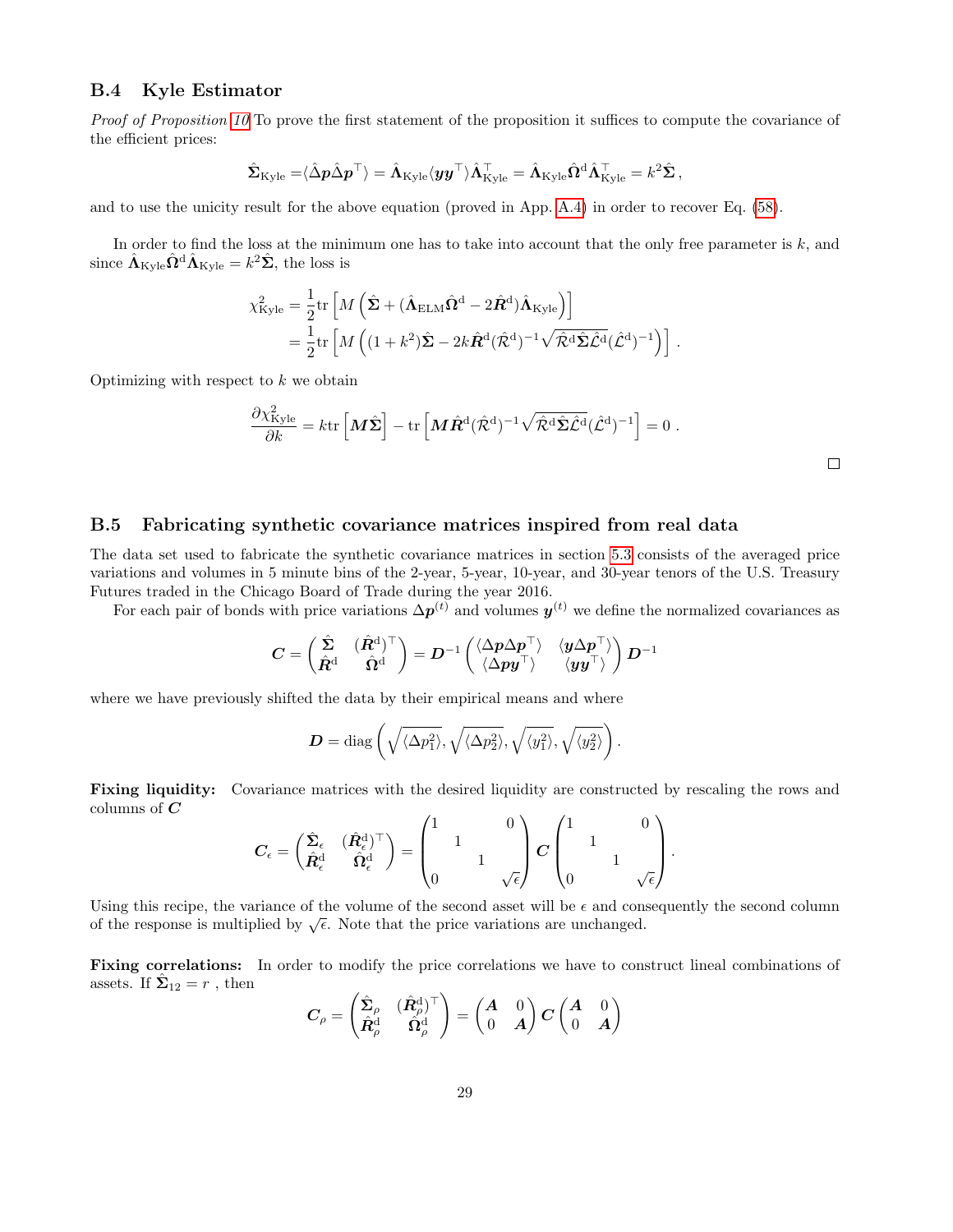### B.4 Kyle Estimator

*Proof of Proposition 10* To prove the first statement of the proposition it suffices to compute the covariance of the efficient prices:

$$\hat{\boldsymbol{\Sigma}}_{\text{Kyle}} = \langle \hat{\Delta}\boldsymbol{p}\hat{\Delta}\boldsymbol{p}^\top \rangle = \hat{\boldsymbol{\Lambda}}_{\text{Kyle}} \langle \boldsymbol{y}\boldsymbol{y}^\top \rangle \hat{\boldsymbol{\Lambda}}_{\text{Kyle}}^\top = \hat{\boldsymbol{\Lambda}}_{\text{Kyle}} \hat{\boldsymbol{\Omega}}^{\text{d}} \hat{\boldsymbol{\Lambda}}_{\text{Kyle}}^\top = k^2 \hat{\boldsymbol{\Sigma}}\,,$$

and to use the unicity result for the above equation (proved in App. A.4) in order to recover Eq. (58).

In order to find the loss at the minimum one has to take into account that the only free parameter is $k$, and since $\hat{\boldsymbol{\Lambda}}_{\text{Kyle}} \hat{\boldsymbol{\Omega}}^{\text{d}} \hat{\boldsymbol{\Lambda}}_{\text{Kyle}} = k^2 \hat{\boldsymbol{\Sigma}}$, the loss is

$$\begin{aligned}
\chi^2_{\text{Kyle}} &= \frac{1}{2} \text{tr} \left[ M \left( \hat{\boldsymbol{\Sigma}} + (\hat{\boldsymbol{\Lambda}}_{\text{ELM}} \hat{\boldsymbol{\Omega}}^{\text{d}} - 2\hat{\boldsymbol{R}}^{\text{d}}) \hat{\boldsymbol{\Lambda}}_{\text{Kyle}} \right) \right] \\
&= \frac{1}{2} \text{tr} \left[ M \left( (1+k^2)\hat{\boldsymbol{\Sigma}} - 2k \hat{\boldsymbol{R}}^{\text{d}} (\hat{\mathcal{R}}^{\text{d}})^{-1} \sqrt{\hat{\mathcal{R}}^{\text{d}} \hat{\boldsymbol{\Sigma}} \hat{\mathcal{L}}^{\text{d}}} (\hat{\mathcal{L}}^{\text{d}})^{-1} \right) \right] .
\end{aligned}$$

Optimizing with respect to $k$ we obtain

$$\frac{\partial \chi^2_{\text{Kyle}}}{\partial k} = k \text{tr} \left[ \boldsymbol{M} \hat{\boldsymbol{\Sigma}} \right] - \text{tr} \left[ \boldsymbol{M} \hat{\boldsymbol{R}}^{\text{d}} (\hat{\mathcal{R}}^{\text{d}})^{-1} \sqrt{\hat{\mathcal{R}}^{\text{d}} \hat{\boldsymbol{\Sigma}} \hat{\mathcal{L}}^{\text{d}}} (\hat{\mathcal{L}}^{\text{d}})^{-1} \right] = 0 \,.$$

□

### B.5 Fabricating synthetic covariance matrices inspired from real data

The data set used to fabricate the synthetic covariance matrices in section 5.3 consists of the averaged price variations and volumes in 5 minute bins of the 2-year, 5-year, 10-year, and 30-year tenors of the U.S. Treasury Futures traded in the Chicago Board of Trade during the year 2016.

For each pair of bonds with price variations $\Delta \boldsymbol{p}^{(t)}$ and volumes $\boldsymbol{y}^{(t)}$ we define the normalized covariances as

$$\boldsymbol{C} = \begin{pmatrix} \hat{\boldsymbol{\Sigma}} & (\hat{\boldsymbol{R}}^{\text{d}})^\top \\ \hat{\boldsymbol{R}}^{\text{d}} & \hat{\boldsymbol{\Omega}}^{\text{d}} \end{pmatrix} = \boldsymbol{D}^{-1} \begin{pmatrix} \langle \Delta \boldsymbol{p} \Delta \boldsymbol{p}^\top \rangle & \langle \boldsymbol{y} \Delta \boldsymbol{p}^\top \rangle \\ \langle \Delta \boldsymbol{p} \boldsymbol{y}^\top \rangle & \langle \boldsymbol{y}\boldsymbol{y}^\top \rangle \end{pmatrix} \boldsymbol{D}^{-1}$$

where we have previously shifted the data by their empirical means and where

$$\boldsymbol{D} = \text{diag} \left( \sqrt{\langle \Delta p_1^2 \rangle}, \sqrt{\langle \Delta p_2^2 \rangle}, \sqrt{\langle y_1^2 \rangle}, \sqrt{\langle y_2^2 \rangle} \right).$$

**Fixing liquidity:** Covariance matrices with the desired liquidity are constructed by rescaling the rows and columns of $\boldsymbol{C}$

$$\boldsymbol{C}_\epsilon = \begin{pmatrix} \hat{\boldsymbol{\Sigma}}_\epsilon & (\hat{\boldsymbol{R}}^{\text{d}}_\epsilon)^\top \\ \hat{\boldsymbol{R}}^{\text{d}}_\epsilon & \hat{\boldsymbol{\Omega}}^{\text{d}}_\epsilon \end{pmatrix} = \begin{pmatrix} 1 & & & 0 \\ & 1 & & \\ & & 1 & \\ 0 & & & \sqrt{\epsilon} \end{pmatrix} \boldsymbol{C} \begin{pmatrix} 1 & & & 0 \\ & 1 & & \\ & & 1 & \\ 0 & & & \sqrt{\epsilon} \end{pmatrix}.$$

Using this recipe, the variance of the volume of the second asset will be $\epsilon$ and consequently the second column of the response is multiplied by $\sqrt{\epsilon}$. Note that the price variations are unchanged.

**Fixing correlations:** In order to modify the price correlations we have to construct lineal combinations of assets. If $\hat{\boldsymbol{\Sigma}}_{12} = r$ , then

$$\boldsymbol{C}_\rho = \begin{pmatrix} \hat{\boldsymbol{\Sigma}}_\rho & (\hat{\boldsymbol{R}}^{\text{d}}_\rho)^\top \\ \hat{\boldsymbol{R}}^{\text{d}}_\rho & \hat{\boldsymbol{\Omega}}^{\text{d}}_\rho \end{pmatrix} = \begin{pmatrix} \boldsymbol{A} & 0 \\ 0 & \boldsymbol{A} \end{pmatrix} \boldsymbol{C} \begin{pmatrix} \boldsymbol{A} & 0 \\ 0 & \boldsymbol{A} \end{pmatrix}$$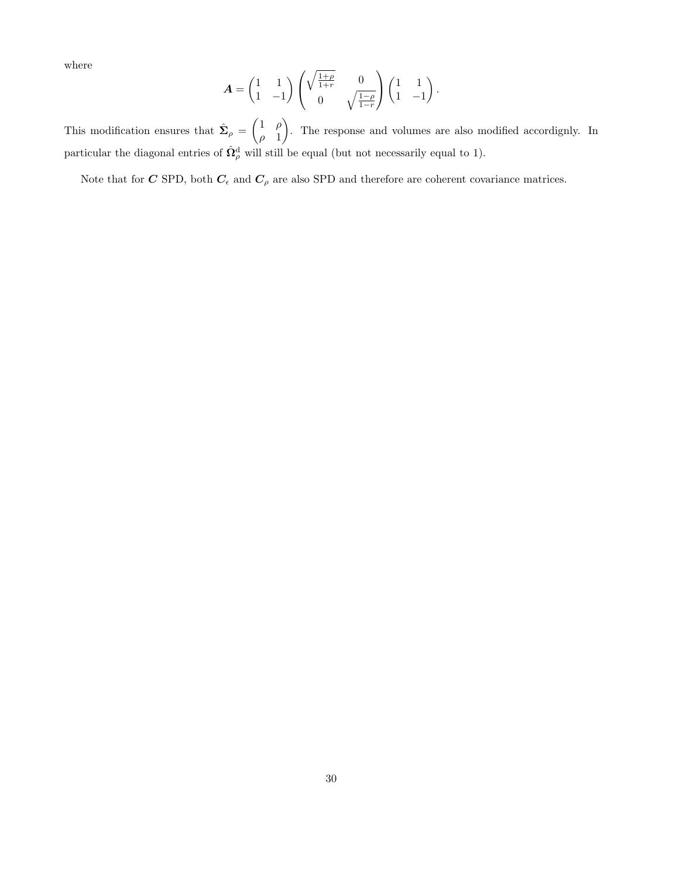where

$$\boldsymbol{A} = \begin{pmatrix} 1 & 1 \\ 1 & -1 \end{pmatrix} \begin{pmatrix} \sqrt{\frac{1+\rho}{1+r}} & 0 \\ 0 & \sqrt{\frac{1-\rho}{1-r}} \end{pmatrix} \begin{pmatrix} 1 & 1 \\ 1 & -1 \end{pmatrix}.$$

This modification ensures that $\hat{\boldsymbol{\Sigma}}_\rho = \begin{pmatrix} 1 & \rho \\ \rho & 1 \end{pmatrix}$. The response and volumes are also modified accordignly. In particular the diagonal entries of $\hat{\boldsymbol{\Omega}}^{\mathrm{d}}_\rho$ will still be equal (but not necessarily equal to 1).

Note that for $\boldsymbol{C}$ SPD, both $\boldsymbol{C}_\epsilon$ and $\boldsymbol{C}_\rho$ are also SPD and therefore are coherent covariance matrices.